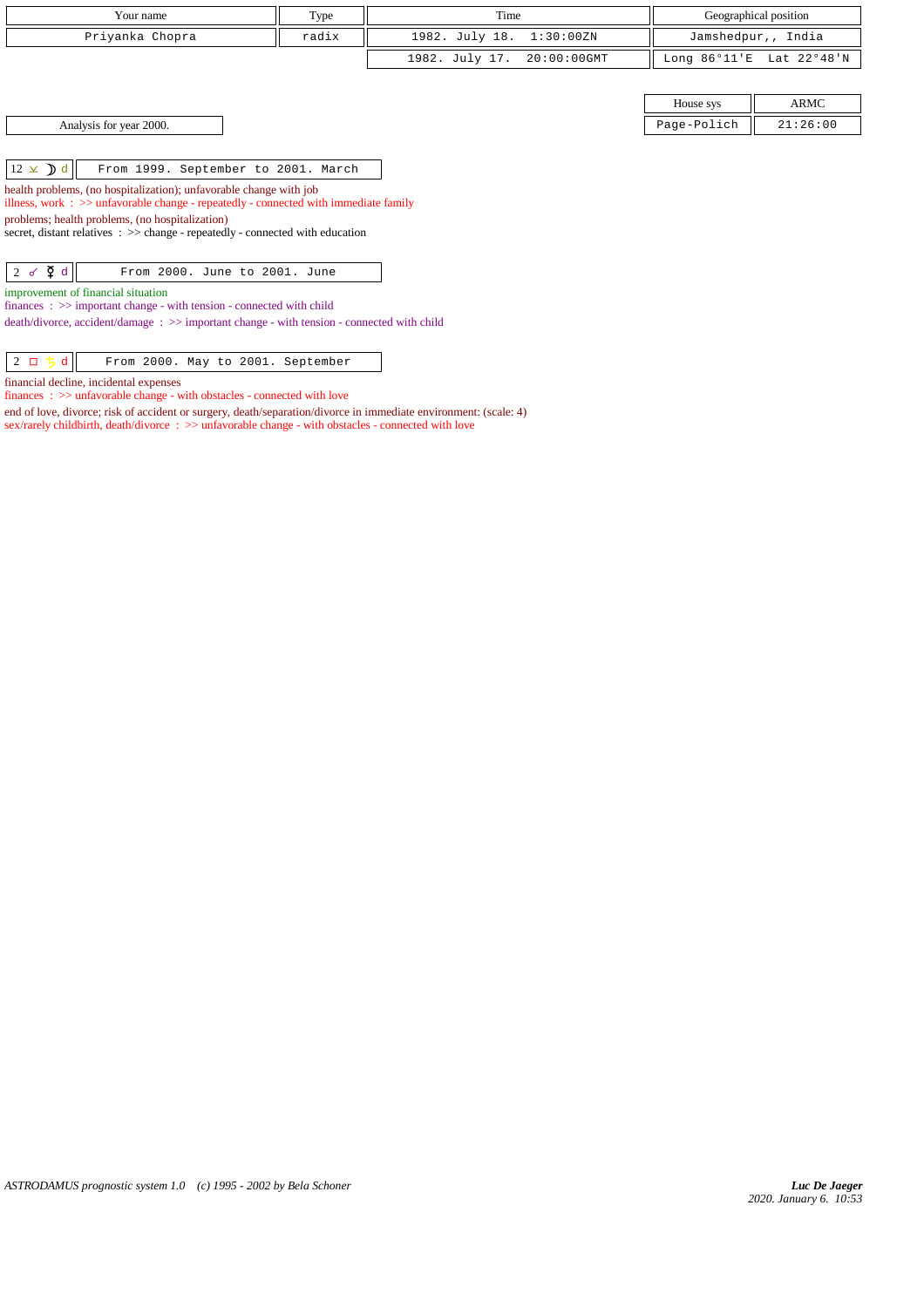| Your name | Type | Time | Geographical position |
|---|---|---|---|
| Priyanka Chopra | radix | 1982. July 18. 1:30:00ZN | Jamshedpur,, India |
| | | 1982. July 17. 20:00:00GMT | Long 86°11'E Lat 22°48'N |

| House sys | ARMC |
|---|---|
| Page-Polich | 21:26:00 |

Analysis for year 2000.

**12 ⚻ ☽ d** — From 1999. September to 2001. March

health problems, (no hospitalization); unfavorable change with job
illness, work : >> unfavorable change - repeatedly - connected with immediate family

problems; health problems, (no hospitalization)
secret, distant relatives : >> change - repeatedly - connected with education

**2 ☍ ☿ d** — From 2000. June to 2001. June

improvement of financial situation
finances : >> important change - with tension - connected with child

death/divorce, accident/damage : >> important change - with tension - connected with child

**2 □ ♄ d** — From 2000. May to 2001. September

financial decline, incidental expenses
finances : >> unfavorable change - with obstacles - connected with love

end of love, divorce; risk of accident or surgery, death/separation/divorce in immediate environment: (scale: 4)
sex/rarely childbirth, death/divorce : >> unfavorable change - with obstacles - connected with love

*ASTRODAMUS prognostic system 1.0 (c) 1995 - 2002 by Bela Schoner*

***Luc De Jaeger***
*2020. January 6. 10:53*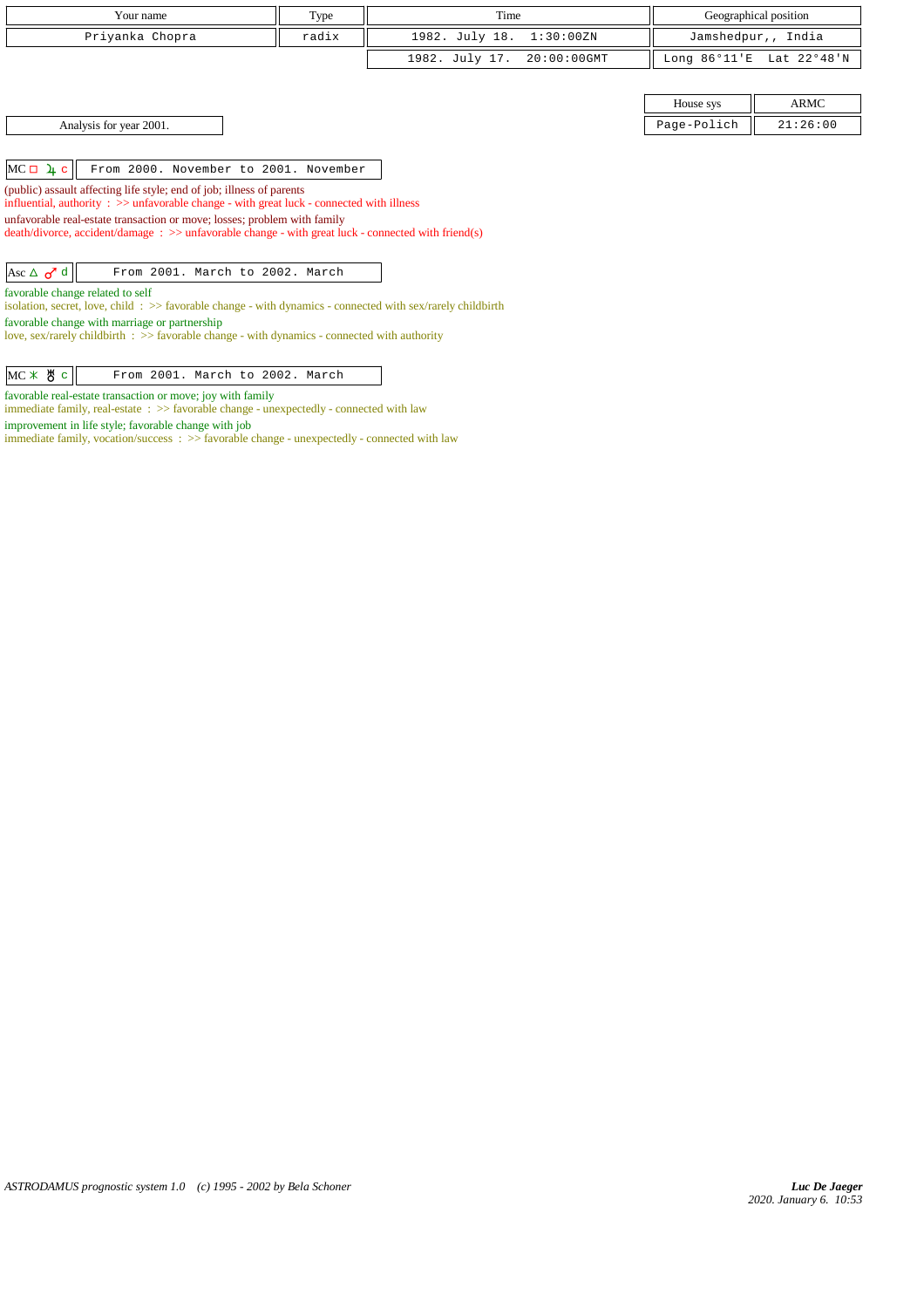| Your name | Type | Time | Geographical position |
|---|---|---|---|
| Priyanka Chopra | radix | 1982. July 18. 1:30:00ZN | Jamshedpur,, India |
| | | 1982. July 17. 20:00:00GMT | Long 86°11'E Lat 22°48'N |

| House sys | ARMC |
|---|---|
| Page-Polich | 21:26:00 |

Analysis for year 2001.

| MC □ ♃ c | From 2000. November to 2001. November |
|---|---|

(public) assault affecting life style; end of job; illness of parents
influential, authority : >> unfavorable change - with great luck - connected with illness

unfavorable real-estate transaction or move; losses; problem with family
death/divorce, accident/damage : >> unfavorable change - with great luck - connected with friend(s)

| Asc △ ♂ d | From 2001. March to 2002. March |
|---|---|

favorable change related to self
isolation, secret, love, child : >> favorable change - with dynamics - connected with sex/rarely childbirth

favorable change with marriage or partnership
love, sex/rarely childbirth : >> favorable change - with dynamics - connected with authority

| MC ⚹ ♅ c | From 2001. March to 2002. March |
|---|---|

favorable real-estate transaction or move; joy with family
immediate family, real-estate : >> favorable change - unexpectedly - connected with law

improvement in life style; favorable change with job
immediate family, vocation/success : >> favorable change - unexpectedly - connected with law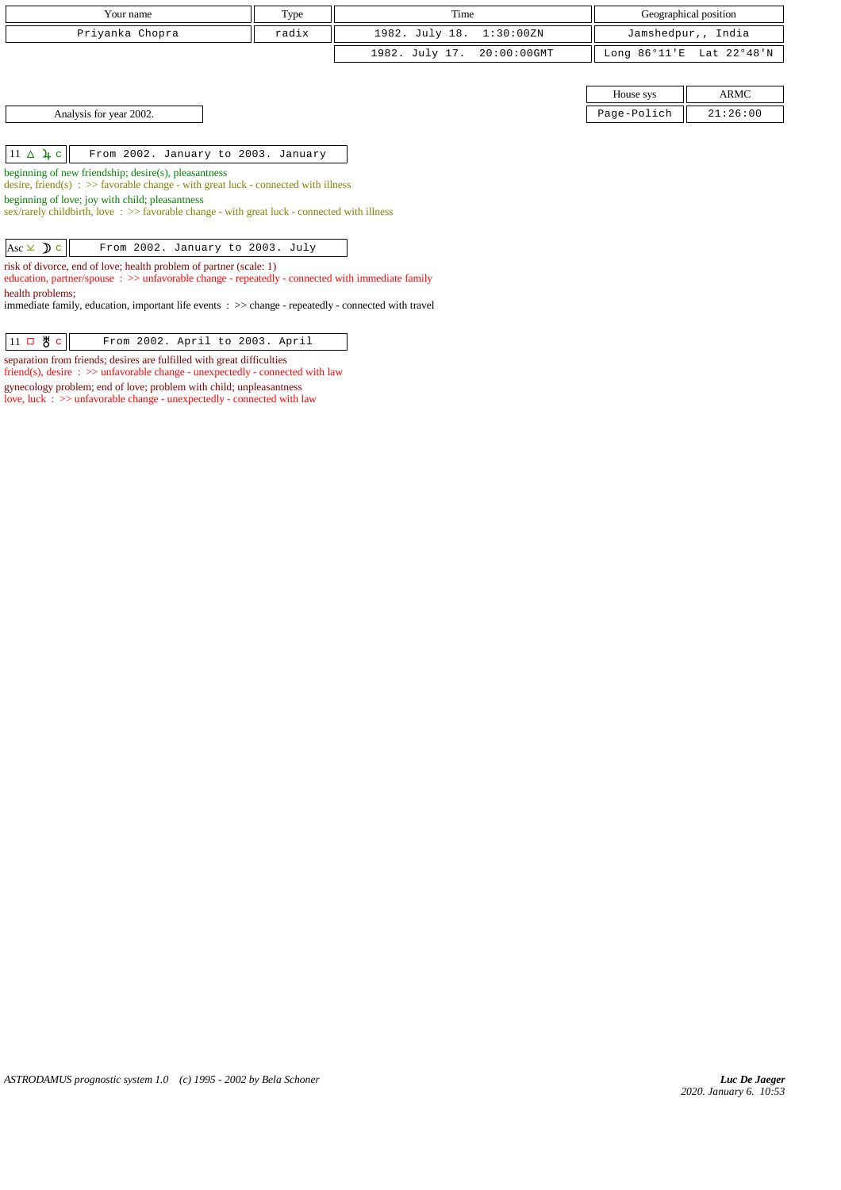| Your name | Type | Time | Geographical position |
|---|---|---|---|
| Priyanka Chopra | radix | 1982. July 18. 1:30:00ZN | Jamshedpur,, India |
| | | 1982. July 17. 20:00:00GMT | Long 86°11'E Lat 22°48'N |

| House sys | ARMC |
|---|---|
| Page-Polich | 21:26:00 |

Analysis for year 2002.

| 11 △ ♃ c | From 2002. January to 2003. January |
|---|---|

beginning of new friendship; desire(s), pleasantness
desire, friend(s) : >> favorable change - with great luck - connected with illness
beginning of love; joy with child; pleasantness
sex/rarely childbirth, love : >> favorable change - with great luck - connected with illness

| Asc ⊻ ☽ c | From 2002. January to 2003. July |
|---|---|

risk of divorce, end of love; health problem of partner (scale: 1)
education, partner/spouse : >> unfavorable change - repeatedly - connected with immediate family
health problems;
immediate family, education, important life events : >> change - repeatedly - connected with travel

| 11 □ ♅ c | From 2002. April to 2003. April |
|---|---|

separation from friends; desires are fulfilled with great difficulties
friend(s), desire : >> unfavorable change - unexpectedly - connected with law
gynecology problem; end of love; problem with child; unpleasantness
love, luck : >> unfavorable change - unexpectedly - connected with law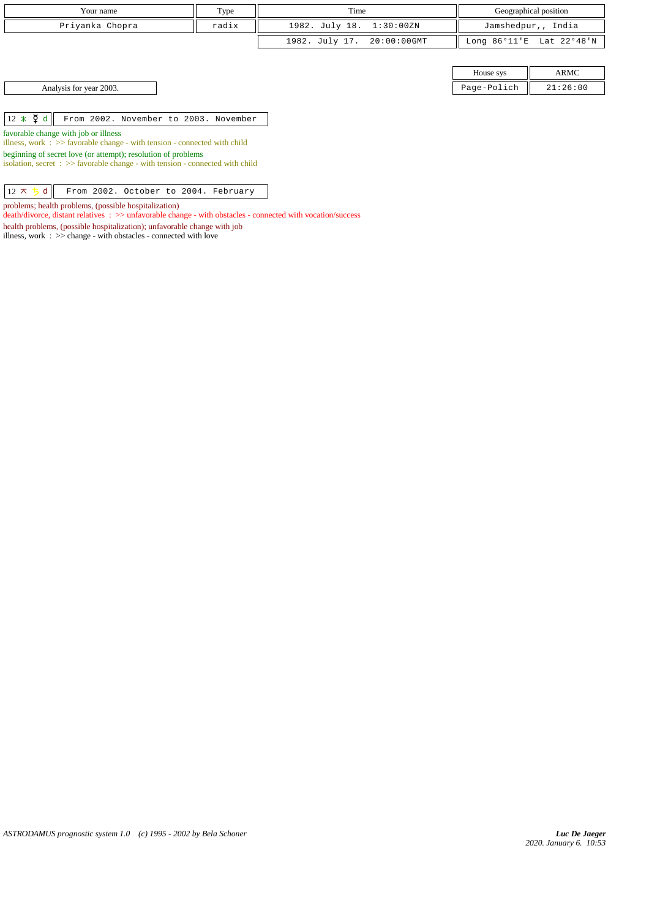| Your name | Type | Time | Geographical position |
|---|---|---|---|
| Priyanka Chopra | radix | 1982. July 18. 1:30:00ZN | Jamshedpur,, India |
| | | 1982. July 17. 20:00:00GMT | Long 86°11'E Lat 22°48'N |

| House sys | ARMC |
|---|---|
| Page-Polich | 21:26:00 |

Analysis for year 2003.

| 12 ⚹ ☿ d | From 2002. November to 2003. November |
|---|---|

favorable change with job or illness
illness, work : >> favorable change - with tension - connected with child

beginning of secret love (or attempt); resolution of problems
isolation, secret : >> favorable change - with tension - connected with child

| 12 ⚻ ♄ d | From 2002. October to 2004. February |
|---|---|

problems; health problems, (possible hospitalization)
death/divorce, distant relatives : >> unfavorable change - with obstacles - connected with vocation/success

health problems, (possible hospitalization); unfavorable change with job
illness, work : >> change - with obstacles - connected with love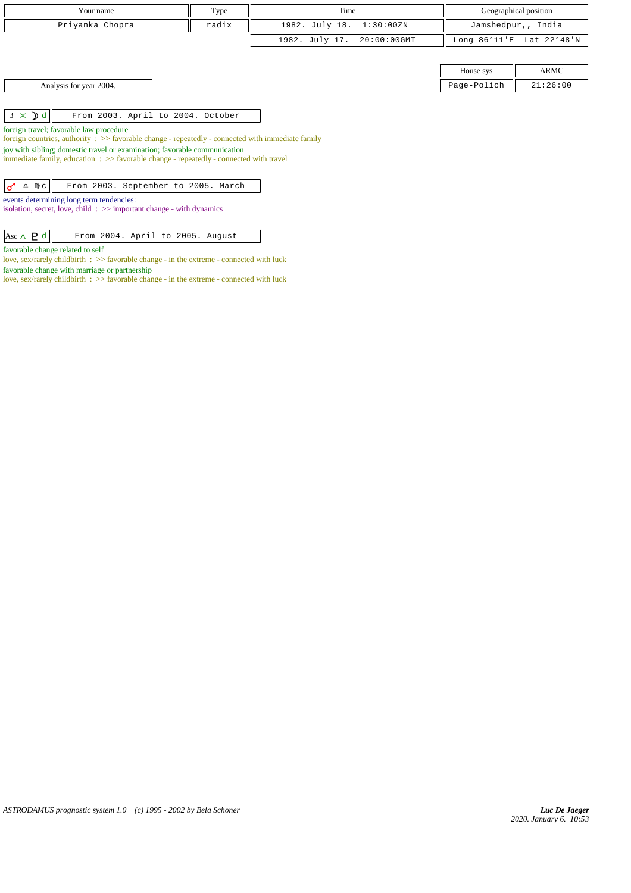| Your name | Type | Time | Geographical position |
|---|---|---|---|
| Priyanka Chopra | radix | 1982. July 18. 1:30:00ZN | Jamshedpur,, India |
| | | 1982. July 17. 20:00:00GMT | Long 86°11'E Lat 22°48'N |

| House sys | ARMC |
|---|---|
| Page-Polich | 21:26:00 |

Analysis for year 2004.

| 3 ⚹ ☽ d | From 2003. April to 2004. October |
|---|---|

foreign travel; favorable law procedure
foreign countries, authority : >> favorable change - repeatedly - connected with immediate family
joy with sibling; domestic travel or examination; favorable communication
immediate family, education : >> favorable change - repeatedly - connected with travel

| ♂ ♎ \| ♍ c | From 2003. September to 2005. March |
|---|---|

events determining long term tendencies:
isolation, secret, love, child : >> important change - with dynamics

| Asc △ ♇ d | From 2004. April to 2005. August |
|---|---|

favorable change related to self
love, sex/rarely childbirth : >> favorable change - in the extreme - connected with luck
favorable change with marriage or partnership
love, sex/rarely childbirth : >> favorable change - in the extreme - connected with luck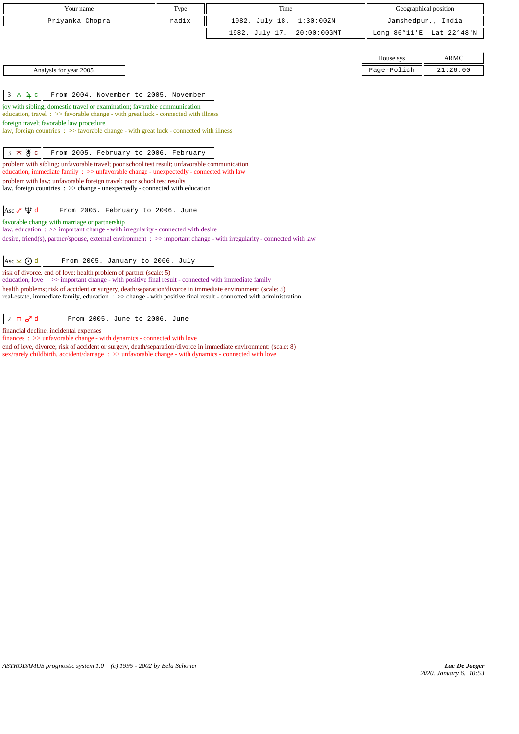| Your name | Type | Time | Geographical position |
|---|---|---|---|
| Priyanka Chopra | radix | 1982. July 18. 1:30:00ZN | Jamshedpur,, India |
| | | 1982. July 17. 20:00:00GMT | Long 86°11'E Lat 22°48'N |

| House sys | ARMC |
|---|---|
| Page-Polich | 21:26:00 |

Analysis for year 2005.

**3 △ ♃ c** — From 2004. November to 2005. November

joy with sibling; domestic travel or examination; favorable communication
education, travel : >> favorable change - with great luck - connected with illness
foreign travel; favorable law procedure
law, foreign countries : >> favorable change - with great luck - connected with illness

**3 ⊼ ♅ c** — From 2005. February to 2006. February

problem with sibling; unfavorable travel; poor school test result; unfavorable communication
education, immediate family : >> unfavorable change - unexpectedly - connected with law
problem with law; unfavorable foreign travel; poor school test results
law, foreign countries : >> change - unexpectedly - connected with education

**Asc ☍ ♆ d** — From 2005. February to 2006. June

favorable change with marriage or partnership
law, education : >> important change - with irregularity - connected with desire
desire, friend(s), partner/spouse, external environment : >> important change - with irregularity - connected with law

**Asc ⊻ ☉ d** — From 2005. January to 2006. July

risk of divorce, end of love; health problem of partner (scale: 5)
education, love : >> important change - with positive final result - connected with immediate family
health problems; risk of accident or surgery, death/separation/divorce in immediate environment: (scale: 5)
real-estate, immediate family, education : >> change - with positive final result - connected with administration

**2 □ ♂ d** — From 2005. June to 2006. June

financial decline, incidental expenses
finances : >> unfavorable change - with dynamics - connected with love
end of love, divorce; risk of accident or surgery, death/separation/divorce in immediate environment: (scale: 8)
sex/rarely childbirth, accident/damage : >> unfavorable change - with dynamics - connected with love

*ASTRODAMUS prognostic system 1.0 (c) 1995 - 2002 by Bela Schoner*

*Luc De Jaeger*
*2020. January 6. 10:53*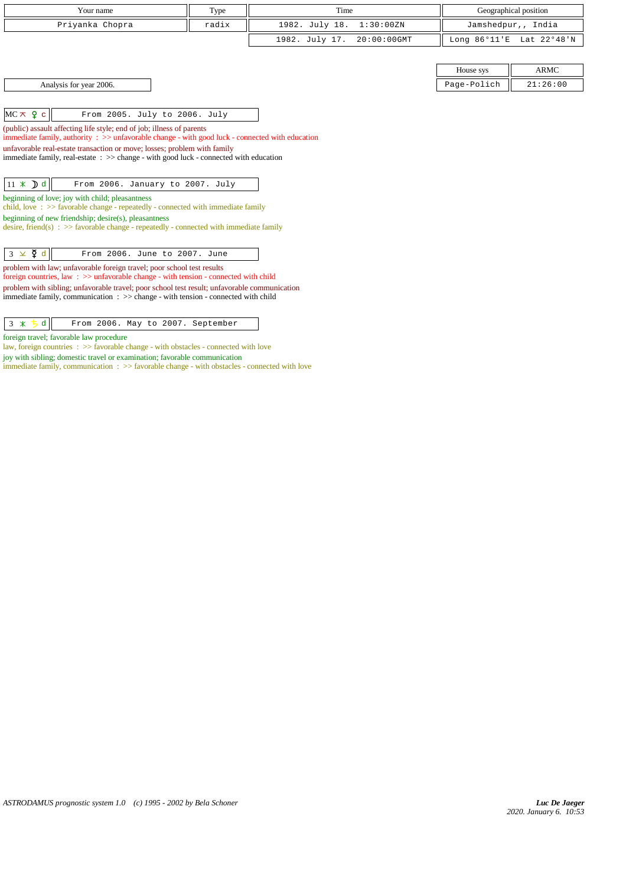| Your name | Type | Time | Geographical position |
|---|---|---|---|
| Priyanka Chopra | radix | 1982. July 18. 1:30:00ZN | Jamshedpur,, India |
| | | 1982. July 17. 20:00:00GMT | Long 86°11'E Lat 22°48'N |

| House sys | ARMC |
|---|---|
| Page-Polich | 21:26:00 |

Analysis for year 2006.

**MC ⊼ ♀ c** — From 2005. July to 2006. July

(public) assault affecting life style; end of job; illness of parents
immediate family, authority : >> unfavorable change - with good luck - connected with education

unfavorable real-estate transaction or move; losses; problem with family
immediate family, real-estate : >> change - with good luck - connected with education

**11 ⚹ ☽ d** — From 2006. January to 2007. July

beginning of love; joy with child; pleasantness
child, love : >> favorable change - repeatedly - connected with immediate family

beginning of new friendship; desire(s), pleasantness
desire, friend(s) : >> favorable change - repeatedly - connected with immediate family

**3 ⊻ ☿ d** — From 2006. June to 2007. June

problem with law; unfavorable foreign travel; poor school test results
foreign countries, law : >> unfavorable change - with tension - connected with child

problem with sibling; unfavorable travel; poor school test result; unfavorable communication
immediate family, communication : >> change - with tension - connected with child

**3 ⚹ ♄ d** — From 2006. May to 2007. September

foreign travel; favorable law procedure
law, foreign countries : >> favorable change - with obstacles - connected with love

joy with sibling; domestic travel or examination; favorable communication
immediate family, communication : >> favorable change - with obstacles - connected with love

*ASTRODAMUS prognostic system 1.0 (c) 1995 - 2002 by Bela Schoner*

***Luc De Jaeger***
*2020. January 6. 10:53*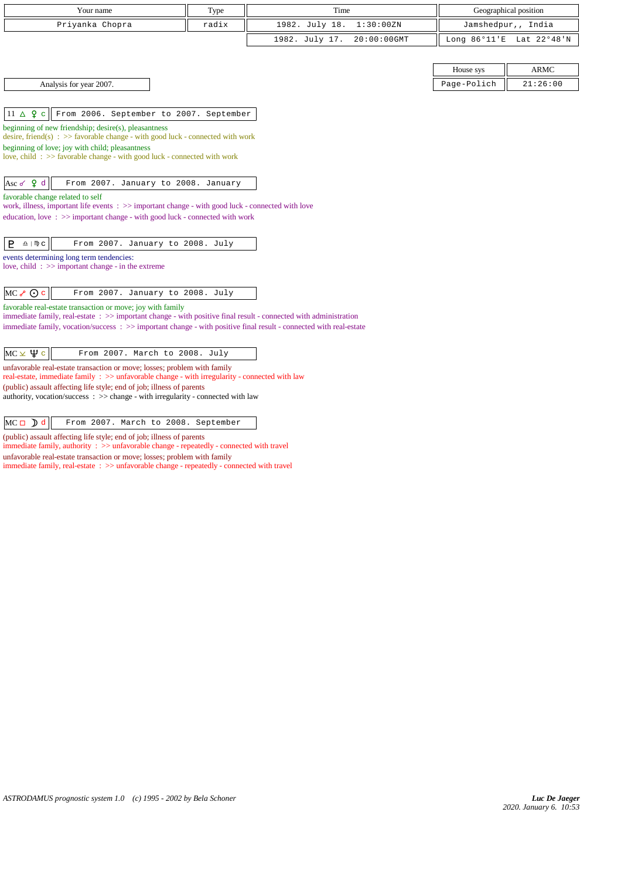| Your name | Type | Time | Geographical position |
|---|---|---|---|
| Priyanka Chopra | radix | 1982. July 18. 1:30:00ZN | Jamshedpur,, India |
| | | 1982. July 17. 20:00:00GMT | Long 86°11'E Lat 22°48'N |

| House sys | ARMC |
|---|---|
| Page-Polich | 21:26:00 |

Analysis for year 2007.

**11 △ ♀ c** — From 2006. September to 2007. September

beginning of new friendship; desire(s), pleasantness
desire, friend(s) : >> favorable change - with good luck - connected with work

beginning of love; joy with child; pleasantness
love, child : >> favorable change - with good luck - connected with work

**Asc ☌ ♀ d** — From 2007. January to 2008. January

favorable change related to self
work, illness, important life events : >> important change - with good luck - connected with love

education, love : >> important change - with good luck - connected with work

**♇ ♎ | ♍ c** — From 2007. January to 2008. July

events determining long term tendencies:
love, child : >> important change - in the extreme

**MC ☍ ☉ c** — From 2007. January to 2008. July

favorable real-estate transaction or move; joy with family
immediate family, real-estate : >> important change - with positive final result - connected with administration

immediate family, vocation/success : >> important change - with positive final result - connected with real-estate

**MC ⚻ ♆ c** — From 2007. March to 2008. July

unfavorable real-estate transaction or move; losses; problem with family
real-estate, immediate family : >> unfavorable change - with irregularity - connected with law

(public) assault affecting life style; end of job; illness of parents
authority, vocation/success : >> change - with irregularity - connected with law

**MC □ ☽ d** — From 2007. March to 2008. September

(public) assault affecting life style; end of job; illness of parents
immediate family, authority : >> unfavorable change - repeatedly - connected with travel

unfavorable real-estate transaction or move; losses; problem with family
immediate family, real-estate : >> unfavorable change - repeatedly - connected with travel

*ASTRODAMUS prognostic system 1.0 (c) 1995 - 2002 by Bela Schoner*

***Luc De Jaeger***
*2020. January 6. 10:53*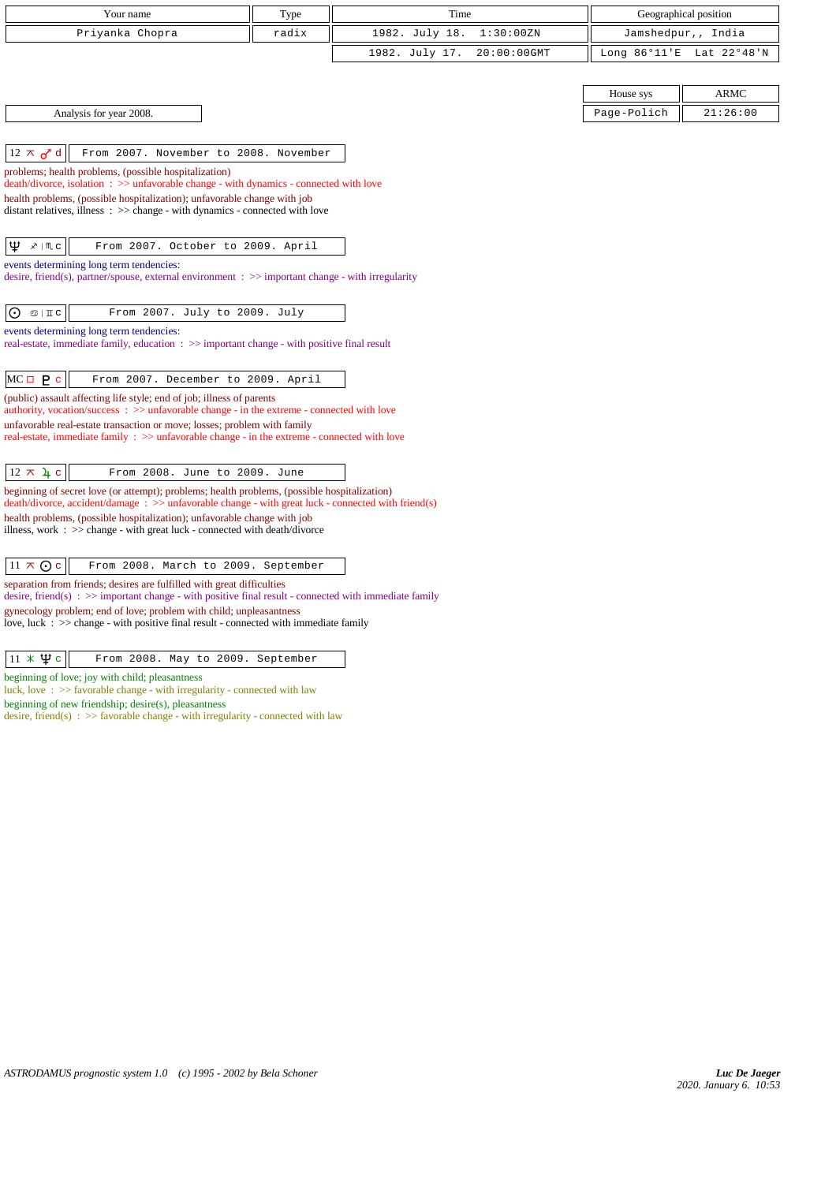| Your name | Type | Time | Geographical position |
|---|---|---|---|
| Priyanka Chopra | radix | 1982. July 18. 1:30:00ZN | Jamshedpur,, India |
| | | 1982. July 17. 20:00:00GMT | Long 86°11'E Lat 22°48'N |

| House sys | ARMC |
|---|---|
| Page-Polich | 21:26:00 |

Analysis for year 2008.

| 12 ⊼ ♂ d | From 2007. November to 2008. November |
|---|---|

problems; health problems, (possible hospitalization)
death/divorce, isolation : >> unfavorable change - with dynamics - connected with love
health problems, (possible hospitalization); unfavorable change with job
distant relatives, illness : >> change - with dynamics - connected with love

| ♆ ♐ \| ♏ c | From 2007. October to 2009. April |
|---|---|

events determining long term tendencies:
desire, friend(s), partner/spouse, external environment : >> important change - with irregularity

| ☉ ♋ \| ♊ c | From 2007. July to 2009. July |
|---|---|

events determining long term tendencies:
real-estate, immediate family, education : >> important change - with positive final result

| MC □ ♇ c | From 2007. December to 2009. April |
|---|---|

(public) assault affecting life style; end of job; illness of parents
authority, vocation/success : >> unfavorable change - in the extreme - connected with love
unfavorable real-estate transaction or move; losses; problem with family
real-estate, immediate family : >> unfavorable change - in the extreme - connected with love

| 12 ⊼ ♃ c | From 2008. June to 2009. June |
|---|---|

beginning of secret love (or attempt); problems; health problems, (possible hospitalization)
death/divorce, accident/damage : >> unfavorable change - with great luck - connected with friend(s)
health problems, (possible hospitalization); unfavorable change with job
illness, work : >> change - with great luck - connected with death/divorce

| 11 ⊼ ☉ c | From 2008. March to 2009. September |
|---|---|

separation from friends; desires are fulfilled with great difficulties
desire, friend(s) : >> important change - with positive final result - connected with immediate family
gynecology problem; end of love; problem with child; unpleasantness
love, luck : >> change - with positive final result - connected with immediate family

| 11 ⚹ ♆ c | From 2008. May to 2009. September |
|---|---|

beginning of love; joy with child; pleasantness
luck, love : >> favorable change - with irregularity - connected with law
beginning of new friendship; desire(s), pleasantness
desire, friend(s) : >> favorable change - with irregularity - connected with law

ASTRODAMUS prognostic system 1.0 (c) 1995 - 2002 by Bela Schoner

*Luc De Jaeger*
2020. January 6. 10:53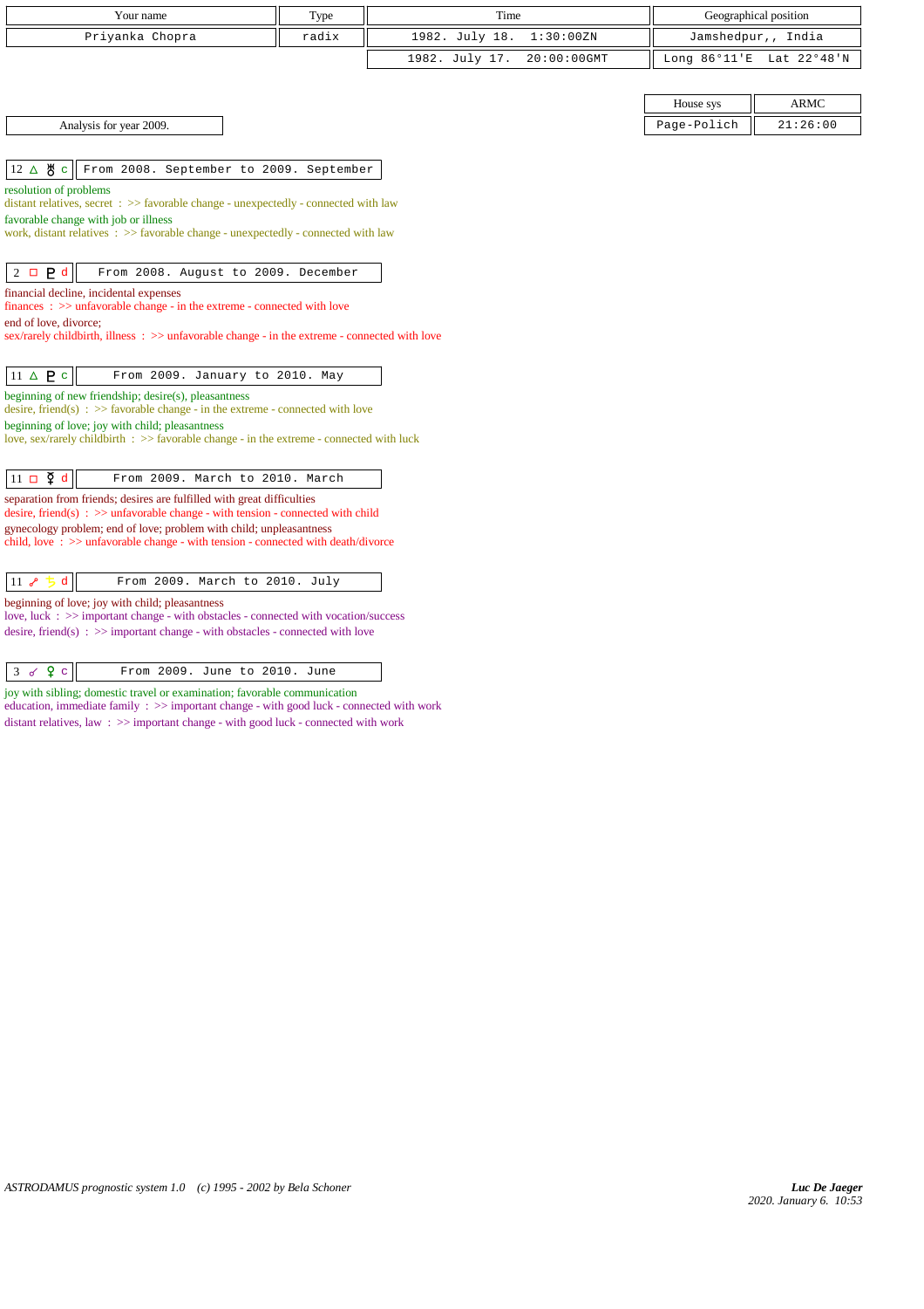| Your name | Type | Time | Geographical position |
|---|---|---|---|
| Priyanka Chopra | radix | 1982. July 18. 1:30:00ZN | Jamshedpur,, India |
| | | 1982. July 17. 20:00:00GMT | Long 86°11'E Lat 22°48'N |

| House sys | ARMC |
|---|---|
| Page-Polich | 21:26:00 |

Analysis for year 2009.

**12 △ ♅ c** — From 2008. September to 2009. September

resolution of problems
distant relatives, secret : >> favorable change - unexpectedly - connected with law
favorable change with job or illness
work, distant relatives : >> favorable change - unexpectedly - connected with law

**2 □ ♇ d** — From 2008. August to 2009. December

financial decline, incidental expenses
finances : >> unfavorable change - in the extreme - connected with love
end of love, divorce;
sex/rarely childbirth, illness : >> unfavorable change - in the extreme - connected with love

**11 △ ♇ c** — From 2009. January to 2010. May

beginning of new friendship; desire(s), pleasantness
desire, friend(s) : >> favorable change - in the extreme - connected with love
beginning of love; joy with child; pleasantness
love, sex/rarely childbirth : >> favorable change - in the extreme - connected with luck

**11 □ ☿ d** — From 2009. March to 2010. March

separation from friends; desires are fulfilled with great difficulties
desire, friend(s) : >> unfavorable change - with tension - connected with child
gynecology problem; end of love; problem with child; unpleasantness
child, love : >> unfavorable change - with tension - connected with death/divorce

**11 ☍ ♄ d** — From 2009. March to 2010. July

beginning of love; joy with child; pleasantness
love, luck : >> important change - with obstacles - connected with vocation/success
desire, friend(s) : >> important change - with obstacles - connected with love

**3 ☌ ♀ c** — From 2009. June to 2010. June

joy with sibling; domestic travel or examination; favorable communication
education, immediate family : >> important change - with good luck - connected with work
distant relatives, law : >> important change - with good luck - connected with work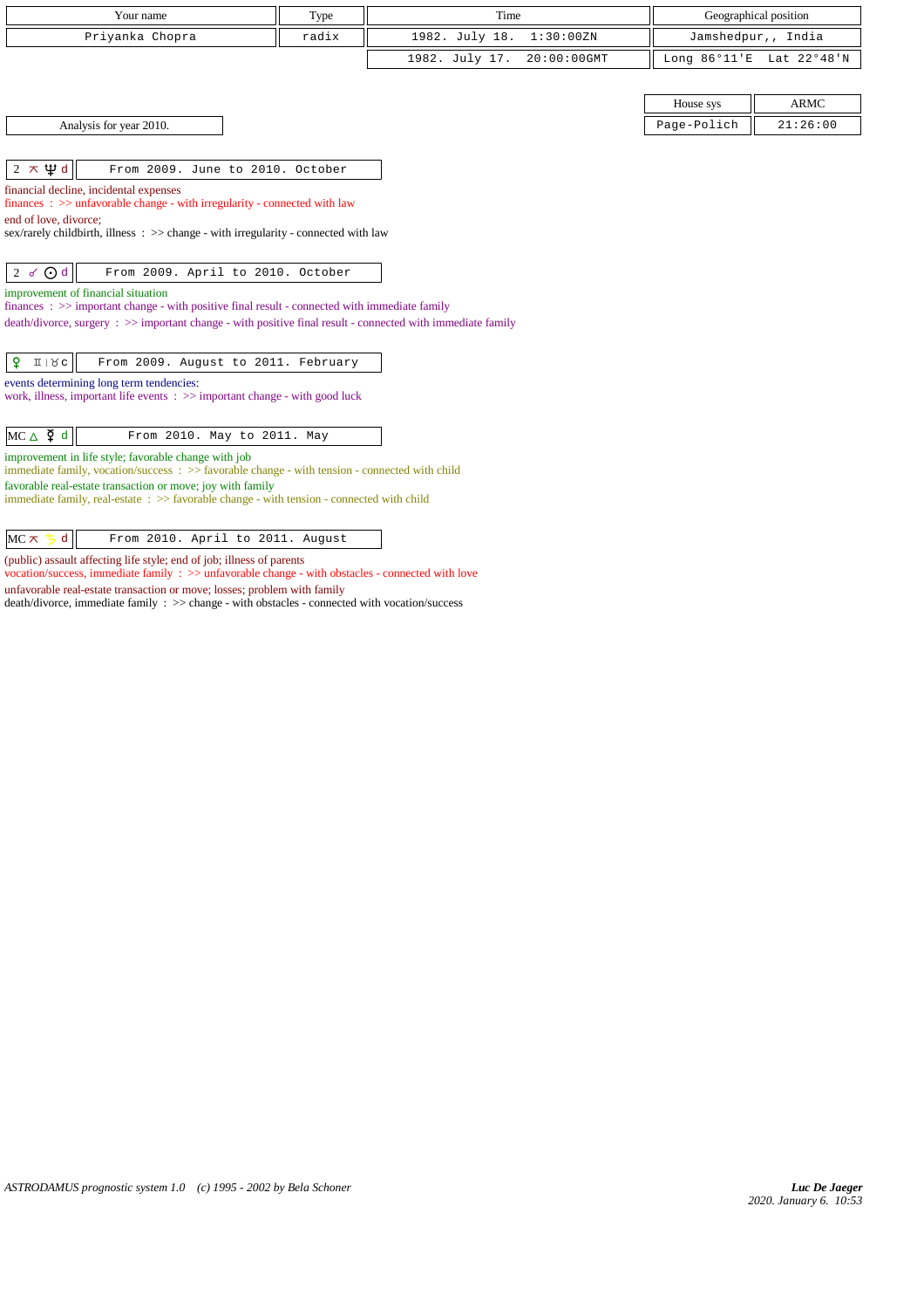| Your name | Type | Time | Geographical position |
|---|---|---|---|
| Priyanka Chopra | radix | 1982. July 18. 1:30:00ZN | Jamshedpur,, India |
| | | 1982. July 17. 20:00:00GMT | Long 86°11'E Lat 22°48'N |

| House sys | ARMC |
|---|---|
| Page-Polich | 21:26:00 |

Analysis for year 2010.

| 2 ⚻ ♆ d | From 2009. June to 2010. October |
|---|---|

financial decline, incidental expenses
finances : >> unfavorable change - with irregularity - connected with law
end of love, divorce;
sex/rarely childbirth, illness : >> change - with irregularity - connected with law

| 2 ☍ ☉ d | From 2009. April to 2010. October |
|---|---|

improvement of financial situation
finances : >> important change - with positive final result - connected with immediate family
death/divorce, surgery : >> important change - with positive final result - connected with immediate family

| ♀ ♊ \| ♉ c | From 2009. August to 2011. February |
|---|---|

events determining long term tendencies:
work, illness, important life events : >> important change - with good luck

| MC △ ☿ d | From 2010. May to 2011. May |
|---|---|

improvement in life style; favorable change with job
immediate family, vocation/success : >> favorable change - with tension - connected with child
favorable real-estate transaction or move; joy with family
immediate family, real-estate : >> favorable change - with tension - connected with child

| MC ⚻ ♄ d | From 2010. April to 2011. August |
|---|---|

(public) assault affecting life style; end of job; illness of parents
vocation/success, immediate family : >> unfavorable change - with obstacles - connected with love
unfavorable real-estate transaction or move; losses; problem with family
death/divorce, immediate family : >> change - with obstacles - connected with vocation/success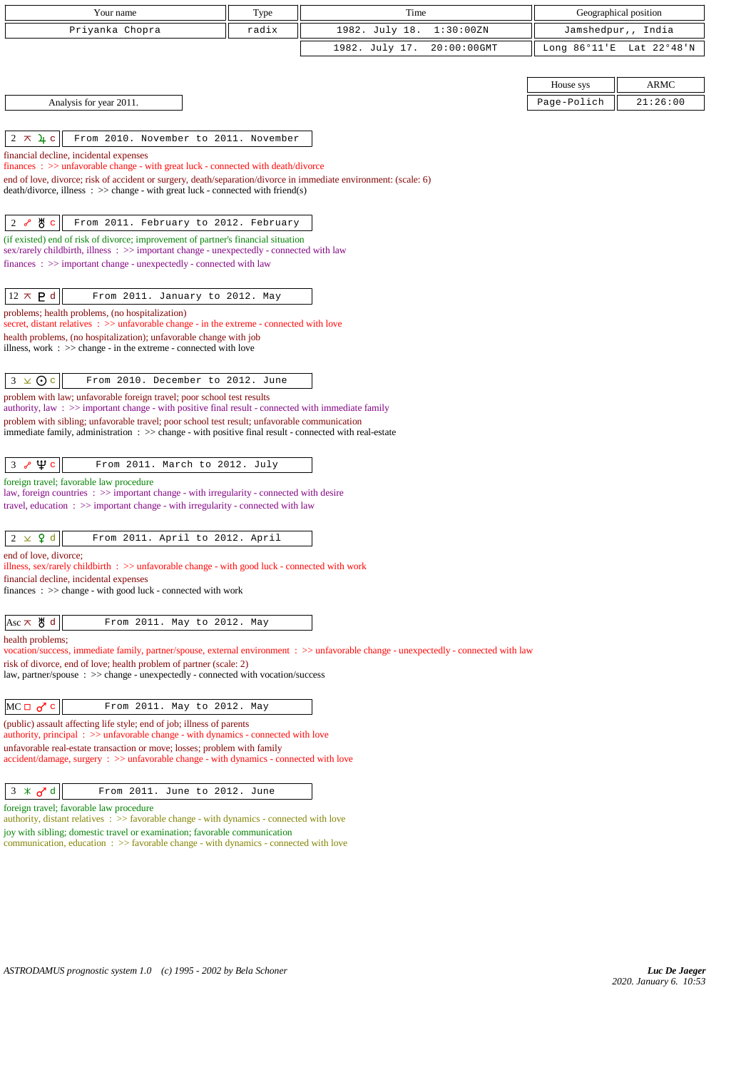| Your name | Type | Time | Geographical position |
|---|---|---|---|
| Priyanka Chopra | radix | 1982. July 18. 1:30:00ZN | Jamshedpur,, India |
| | | 1982. July 17. 20:00:00GMT | Long 86°11'E Lat 22°48'N |

| House sys | ARMC |
|---|---|
| Page-Polich | 21:26:00 |

Analysis for year 2011.

**2 ⚻ ♃ c** — From 2010. November to 2011. November

financial decline, incidental expenses
finances : >> unfavorable change - with great luck - connected with death/divorce
end of love, divorce; risk of accident or surgery, death/separation/divorce in immediate environment: (scale: 6)
death/divorce, illness : >> change - with great luck - connected with friend(s)

**2 ☍ ♅ c** — From 2011. February to 2012. February

(if existed) end of risk of divorce; improvement of partner's financial situation
sex/rarely childbirth, illness : >> important change - unexpectedly - connected with law
finances : >> important change - unexpectedly - connected with law

**12 ⚻ ♇ d** — From 2011. January to 2012. May

problems; health problems, (no hospitalization)
secret, distant relatives : >> unfavorable change - in the extreme - connected with love
health problems, (no hospitalization); unfavorable change with job
illness, work : >> change - in the extreme - connected with love

**3 ⚺ ☉ c** — From 2010. December to 2012. June

problem with law; unfavorable foreign travel; poor school test results
authority, law : >> important change - with positive final result - connected with immediate family
problem with sibling; unfavorable travel; poor school test result; unfavorable communication
immediate family, administration : >> change - with positive final result - connected with real-estate

**3 ☍ ♆ c** — From 2011. March to 2012. July

foreign travel; favorable law procedure
law, foreign countries : >> important change - with irregularity - connected with desire
travel, education : >> important change - with irregularity - connected with law

**2 ⚺ ♀ d** — From 2011. April to 2012. April

end of love, divorce;
illness, sex/rarely childbirth : >> unfavorable change - with good luck - connected with work
financial decline, incidental expenses
finances : >> change - with good luck - connected with work

**Asc ⚻ ♅ d** — From 2011. May to 2012. May

health problems;
vocation/success, immediate family, partner/spouse, external environment : >> unfavorable change - unexpectedly - connected with law
risk of divorce, end of love; health problem of partner (scale: 2)
law, partner/spouse : >> change - unexpectedly - connected with vocation/success

**MC □ ♂ c** — From 2011. May to 2012. May

(public) assault affecting life style; end of job; illness of parents
authority, principal : >> unfavorable change - with dynamics - connected with love
unfavorable real-estate transaction or move; losses; problem with family
accident/damage, surgery : >> unfavorable change - with dynamics - connected with love

**3 ⚹ ♂ d** — From 2011. June to 2012. June

foreign travel; favorable law procedure
authority, distant relatives : >> favorable change - with dynamics - connected with love
joy with sibling; domestic travel or examination; favorable communication
communication, education : >> favorable change - with dynamics - connected with love

ASTRODAMUS prognostic system 1.0 (c) 1995 - 2002 by Bela Schoner

*Luc De Jaeger*
2020. January 6. 10:53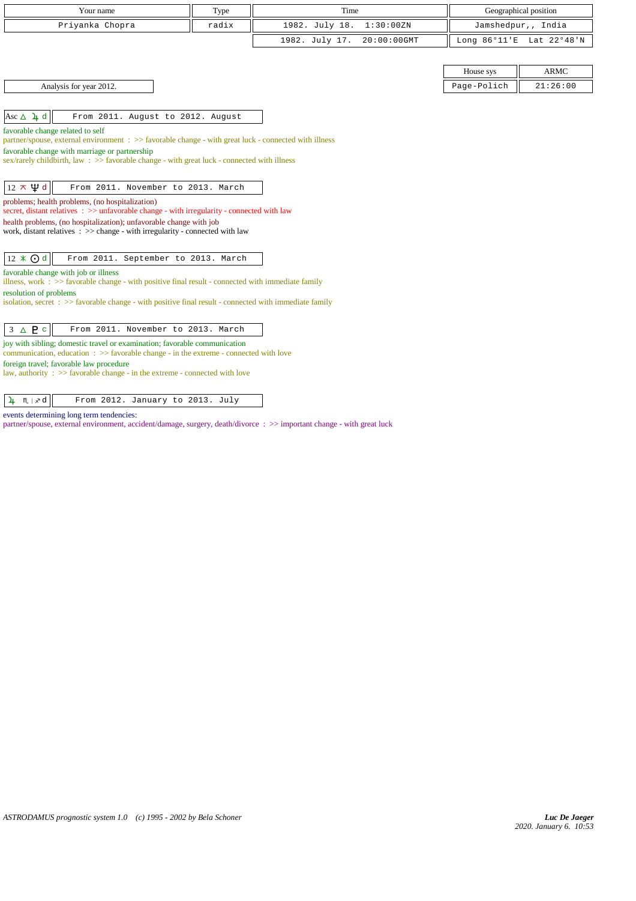| Your name | Type | Time | Geographical position |
|---|---|---|---|
| Priyanka Chopra | radix | 1982. July 18. 1:30:00ZN | Jamshedpur,, India |
| | | 1982. July 17. 20:00:00GMT | Long 86°11'E Lat 22°48'N |

| House sys | ARMC |
|---|---|
| Page-Polich | 21:26:00 |

Analysis for year 2012.

**Asc △ ♃ d** — From 2011. August to 2012. August

favorable change related to self
partner/spouse, external environment : >> favorable change - with great luck - connected with illness
favorable change with marriage or partnership
sex/rarely childbirth, law : >> favorable change - with great luck - connected with illness

**12 ⚻ ♆ d** — From 2011. November to 2013. March

problems; health problems, (no hospitalization)
secret, distant relatives : >> unfavorable change - with irregularity - connected with law
health problems, (no hospitalization); unfavorable change with job
work, distant relatives : >> change - with irregularity - connected with law

**12 ⚹ ☉ d** — From 2011. September to 2013. March

favorable change with job or illness
illness, work : >> favorable change - with positive final result - connected with immediate family
resolution of problems
isolation, secret : >> favorable change - with positive final result - connected with immediate family

**3 △ ♇ c** — From 2011. November to 2013. March

joy with sibling; domestic travel or examination; favorable communication
communication, education : >> favorable change - in the extreme - connected with love
foreign travel; favorable law procedure
law, authority : >> favorable change - in the extreme - connected with love

**♃ ♏ | ♐ d** — From 2012. January to 2013. July

events determining long term tendencies:
partner/spouse, external environment, accident/damage, surgery, death/divorce : >> important change - with great luck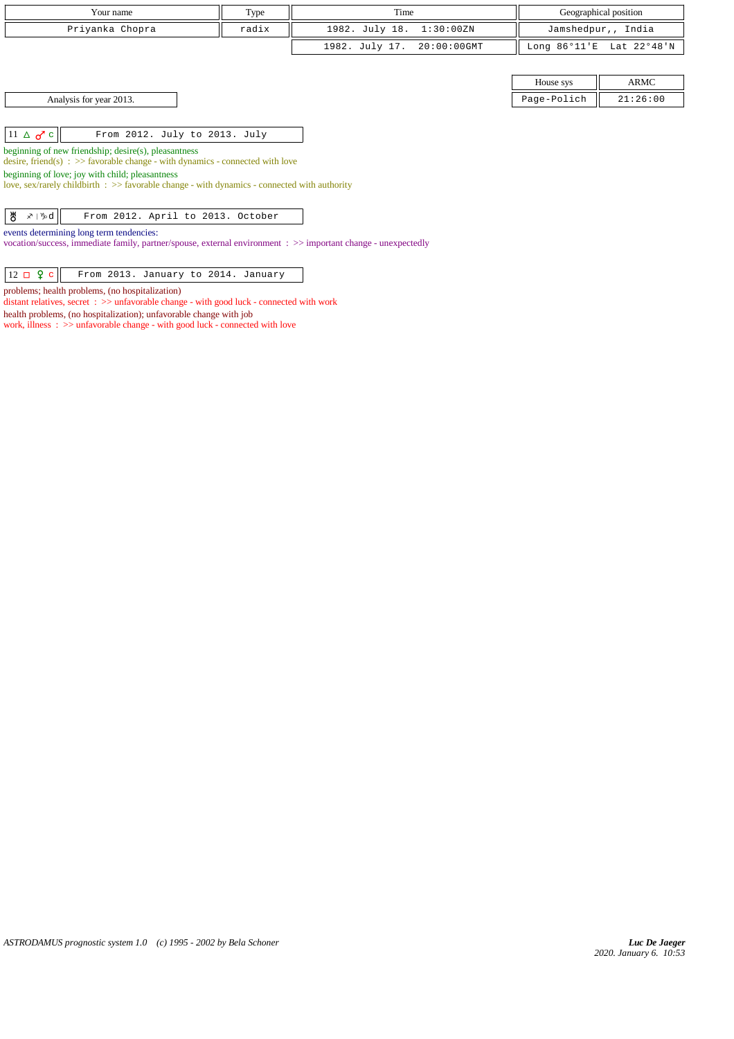| Your name | Type | Time | Geographical position |
|---|---|---|---|
| Priyanka Chopra | radix | 1982. July 18. 1:30:00ZN | Jamshedpur,, India |
| | | 1982. July 17. 20:00:00GMT | Long 86°11'E Lat 22°48'N |

| House sys | ARMC |
|---|---|
| Page-Polich | 21:26:00 |

Analysis for year 2013.

| 11 △ ♂ c | From 2012. July to 2013. July |
|---|---|

beginning of new friendship; desire(s), pleasantness
desire, friend(s) : >> favorable change - with dynamics - connected with love
beginning of love; joy with child; pleasantness
love, sex/rarely childbirth : >> favorable change - with dynamics - connected with authority

| ♅ ♐ \| ♑ d | From 2012. April to 2013. October |
|---|---|

events determining long term tendencies:
vocation/success, immediate family, partner/spouse, external environment : >> important change - unexpectedly

| 12 □ ♀ c | From 2013. January to 2014. January |
|---|---|

problems; health problems, (no hospitalization)
distant relatives, secret : >> unfavorable change - with good luck - connected with work
health problems, (no hospitalization); unfavorable change with job
work, illness : >> unfavorable change - with good luck - connected with love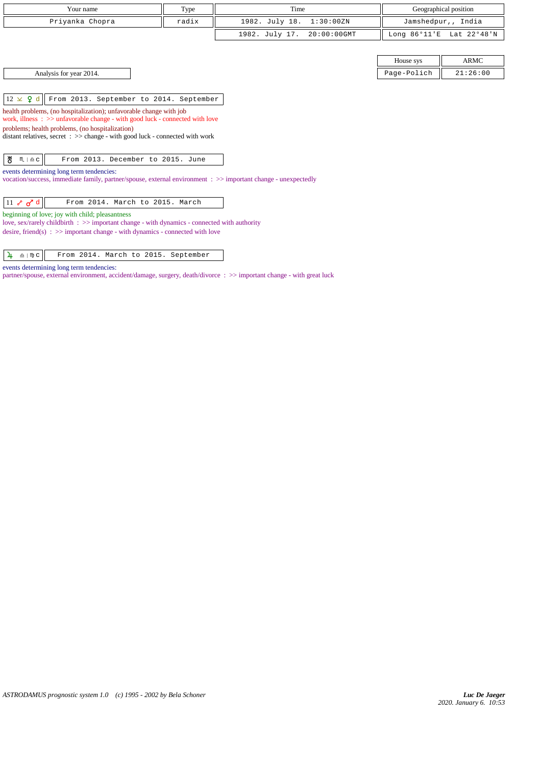| Your name | Type | Time | Geographical position |
|---|---|---|---|
| Priyanka Chopra | radix | 1982. July 18. 1:30:00ZN | Jamshedpur,, India |
| | | 1982. July 17. 20:00:00GMT | Long 86°11'E Lat 22°48'N |

| House sys | ARMC |
|---|---|
| Page-Polich | 21:26:00 |

Analysis for year 2014.

| 12 ⚺ ♀ d | From 2013. September to 2014. September |
|---|---|

health problems, (no hospitalization); unfavorable change with job
work, illness : >> unfavorable change - with good luck - connected with love
problems; health problems, (no hospitalization)
distant relatives, secret : >> change - with good luck - connected with work

| ♅ ♏ \| ♎ c | From 2013. December to 2015. June |
|---|---|

events determining long term tendencies:
vocation/success, immediate family, partner/spouse, external environment : >> important change - unexpectedly

| 11 ☍ ♂ d | From 2014. March to 2015. March |
|---|---|

beginning of love; joy with child; pleasantness
love, sex/rarely childbirth : >> important change - with dynamics - connected with authority
desire, friend(s) : >> important change - with dynamics - connected with love

| ♃ ♎ \| ♍ c | From 2014. March to 2015. September |
|---|---|

events determining long term tendencies:
partner/spouse, external environment, accident/damage, surgery, death/divorce : >> important change - with great luck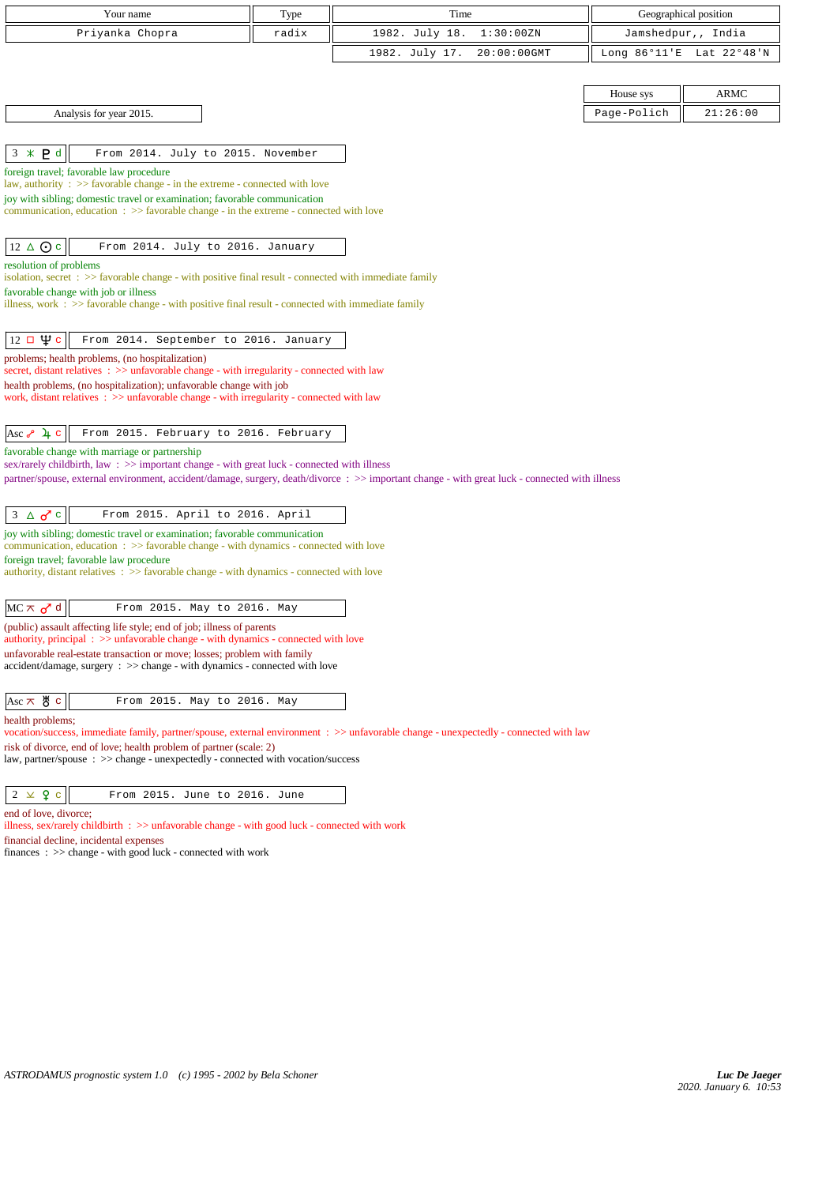| Your name | Type | Time | Geographical position |
|---|---|---|---|
| Priyanka Chopra | radix | 1982. July 18. 1:30:00ZN | Jamshedpur,, India |
| | | 1982. July 17. 20:00:00GMT | Long 86°11'E Lat 22°48'N |

| House sys | ARMC |
|---|---|
| Page-Polich | 21:26:00 |

Analysis for year 2015.

| 3 ⚹ ♇ d | From 2014. July to 2015. November |
|---|---|

foreign travel; favorable law procedure
law, authority : >> favorable change - in the extreme - connected with love
joy with sibling; domestic travel or examination; favorable communication
communication, education : >> favorable change - in the extreme - connected with love

| 12 △ ☉ c | From 2014. July to 2016. January |
|---|---|

resolution of problems
isolation, secret : >> favorable change - with positive final result - connected with immediate family
favorable change with job or illness
illness, work : >> favorable change - with positive final result - connected with immediate family

| 12 □ ♆ c | From 2014. September to 2016. January |
|---|---|

problems; health problems, (no hospitalization)
secret, distant relatives : >> unfavorable change - with irregularity - connected with law
health problems, (no hospitalization); unfavorable change with job
work, distant relatives : >> unfavorable change - with irregularity - connected with law

| Asc ☍ ♃ c | From 2015. February to 2016. February |
|---|---|

favorable change with marriage or partnership
sex/rarely childbirth, law : >> important change - with great luck - connected with illness
partner/spouse, external environment, accident/damage, surgery, death/divorce : >> important change - with great luck - connected with illness

| 3 △ ♂ c | From 2015. April to 2016. April |
|---|---|

joy with sibling; domestic travel or examination; favorable communication
communication, education : >> favorable change - with dynamics - connected with love
foreign travel; favorable law procedure
authority, distant relatives : >> favorable change - with dynamics - connected with love

| MC ⚻ ♂ d | From 2015. May to 2016. May |
|---|---|

(public) assault affecting life style; end of job; illness of parents
authority, principal : >> unfavorable change - with dynamics - connected with love
unfavorable real-estate transaction or move; losses; problem with family
accident/damage, surgery : >> change - with dynamics - connected with love

| Asc ⚻ ♅ c | From 2015. May to 2016. May |
|---|---|

health problems;
vocation/success, immediate family, partner/spouse, external environment : >> unfavorable change - unexpectedly - connected with law
risk of divorce, end of love; health problem of partner (scale: 2)
law, partner/spouse : >> change - unexpectedly - connected with vocation/success

| 2 ⚺ ♀ c | From 2015. June to 2016. June |
|---|---|

end of love, divorce;
illness, sex/rarely childbirth : >> unfavorable change - with good luck - connected with work
financial decline, incidental expenses
finances : >> change - with good luck - connected with work

*ASTRODAMUS prognostic system 1.0 (c) 1995 - 2002 by Bela Schoner*

***Luc De Jaeger***
2020. January 6. 10:53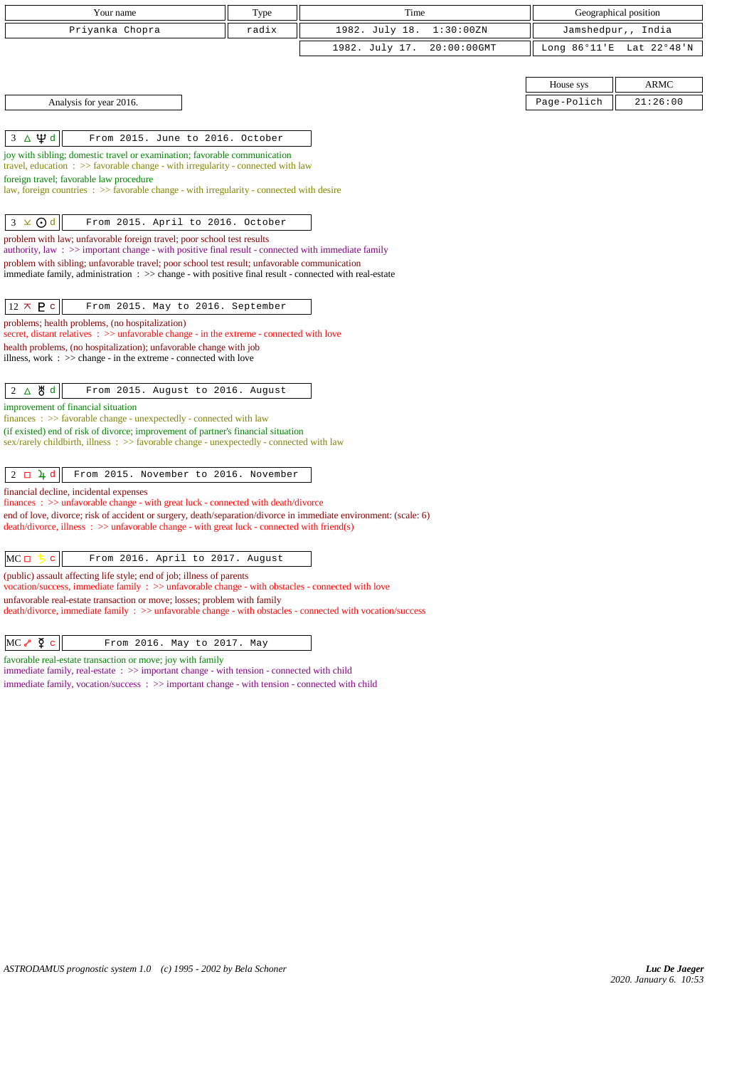| Your name | Type | Time | Geographical position |
|---|---|---|---|
| Priyanka Chopra | radix | 1982. July 18. 1:30:00ZN | Jamshedpur,, India |
| | | 1982. July 17. 20:00:00GMT | Long 86°11'E Lat 22°48'N |

| House sys | ARMC |
|---|---|
| Page-Polich | 21:26:00 |

Analysis for year 2016.

**3 △ ♆ d** — From 2015. June to 2016. October

joy with sibling; domestic travel or examination; favorable communication
travel, education : >> favorable change - with irregularity - connected with law
foreign travel; favorable law procedure
law, foreign countries : >> favorable change - with irregularity - connected with desire

**3 ⊻ ☉ d** — From 2015. April to 2016. October

problem with law; unfavorable foreign travel; poor school test results
authority, law : >> important change - with positive final result - connected with immediate family
problem with sibling; unfavorable travel; poor school test result; unfavorable communication
immediate family, administration : >> change - with positive final result - connected with real-estate

**12 ⊼ ♇ c** — From 2015. May to 2016. September

problems; health problems, (no hospitalization)
secret, distant relatives : >> unfavorable change - in the extreme - connected with love
health problems, (no hospitalization); unfavorable change with job
illness, work : >> change - in the extreme - connected with love

**2 △ ♅ d** — From 2015. August to 2016. August

improvement of financial situation
finances : >> favorable change - unexpectedly - connected with law
(if existed) end of risk of divorce; improvement of partner's financial situation
sex/rarely childbirth, illness : >> favorable change - unexpectedly - connected with law

**2 □ ♃ d** — From 2015. November to 2016. November

financial decline, incidental expenses
finances : >> unfavorable change - with great luck - connected with death/divorce
end of love, divorce; risk of accident or surgery, death/separation/divorce in immediate environment: (scale: 6)
death/divorce, illness : >> unfavorable change - with great luck - connected with friend(s)

**MC □ ♄ c** — From 2016. April to 2017. August

(public) assault affecting life style; end of job; illness of parents
vocation/success, immediate family : >> unfavorable change - with obstacles - connected with love
unfavorable real-estate transaction or move; losses; problem with family
death/divorce, immediate family : >> unfavorable change - with obstacles - connected with vocation/success

**MC ☍ ☿ c** — From 2016. May to 2017. May

favorable real-estate transaction or move; joy with family
immediate family, real-estate : >> important change - with tension - connected with child
immediate family, vocation/success : >> important change - with tension - connected with child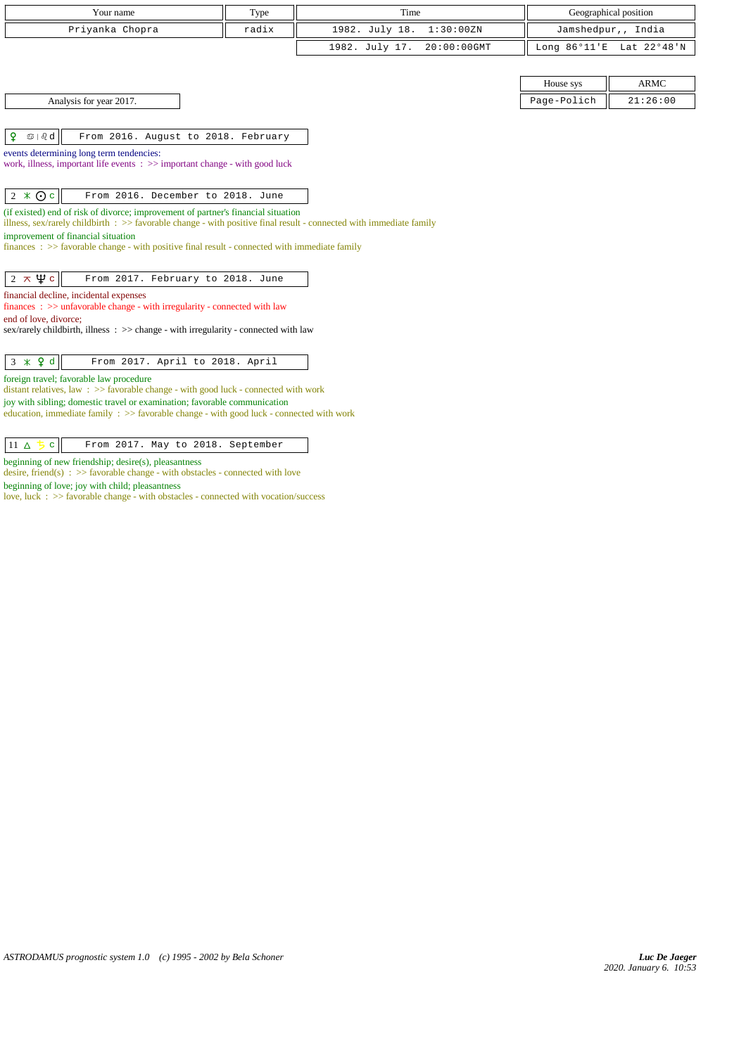| Your name | Type | Time | Geographical position |
|---|---|---|---|
| Priyanka Chopra | radix | 1982. July 18. 1:30:00ZN | Jamshedpur,, India |
| | | 1982. July 17. 20:00:00GMT | Long 86°11'E Lat 22°48'N |

| House sys | ARMC |
|---|---|
| Page-Polich | 21:26:00 |

Analysis for year 2017.

**♀ ♋|♌ d** — From 2016. August to 2018. February

events determining long term tendencies:
work, illness, important life events : >> important change - with good luck

**2 ⚹ ☉ c** — From 2016. December to 2018. June

(if existed) end of risk of divorce; improvement of partner's financial situation
illness, sex/rarely childbirth : >> favorable change - with positive final result - connected with immediate family
improvement of financial situation
finances : >> favorable change - with positive final result - connected with immediate family

**2 ⚻ ♆ c** — From 2017. February to 2018. June

financial decline, incidental expenses
finances : >> unfavorable change - with irregularity - connected with law
end of love, divorce;
sex/rarely childbirth, illness : >> change - with irregularity - connected with law

**3 ⚹ ♀ d** — From 2017. April to 2018. April

foreign travel; favorable law procedure
distant relatives, law : >> favorable change - with good luck - connected with work
joy with sibling; domestic travel or examination; favorable communication
education, immediate family : >> favorable change - with good luck - connected with work

**11 △ ♄ c** — From 2017. May to 2018. September

beginning of new friendship; desire(s), pleasantness
desire, friend(s) : >> favorable change - with obstacles - connected with love
beginning of love; joy with child; pleasantness
love, luck : >> favorable change - with obstacles - connected with vocation/success

ASTRODAMUS prognostic system 1.0 (c) 1995 - 2002 by Bela Schoner

Luc De Jaeger
2020. January 6. 10:53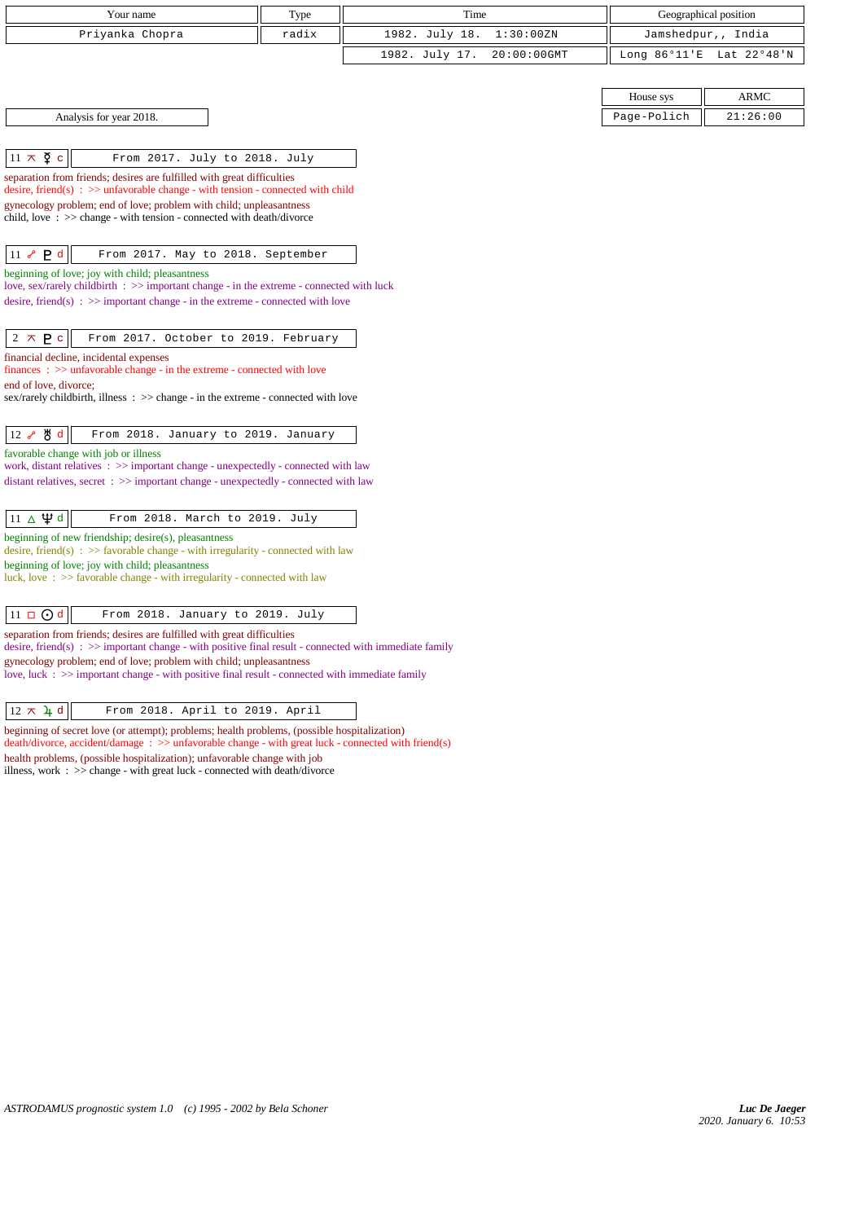| Your name | Type | Time | Geographical position |
|---|---|---|---|
| Priyanka Chopra | radix | 1982. July 18. 1:30:00ZN | Jamshedpur,, India |
| | | 1982. July 17. 20:00:00GMT | Long 86°11'E Lat 22°48'N |

| House sys | ARMC |
|---|---|
| Page-Polich | 21:26:00 |

Analysis for year 2018.

**11 ⚻ ☿ c** — From 2017. July to 2018. July

separation from friends; desires are fulfilled with great difficulties
desire, friend(s) : >> unfavorable change - with tension - connected with child
gynecology problem; end of love; problem with child; unpleasantness
child, love : >> change - with tension - connected with death/divorce

**11 ☍ ♇ d** — From 2017. May to 2018. September

beginning of love; joy with child; pleasantness
love, sex/rarely childbirth : >> important change - in the extreme - connected with luck
desire, friend(s) : >> important change - in the extreme - connected with love

**2 ⚻ ♇ c** — From 2017. October to 2019. February

financial decline, incidental expenses
finances : >> unfavorable change - in the extreme - connected with love
end of love, divorce;
sex/rarely childbirth, illness : >> change - in the extreme - connected with love

**12 ☍ ♅ d** — From 2018. January to 2019. January

favorable change with job or illness
work, distant relatives : >> important change - unexpectedly - connected with law
distant relatives, secret : >> important change - unexpectedly - connected with law

**11 △ ♆ d** — From 2018. March to 2019. July

beginning of new friendship; desire(s), pleasantness
desire, friend(s) : >> favorable change - with irregularity - connected with law
beginning of love; joy with child; pleasantness
luck, love : >> favorable change - with irregularity - connected with law

**11 □ ☉ d** — From 2018. January to 2019. July

separation from friends; desires are fulfilled with great difficulties
desire, friend(s) : >> important change - with positive final result - connected with immediate family
gynecology problem; end of love; problem with child; unpleasantness
love, luck : >> important change - with positive final result - connected with immediate family

**12 ⚻ ♃ d** — From 2018. April to 2019. April

beginning of secret love (or attempt); problems; health problems, (possible hospitalization)
death/divorce, accident/damage : >> unfavorable change - with great luck - connected with friend(s)
health problems, (possible hospitalization); unfavorable change with job
illness, work : >> change - with great luck - connected with death/divorce

*ASTRODAMUS prognostic system 1.0 (c) 1995 - 2002 by Bela Schoner*

***Luc De Jaeger***
*2020. January 6. 10:53*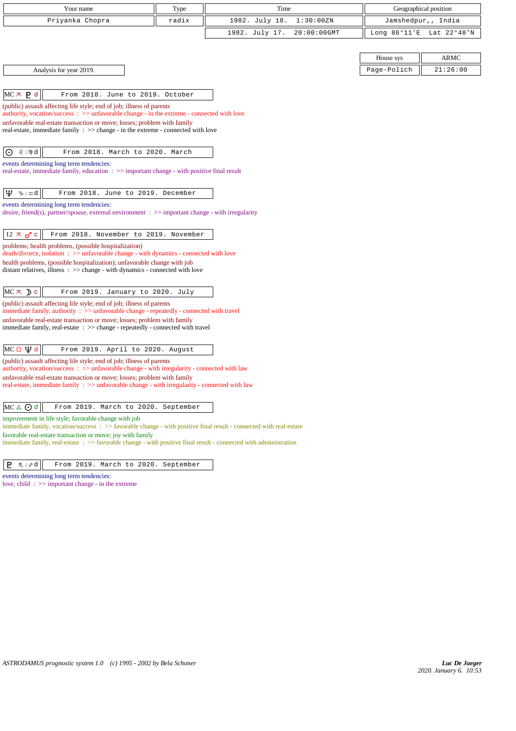| Your name | Type | Time | Geographical position |
|---|---|---|---|
| Priyanka Chopra | radix | 1982. July 18. 1:30:00ZN | Jamshedpur,, India |
| | | 1982. July 17. 20:00:00GMT | Long 86°11'E Lat 22°48'N |

| House sys | ARMC |
|---|---|
| Page-Polich | 21:26:00 |

Analysis for year 2019.

**MC ⚻ ♇ d** — From 2018. June to 2019. October

(public) assault affecting life style; end of job; illness of parents
authority, vocation/success : >> unfavorable change - in the extreme - connected with love
unfavorable real-estate transaction or move; losses; problem with family
real-estate, immediate family : >> change - in the extreme - connected with love

**☉ ♌ | ♍ d** — From 2018. March to 2020. March

events determining long term tendencies:
real-estate, immediate family, education : >> important change - with positive final result

**♆ ♑ | ♒ d** — From 2018. June to 2019. December

events determining long term tendencies:
desire, friend(s), partner/spouse, external environment : >> important change - with irregularity

**12 ⚻ ♂ c** — From 2018. November to 2019. November

problems; health problems, (possible hospitalization)
death/divorce, isolation : >> unfavorable change - with dynamics - connected with love
health problems, (possible hospitalization); unfavorable change with job
distant relatives, illness : >> change - with dynamics - connected with love

**MC ⚻ ☽ c** — From 2019. January to 2020. July

(public) assault affecting life style; end of job; illness of parents
immediate family, authority : >> unfavorable change - repeatedly - connected with travel
unfavorable real-estate transaction or move; losses; problem with family
immediate family, real-estate : >> change - repeatedly - connected with travel

**MC □ ♆ d** — From 2019. April to 2020. August

(public) assault affecting life style; end of job; illness of parents
authority, vocation/success : >> unfavorable change - with irregularity - connected with law
unfavorable real-estate transaction or move; losses; problem with family
real-estate, immediate family : >> unfavorable change - with irregularity - connected with law

**MC △ ☉ d** — From 2019. March to 2020. September

improvement in life style; favorable change with job
immediate family, vocation/success : >> favorable change - with positive final result - connected with real-estate
favorable real-estate transaction or move; joy with family
immediate family, real-estate : >> favorable change - with positive final result - connected with administration

**♇ ♏ | ♐ d** — From 2019. March to 2020. September

events determining long term tendencies:
love, child : >> important change - in the extreme

*ASTRODAMUS prognostic system 1.0 (c) 1995 - 2002 by Bela Schoner*

***Luc De Jaeger***
*2020. January 6. 10:53*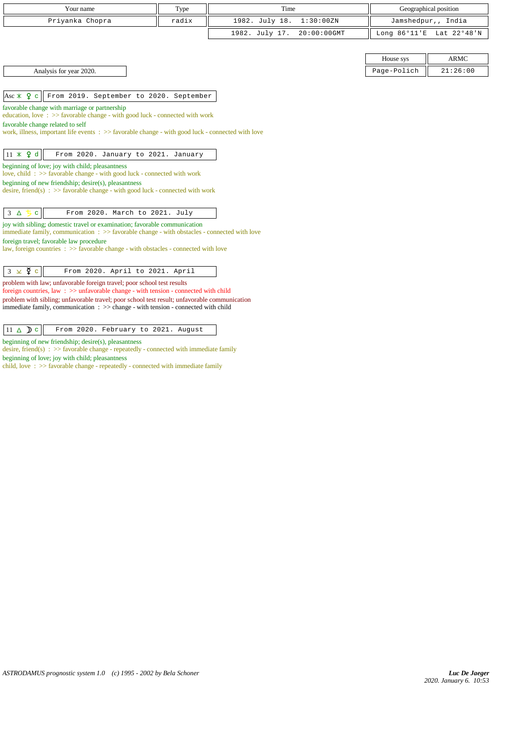| Your name | Type | Time | Geographical position |
|---|---|---|---|
| Priyanka Chopra | radix | 1982. July 18. 1:30:00ZN | Jamshedpur,, India |
| | | 1982. July 17. 20:00:00GMT | Long 86°11'E Lat 22°48'N |

| House sys | ARMC |
|---|---|
| Page-Polich | 21:26:00 |

Analysis for year 2020.

**Asc ⚹ ♀ c** | From 2019. September to 2020. September

favorable change with marriage or partnership
education, love : >> favorable change - with good luck - connected with work
favorable change related to self
work, illness, important life events : >> favorable change - with good luck - connected with love

**11 ⚹ ♀ d** | From 2020. January to 2021. January

beginning of love; joy with child; pleasantness
love, child : >> favorable change - with good luck - connected with work
beginning of new friendship; desire(s), pleasantness
desire, friend(s) : >> favorable change - with good luck - connected with work

**3 △ ♄ c** | From 2020. March to 2021. July

joy with sibling; domestic travel or examination; favorable communication
immediate family, communication : >> favorable change - with obstacles - connected with love
foreign travel; favorable law procedure
law, foreign countries : >> favorable change - with obstacles - connected with love

**3 ⊻ ☿ c** | From 2020. April to 2021. April

problem with law; unfavorable foreign travel; poor school test results
foreign countries, law : >> unfavorable change - with tension - connected with child
problem with sibling; unfavorable travel; poor school test result; unfavorable communication
immediate family, communication : >> change - with tension - connected with child

**11 △ ☽ c** | From 2020. February to 2021. August

beginning of new friendship; desire(s), pleasantness
desire, friend(s) : >> favorable change - repeatedly - connected with immediate family
beginning of love; joy with child; pleasantness
child, love : >> favorable change - repeatedly - connected with immediate family

*ASTRODAMUS prognostic system 1.0 (c) 1995 - 2002 by Bela Schoner*

***Luc De Jaeger***
*2020. January 6. 10:53*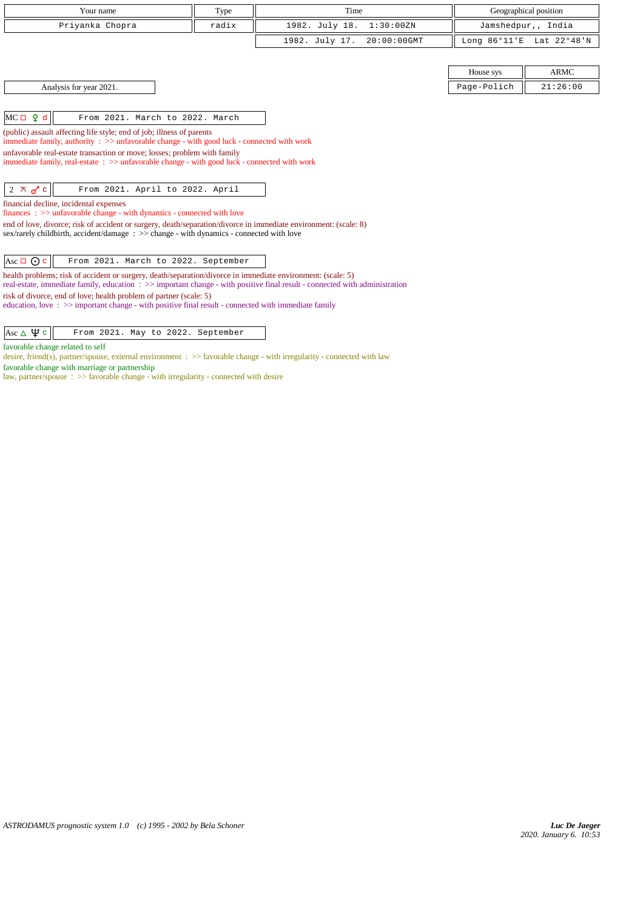| Your name | Type | Time | Geographical position |
|---|---|---|---|
| Priyanka Chopra | radix | 1982. July 18. 1:30:00ZN | Jamshedpur,, India |
| | | 1982. July 17. 20:00:00GMT | Long 86°11'E Lat 22°48'N |

| House sys | ARMC |
|---|---|
| Page-Polich | 21:26:00 |

Analysis for year 2021.

**MC □ ♀ d** — From 2021. March to 2022. March

(public) assault affecting life style; end of job; illness of parents
immediate family, authority : >> unfavorable change - with good luck - connected with work

unfavorable real-estate transaction or move; losses; problem with family
immediate family, real-estate : >> unfavorable change - with good luck - connected with work

**2 ⚻ ♂ c** — From 2021. April to 2022. April

financial decline, incidental expenses
finances : >> unfavorable change - with dynamics - connected with love

end of love, divorce; risk of accident or surgery, death/separation/divorce in immediate environment: (scale: 8)
sex/rarely childbirth, accident/damage : >> change - with dynamics - connected with love

**Asc □ ☉ c** — From 2021. March to 2022. September

health problems; risk of accident or surgery, death/separation/divorce in immediate environment: (scale: 5)
real-estate, immediate family, education : >> important change - with positive final result - connected with administration

risk of divorce, end of love; health problem of partner (scale: 5)
education, love : >> important change - with positive final result - connected with immediate family

**Asc △ ♆ c** — From 2021. May to 2022. September

favorable change related to self
desire, friend(s), partner/spouse, external environment : >> favorable change - with irregularity - connected with law

favorable change with marriage or partnership
law, partner/spouse : >> favorable change - with irregularity - connected with desire

*ASTRODAMUS prognostic system 1.0 (c) 1995 - 2002 by Bela Schoner*

***Luc De Jaeger***
*2020. January 6. 10:53*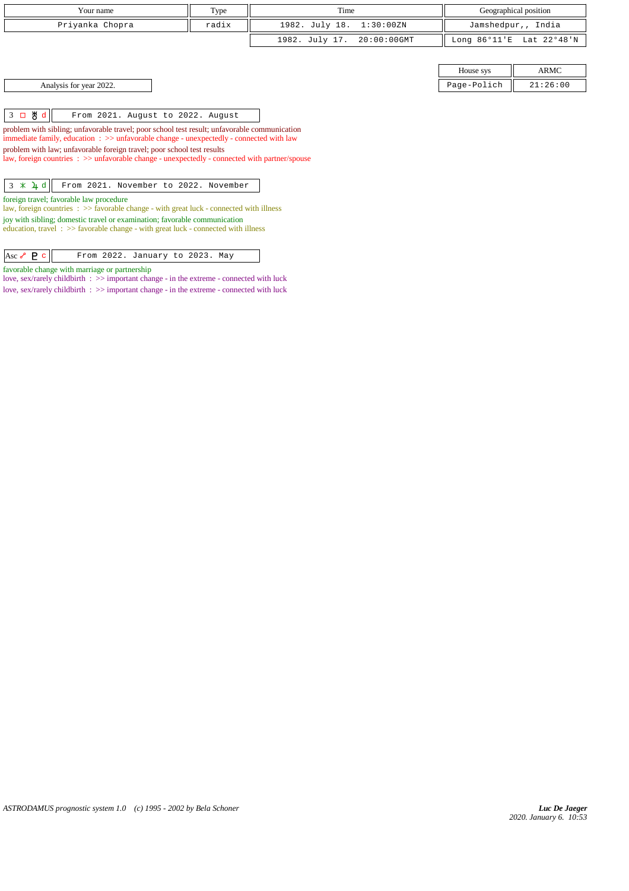| Your name | Type | Time | Geographical position |
|---|---|---|---|
| Priyanka Chopra | radix | 1982. July 18. 1:30:00ZN | Jamshedpur,, India |
| | | 1982. July 17. 20:00:00GMT | Long 86°11'E Lat 22°48'N |

| House sys | ARMC |
|---|---|
| Page-Polich | 21:26:00 |

Analysis for year 2022.

| 3 □ ♅ d | From 2021. August to 2022. August |
|---|---|

problem with sibling; unfavorable travel; poor school test result; unfavorable communication
immediate family, education : >> unfavorable change - unexpectedly - connected with law
problem with law; unfavorable foreign travel; poor school test results
law, foreign countries : >> unfavorable change - unexpectedly - connected with partner/spouse

| 3 ⚹ ♃ d | From 2021. November to 2022. November |
|---|---|

foreign travel; favorable law procedure
law, foreign countries : >> favorable change - with great luck - connected with illness
joy with sibling; domestic travel or examination; favorable communication
education, travel : >> favorable change - with great luck - connected with illness

| Asc ☍ ♇ c | From 2022. January to 2023. May |
|---|---|

favorable change with marriage or partnership
love, sex/rarely childbirth : >> important change - in the extreme - connected with luck
love, sex/rarely childbirth : >> important change - in the extreme - connected with luck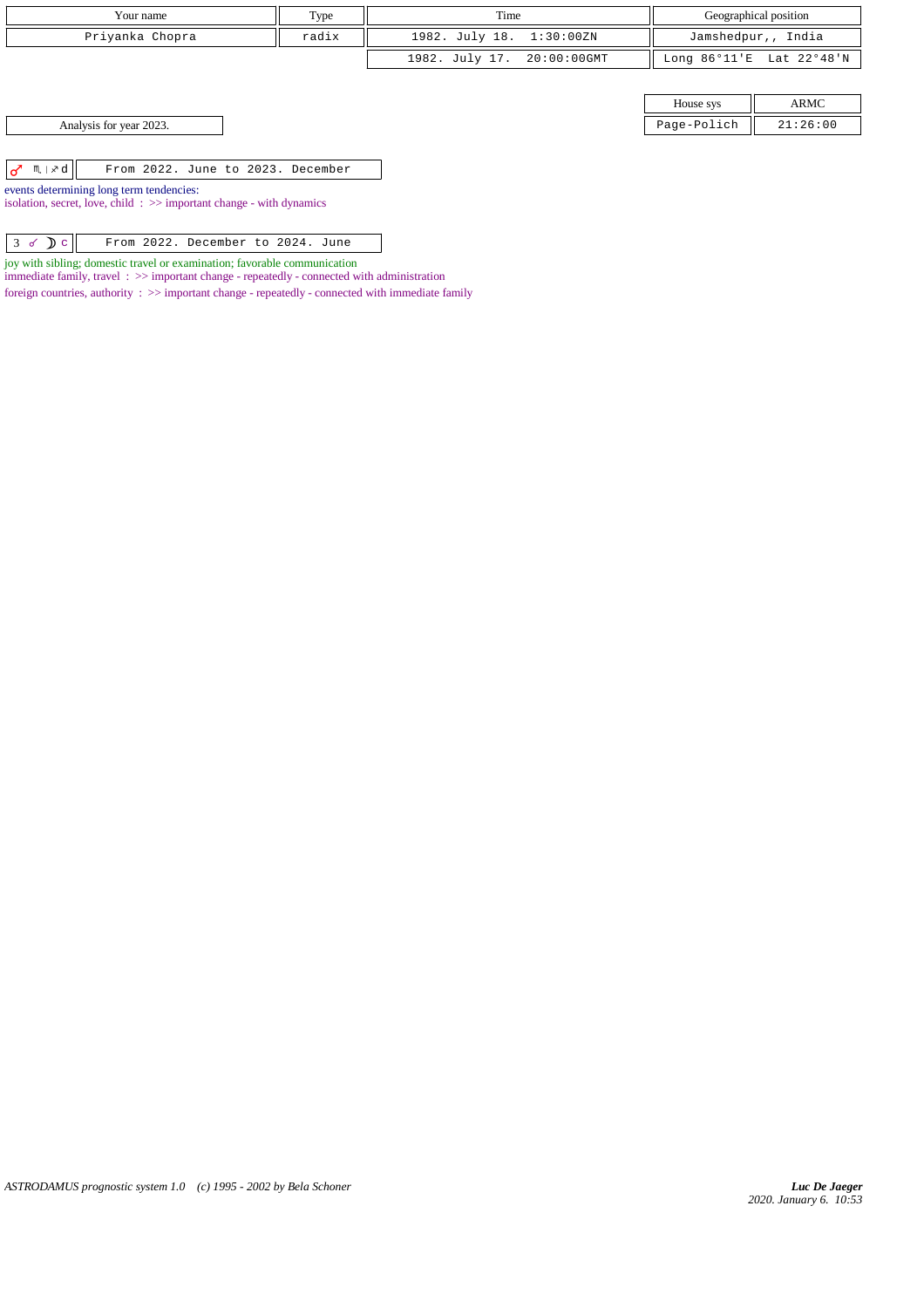| Your name | Type | Time | Geographical position |
| --- | --- | --- | --- |
| Priyanka Chopra | radix | 1982. July 18. 1:30:00ZN | Jamshedpur,, India |
| | | 1982. July 17. 20:00:00GMT | Long 86°11'E Lat 22°48'N |

| House sys | ARMC |
| --- | --- |
| Page-Polich | 21:26:00 |

Analysis for year 2023.

♂ ♏ | ♐ d — From 2022. June to 2023. December

events determining long term tendencies:
isolation, secret, love, child : >> important change - with dynamics

3 ☍ ☽ c — From 2022. December to 2024. June

joy with sibling; domestic travel or examination; favorable communication
immediate family, travel : >> important change - repeatedly - connected with administration
foreign countries, authority : >> important change - repeatedly - connected with immediate family

*ASTRODAMUS prognostic system 1.0 (c) 1995 - 2002 by Bela Schoner*

***Luc De Jaeger***
*2020. January 6. 10:53*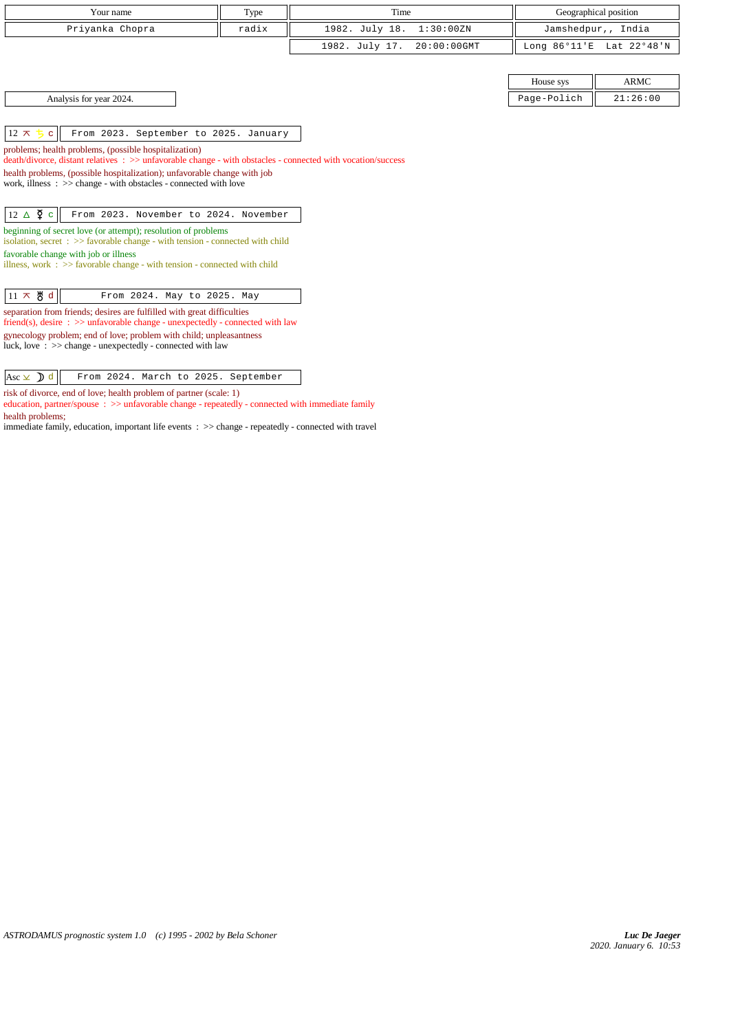| Your name | Type | Time | Geographical position |
|---|---|---|---|
| Priyanka Chopra | radix | 1982. July 18. 1:30:00ZN | Jamshedpur,, India |
| | | 1982. July 17. 20:00:00GMT | Long 86°11'E Lat 22°48'N |

| House sys | ARMC |
|---|---|
| Page-Polich | 21:26:00 |

Analysis for year 2024.

| 12 ⊼ ♄ c | From 2023. September to 2025. January |
|---|---|

problems; health problems, (possible hospitalization)
death/divorce, distant relatives : >> unfavorable change - with obstacles - connected with vocation/success
health problems, (possible hospitalization); unfavorable change with job
work, illness : >> change - with obstacles - connected with love

| 12 △ ☿ c | From 2023. November to 2024. November |
|---|---|

beginning of secret love (or attempt); resolution of problems
isolation, secret : >> favorable change - with tension - connected with child
favorable change with job or illness
illness, work : >> favorable change - with tension - connected with child

| 11 ⊼ ♅ d | From 2024. May to 2025. May |
|---|---|

separation from friends; desires are fulfilled with great difficulties
friend(s), desire : >> unfavorable change - unexpectedly - connected with law
gynecology problem; end of love; problem with child; unpleasantness
luck, love : >> change - unexpectedly - connected with law

| Asc ⊻ ☽ d | From 2024. March to 2025. September |
|---|---|

risk of divorce, end of love; health problem of partner (scale: 1)
education, partner/spouse : >> unfavorable change - repeatedly - connected with immediate family
health problems;
immediate family, education, important life events : >> change - repeatedly - connected with travel

*ASTRODAMUS prognostic system 1.0 (c) 1995 - 2002 by Bela Schoner*

***Luc De Jaeger***
*2020. January 6. 10:53*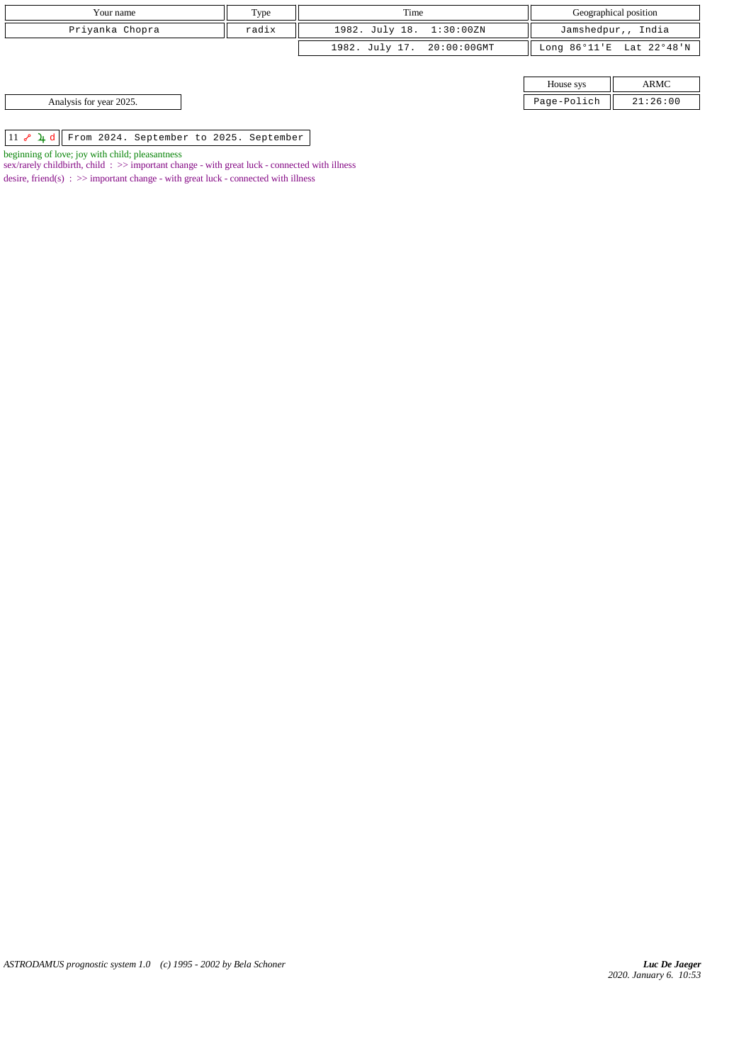| Your name | Type | Time | Geographical position |
|---|---|---|---|
| Priyanka Chopra | radix | 1982. July 18. 1:30:00ZN | Jamshedpur,, India |
| | | 1982. July 17. 20:00:00GMT | Long 86°11'E Lat 22°48'N |

| House sys | ARMC |
|---|---|
| Page-Polich | 21:26:00 |

Analysis for year 2025.

| 11 ☍ ♃ d | From 2024. September to 2025. September |
|---|---|

beginning of love; joy with child; pleasantness

sex/rarely childbirth, child : >> important change - with great luck - connected with illness

desire, friend(s) : >> important change - with great luck - connected with illness

*ASTRODAMUS prognostic system 1.0 (c) 1995 - 2002 by Bela Schoner*

***Luc De Jaeger***
*2020. January 6. 10:53*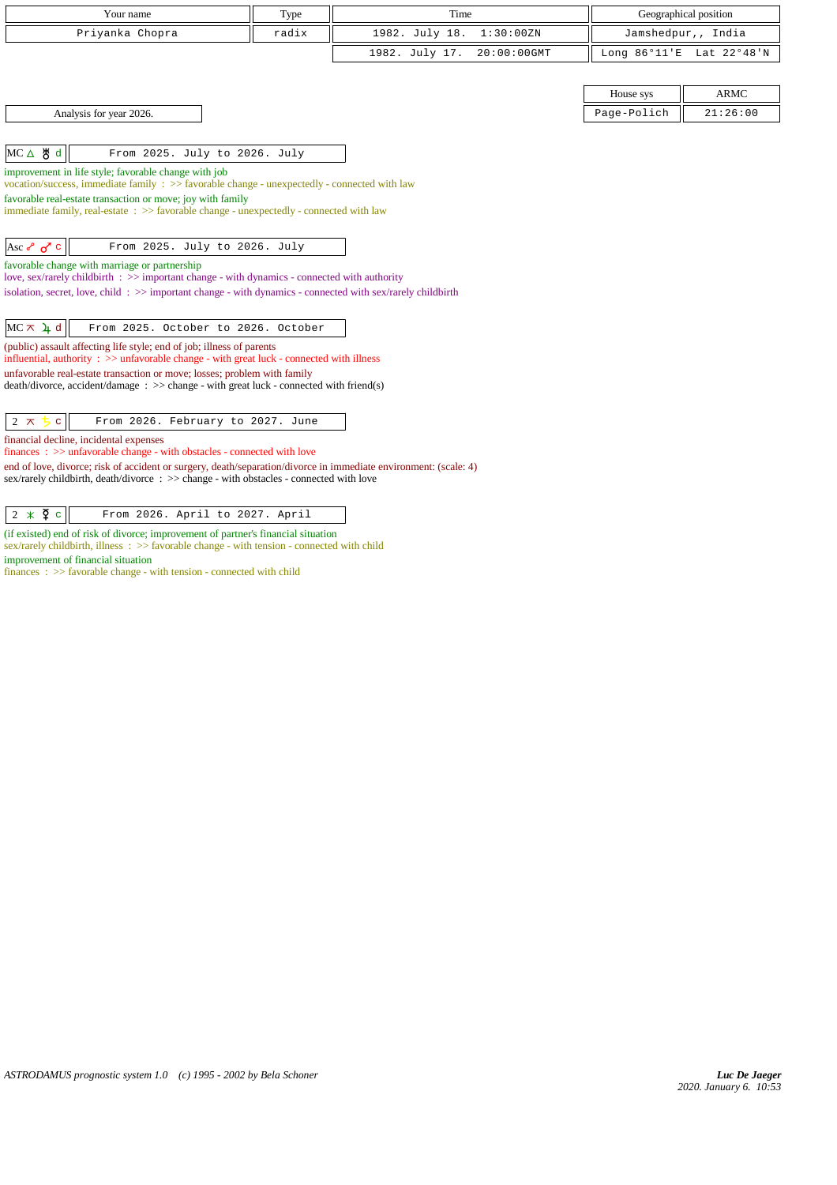| Your name | Type | Time | Geographical position |
|---|---|---|---|
| Priyanka Chopra | radix | 1982. July 18. 1:30:00ZN | Jamshedpur,, India |
| | | 1982. July 17. 20:00:00GMT | Long 86°11'E Lat 22°48'N |

| House sys | ARMC |
|---|---|
| Page-Polich | 21:26:00 |

Analysis for year 2026.

**MC △ ♅ d** — From 2025. July to 2026. July

improvement in life style; favorable change with job
vocation/success, immediate family : >> favorable change - unexpectedly - connected with law
favorable real-estate transaction or move; joy with family
immediate family, real-estate : >> favorable change - unexpectedly - connected with law

**Asc ☍ ♂ c** — From 2025. July to 2026. July

favorable change with marriage or partnership
love, sex/rarely childbirth : >> important change - with dynamics - connected with authority
isolation, secret, love, child : >> important change - with dynamics - connected with sex/rarely childbirth

**MC ⚻ ♃ d** — From 2025. October to 2026. October

(public) assault affecting life style; end of job; illness of parents
influential, authority : >> unfavorable change - with great luck - connected with illness
unfavorable real-estate transaction or move; losses; problem with family
death/divorce, accident/damage : >> change - with great luck - connected with friend(s)

**2 ⚻ ♄ c** — From 2026. February to 2027. June

financial decline, incidental expenses
finances : >> unfavorable change - with obstacles - connected with love
end of love, divorce; risk of accident or surgery, death/separation/divorce in immediate environment: (scale: 4)
sex/rarely childbirth, death/divorce : >> change - with obstacles - connected with love

**2 ⚹ ☿ c** — From 2026. April to 2027. April

(if existed) end of risk of divorce; improvement of partner's financial situation
sex/rarely childbirth, illness : >> favorable change - with tension - connected with child
improvement of financial situation
finances : >> favorable change - with tension - connected with child

ASTRODAMUS prognostic system 1.0 (c) 1995 - 2002 by Bela Schoner

Luc De Jaeger
2020. January 6. 10:53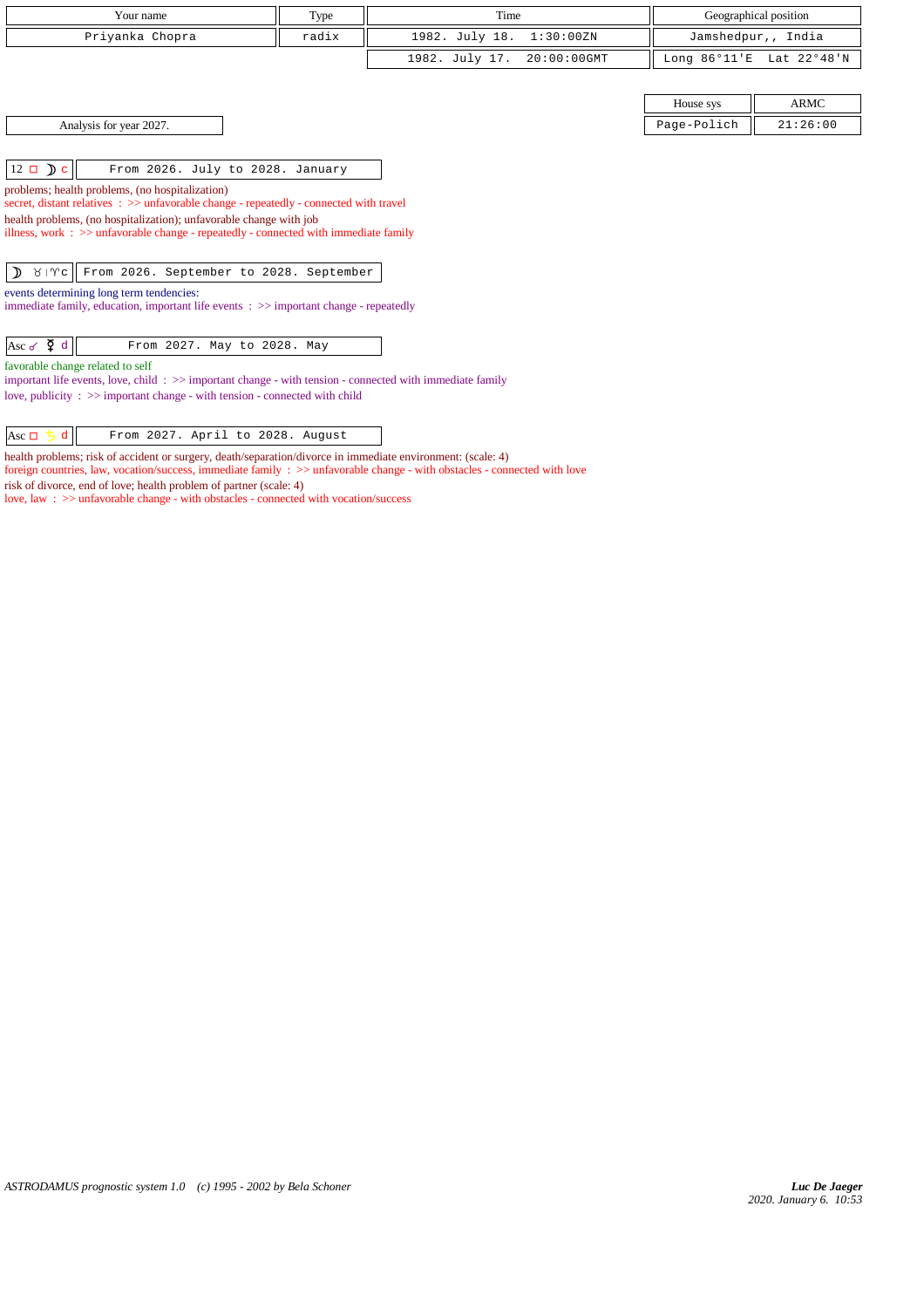| Your name | Type | Time | Geographical position |
|---|---|---|---|
| Priyanka Chopra | radix | 1982. July 18. 1:30:00ZN | Jamshedpur,, India |
| | | 1982. July 17. 20:00:00GMT | Long 86°11'E Lat 22°48'N |

| House sys | ARMC |
|---|---|
| Page-Polich | 21:26:00 |

Analysis for year 2027.

| 12 □ ☽ c | From 2026. July to 2028. January |
|---|---|

problems; health problems, (no hospitalization)
secret, distant relatives : >> unfavorable change - repeatedly - connected with travel
health problems, (no hospitalization); unfavorable change with job
illness, work : >> unfavorable change - repeatedly - connected with immediate family

| ☽ ♉ \| ♈ c | From 2026. September to 2028. September |
|---|---|

events determining long term tendencies:
immediate family, education, important life events : >> important change - repeatedly

| Asc ☍ ☿ d | From 2027. May to 2028. May |
|---|---|

favorable change related to self
important life events, love, child : >> important change - with tension - connected with immediate family
love, publicity : >> important change - with tension - connected with child

| Asc □ ♄ d | From 2027. April to 2028. August |
|---|---|

health problems; risk of accident or surgery, death/separation/divorce in immediate environment: (scale: 4)
foreign countries, law, vocation/success, immediate family : >> unfavorable change - with obstacles - connected with love
risk of divorce, end of love; health problem of partner (scale: 4)
love, law : >> unfavorable change - with obstacles - connected with vocation/success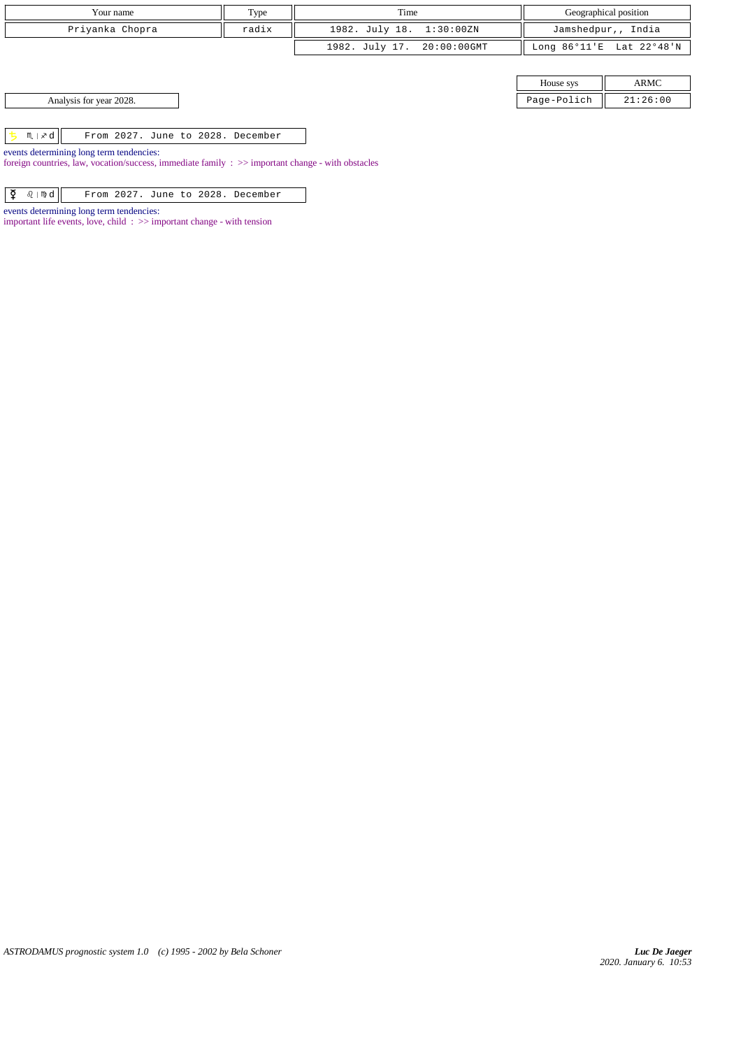| Your name | Type | Time | Geographical position |
|---|---|---|---|
| Priyanka Chopra | radix | 1982. July 18. 1:30:00ZN | Jamshedpur,, India |
| | | 1982. July 17. 20:00:00GMT | Long 86°11'E Lat 22°48'N |

| House sys | ARMC |
|---|---|
| Page-Polich | 21:26:00 |

Analysis for year 2028.

| ♄ ♏ \| ♐ d | From 2027. June to 2028. December |
|---|---|

events determining long term tendencies:
foreign countries, law, vocation/success, immediate family : >> important change - with obstacles

| ☿ ♌ \| ♍ d | From 2027. June to 2028. December |
|---|---|

events determining long term tendencies:
important life events, love, child : >> important change - with tension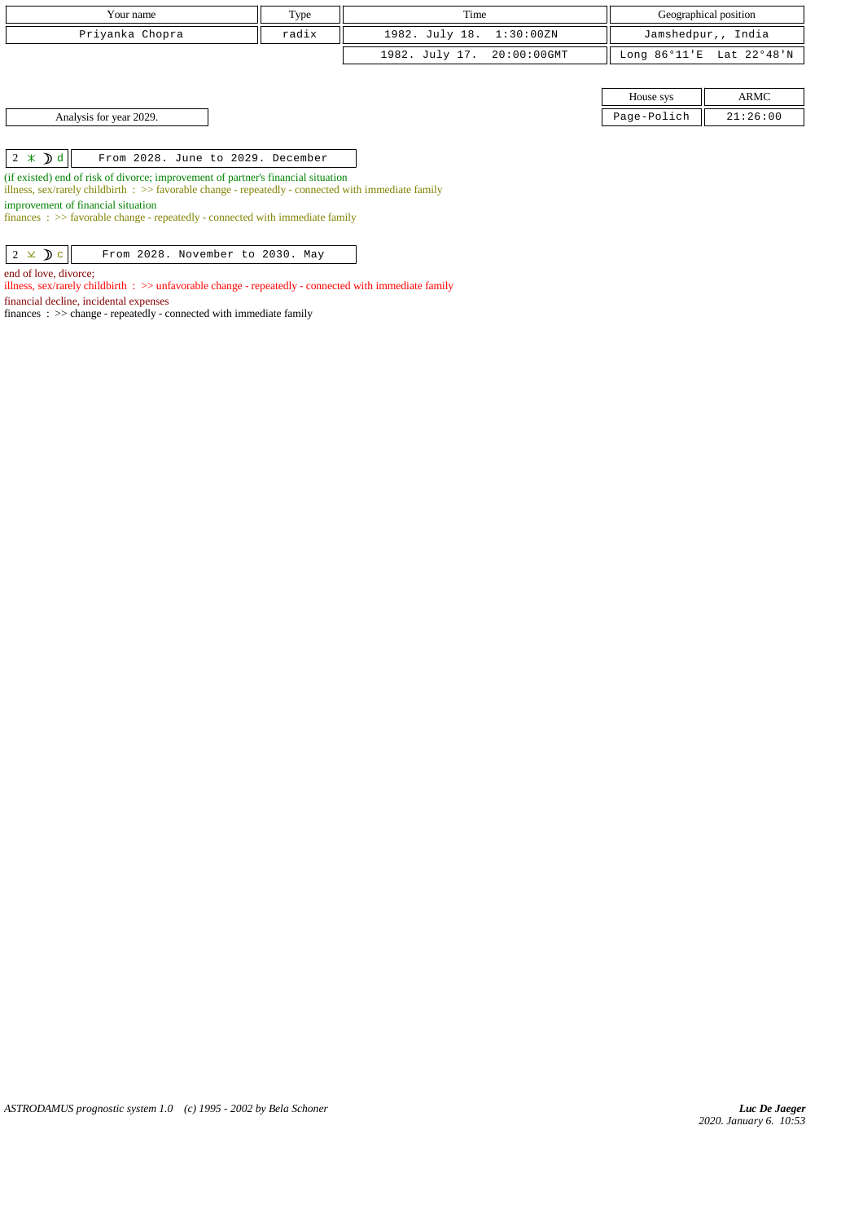| Your name | Type | Time | Geographical position |
|---|---|---|---|
| Priyanka Chopra | radix | 1982. July 18. 1:30:00ZN | Jamshedpur,, India |
| | | 1982. July 17. 20:00:00GMT | Long 86°11'E Lat 22°48'N |

| House sys | ARMC |
|---|---|
| Page-Polich | 21:26:00 |

Analysis for year 2029.

| 2 ⚹ ☽ d | From 2028. June to 2029. December |
|---|---|

(if existed) end of risk of divorce; improvement of partner's financial situation
illness, sex/rarely childbirth : >> favorable change - repeatedly - connected with immediate family
improvement of financial situation
finances : >> favorable change - repeatedly - connected with immediate family

| 2 ⊻ ☽ c | From 2028. November to 2030. May |
|---|---|

end of love, divorce;
illness, sex/rarely childbirth : >> unfavorable change - repeatedly - connected with immediate family
financial decline, incidental expenses
finances : >> change - repeatedly - connected with immediate family

*ASTRODAMUS prognostic system 1.0 (c) 1995 - 2002 by Bela Schoner*

*Luc De Jaeger*
*2020. January 6. 10:53*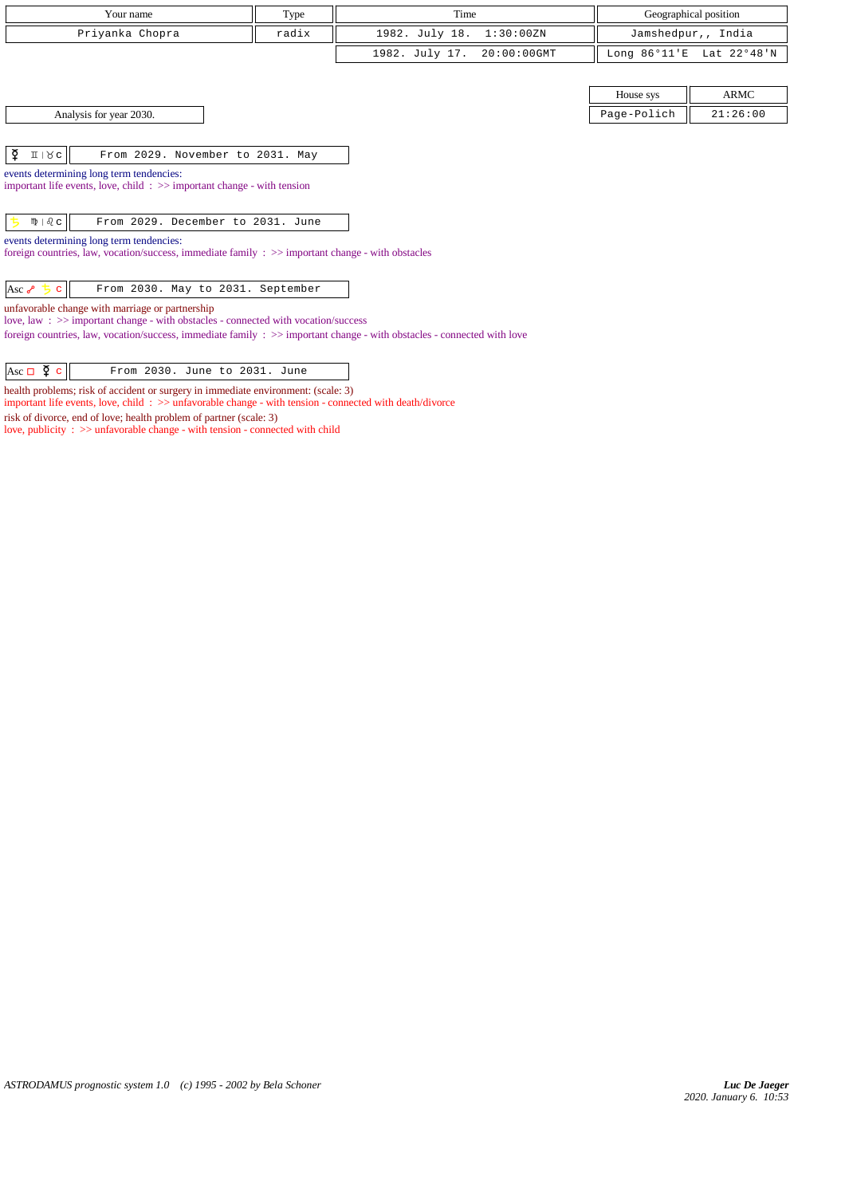| Your name | Type | Time | Geographical position |
|---|---|---|---|
| Priyanka Chopra | radix | 1982. July 18. 1:30:00ZN | Jamshedpur,, India |
| | | 1982. July 17. 20:00:00GMT | Long 86°11'E Lat 22°48'N |

| House sys | ARMC |
|---|---|
| Page-Polich | 21:26:00 |

Analysis for year 2030.

| ☿ ♊ \| ♉ c | From 2029. November to 2031. May |
|---|---|

events determining long term tendencies:
important life events, love, child : >> important change - with tension

| ♄ ♍ \| ♌ c | From 2029. December to 2031. June |
|---|---|

events determining long term tendencies:
foreign countries, law, vocation/success, immediate family : >> important change - with obstacles

| Asc ☍ ♄ c | From 2030. May to 2031. September |
|---|---|

unfavorable change with marriage or partnership
love, law : >> important change - with obstacles - connected with vocation/success
foreign countries, law, vocation/success, immediate family : >> important change - with obstacles - connected with love

| Asc □ ☿ c | From 2030. June to 2031. June |
|---|---|

health problems; risk of accident or surgery in immediate environment: (scale: 3)
important life events, love, child : >> unfavorable change - with tension - connected with death/divorce
risk of divorce, end of love; health problem of partner (scale: 3)
love, publicity : >> unfavorable change - with tension - connected with child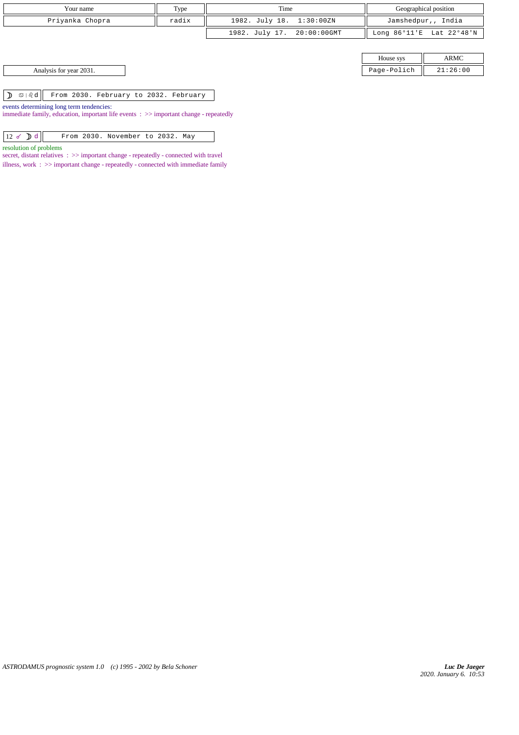| Your name | Type | Time | Geographical position |
| --- | --- | --- | --- |
| Priyanka Chopra | radix | 1982. July 18. 1:30:00ZN | Jamshedpur,, India |
| | | 1982. July 17. 20:00:00GMT | Long 86°11'E Lat 22°48'N |

| House sys | ARMC |
| --- | --- |
| Page-Polich | 21:26:00 |

Analysis for year 2031.

| ☽ ♋ \| ♌ d | From 2030. February to 2032. February |
| --- | --- |

events determining long term tendencies:
immediate family, education, important life events : >> important change - repeatedly

| 12 ☍ ☽ d | From 2030. November to 2032. May |
| --- | --- |

resolution of problems
secret, distant relatives : >> important change - repeatedly - connected with travel
illness, work : >> important change - repeatedly - connected with immediate family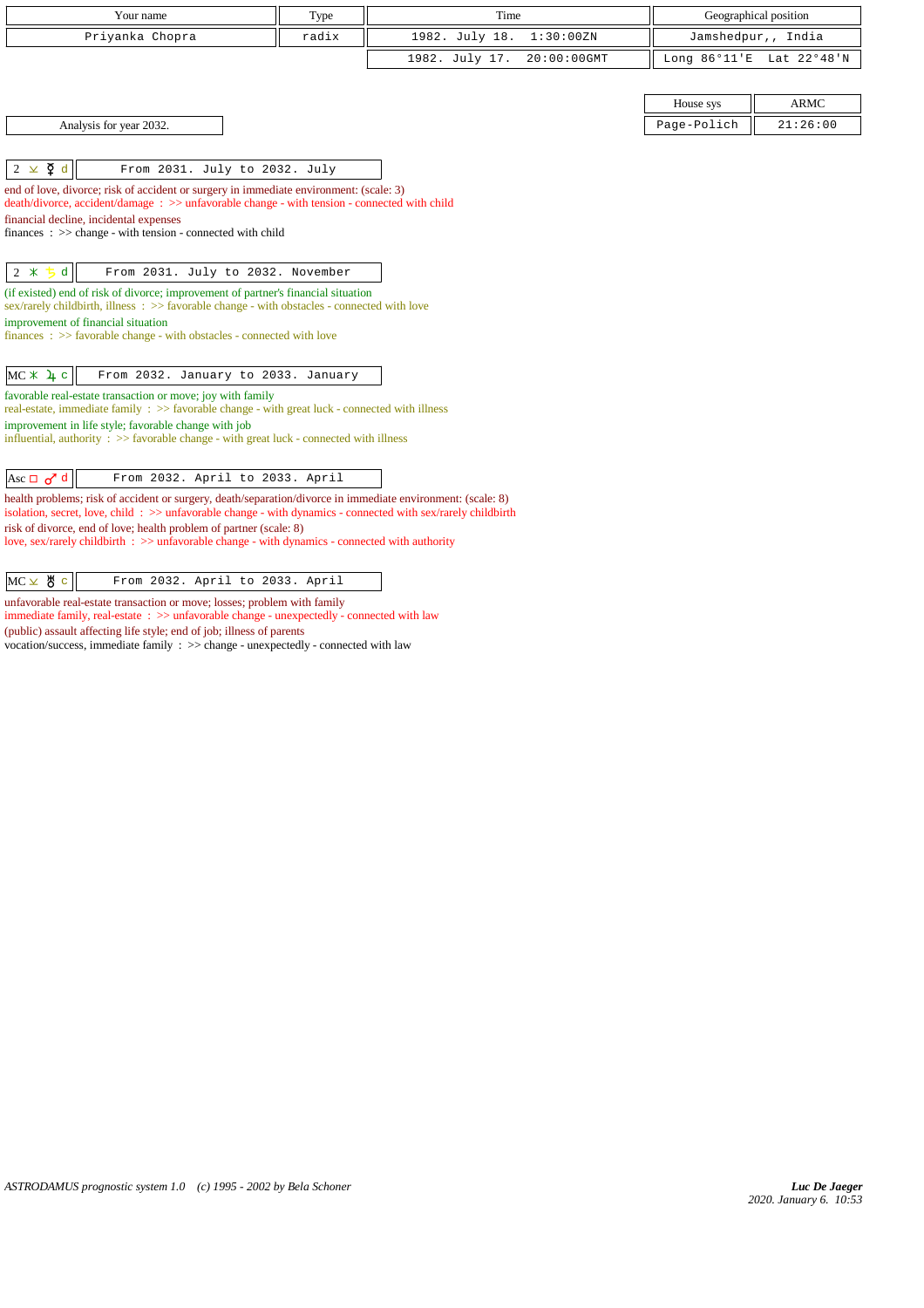| Your name | Type | Time | Geographical position |
|---|---|---|---|
| Priyanka Chopra | radix | 1982. July 18. 1:30:00ZN | Jamshedpur,, India |
| | | 1982. July 17. 20:00:00GMT | Long 86°11'E Lat 22°48'N |

| House sys | ARMC |
|---|---|
| Page-Polich | 21:26:00 |

Analysis for year 2032.

**2 ⚻ ☿ d** — From 2031. July to 2032. July

end of love, divorce; risk of accident or surgery in immediate environment: (scale: 3)
death/divorce, accident/damage : >> unfavorable change - with tension - connected with child
financial decline, incidental expenses
finances : >> change - with tension - connected with child

**2 ⚹ ♄ d** — From 2031. July to 2032. November

(if existed) end of risk of divorce; improvement of partner's financial situation
sex/rarely childbirth, illness : >> favorable change - with obstacles - connected with love
improvement of financial situation
finances : >> favorable change - with obstacles - connected with love

**MC ⚹ ♃ c** — From 2032. January to 2033. January

favorable real-estate transaction or move; joy with family
real-estate, immediate family : >> favorable change - with great luck - connected with illness
improvement in life style; favorable change with job
influential, authority : >> favorable change - with great luck - connected with illness

**Asc □ ♂ d** — From 2032. April to 2033. April

health problems; risk of accident or surgery, death/separation/divorce in immediate environment: (scale: 8)
isolation, secret, love, child : >> unfavorable change - with dynamics - connected with sex/rarely childbirth
risk of divorce, end of love; health problem of partner (scale: 8)
love, sex/rarely childbirth : >> unfavorable change - with dynamics - connected with authority

**MC ⚻ ♅ c** — From 2032. April to 2033. April

unfavorable real-estate transaction or move; losses; problem with family
immediate family, real-estate : >> unfavorable change - unexpectedly - connected with law
(public) assault affecting life style; end of job; illness of parents
vocation/success, immediate family : >> change - unexpectedly - connected with law

ASTRODAMUS prognostic system 1.0 (c) 1995 - 2002 by Bela Schoner

*Luc De Jaeger*
2020. January 6. 10:53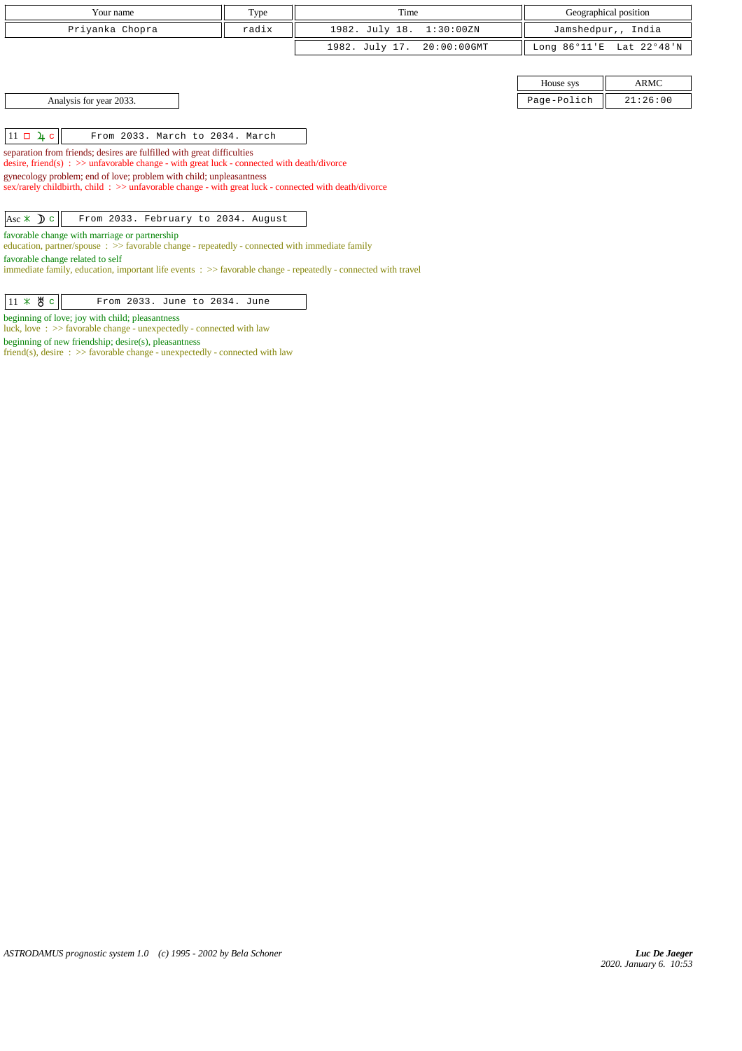| Your name | Type | Time | Geographical position |
|---|---|---|---|
| Priyanka Chopra | radix | 1982. July 18. 1:30:00ZN | Jamshedpur,, India |
| | | 1982. July 17. 20:00:00GMT | Long 86°11'E Lat 22°48'N |

| House sys | ARMC |
|---|---|
| Page-Polich | 21:26:00 |

Analysis for year 2033.

| 11 □ ♃ c | From 2033. March to 2034. March |
|---|---|

separation from friends; desires are fulfilled with great difficulties
desire, friend(s) : >> unfavorable change - with great luck - connected with death/divorce
gynecology problem; end of love; problem with child; unpleasantness
sex/rarely childbirth, child : >> unfavorable change - with great luck - connected with death/divorce

| Asc ⚹ ☽ c | From 2033. February to 2034. August |
|---|---|

favorable change with marriage or partnership
education, partner/spouse : >> favorable change - repeatedly - connected with immediate family
favorable change related to self
immediate family, education, important life events : >> favorable change - repeatedly - connected with travel

| 11 ⚹ ♅ c | From 2033. June to 2034. June |
|---|---|

beginning of love; joy with child; pleasantness
luck, love : >> favorable change - unexpectedly - connected with law
beginning of new friendship; desire(s), pleasantness
friend(s), desire : >> favorable change - unexpectedly - connected with law

*ASTRODAMUS prognostic system 1.0 (c) 1995 - 2002 by Bela Schoner*

***Luc De Jaeger***
*2020. January 6. 10:53*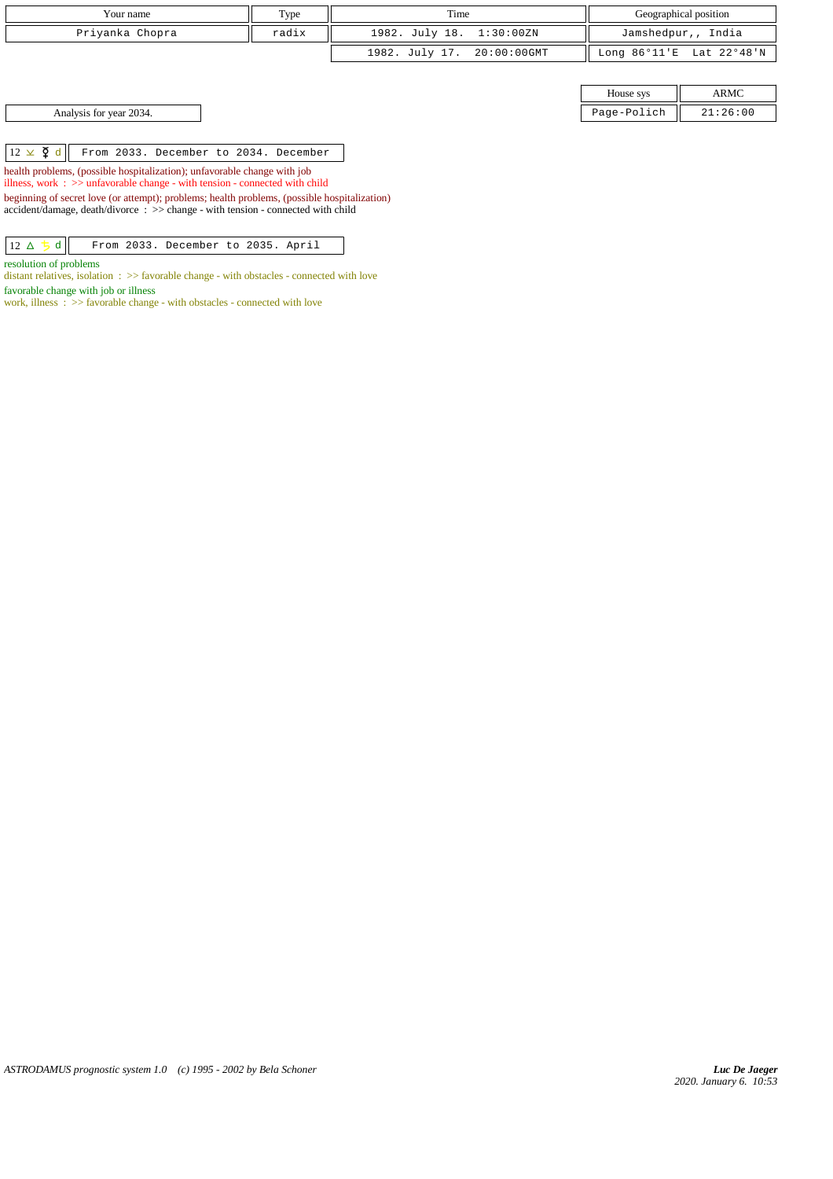| Your name | Type | Time | Geographical position |
|---|---|---|---|
| Priyanka Chopra | radix | 1982. July 18. 1:30:00ZN | Jamshedpur,, India |
| | | 1982. July 17. 20:00:00GMT | Long 86°11'E Lat 22°48'N |

| House sys | ARMC |
|---|---|
| Page-Polich | 21:26:00 |

Analysis for year 2034.

| 12 ⚻ ☿ d | From 2033. December to 2034. December |
|---|---|

health problems, (possible hospitalization); unfavorable change with job
illness, work : >> unfavorable change - with tension - connected with child

beginning of secret love (or attempt); problems; health problems, (possible hospitalization)
accident/damage, death/divorce : >> change - with tension - connected with child

| 12 △ ♄ d | From 2033. December to 2035. April |
|---|---|

resolution of problems
distant relatives, isolation : >> favorable change - with obstacles - connected with love

favorable change with job or illness
work, illness : >> favorable change - with obstacles - connected with love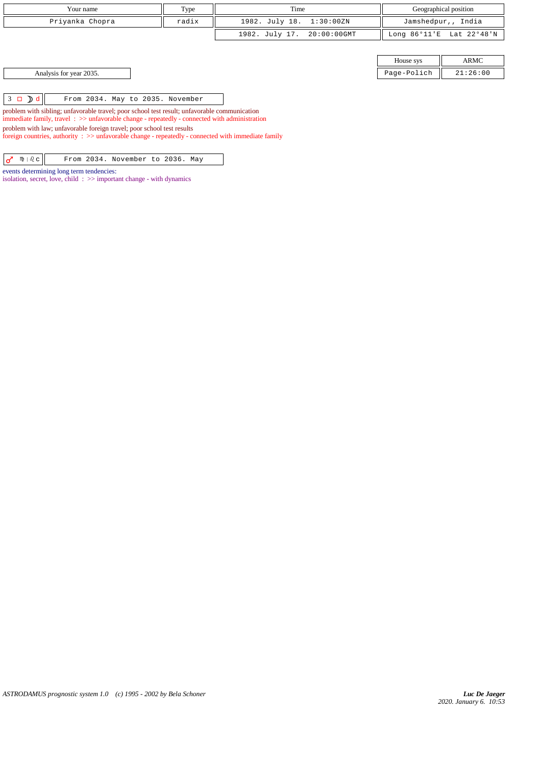| Your name | Type | Time | Geographical position |
|---|---|---|---|
| Priyanka Chopra | radix | 1982. July 18. 1:30:00ZN | Jamshedpur,, India |
| | | 1982. July 17. 20:00:00GMT | Long 86°11'E Lat 22°48'N |

| House sys | ARMC |
|---|---|
| Page-Polich | 21:26:00 |

Analysis for year 2035.

| 3 □ ☽ d | From 2034. May to 2035. November |
|---|---|

problem with sibling; unfavorable travel; poor school test result; unfavorable communication
immediate family, travel : >> unfavorable change - repeatedly - connected with administration
problem with law; unfavorable foreign travel; poor school test results
foreign countries, authority : >> unfavorable change - repeatedly - connected with immediate family

| ♂ ♍ \| ♌ c | From 2034. November to 2036. May |
|---|---|

events determining long term tendencies:
isolation, secret, love, child : >> important change - with dynamics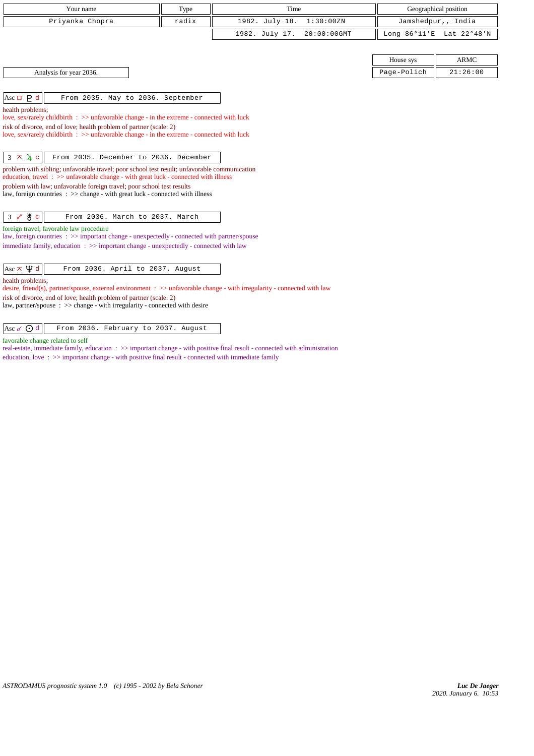| Your name | Type | Time | Geographical position |
|---|---|---|---|
| Priyanka Chopra | radix | 1982. July 18. 1:30:00ZN | Jamshedpur,, India |
| | | 1982. July 17. 20:00:00GMT | Long 86°11'E Lat 22°48'N |

| House sys | ARMC |
|---|---|
| Page-Polich | 21:26:00 |

Analysis for year 2036.

| Asc □ ♇ d | From 2035. May to 2036. September |
|---|---|

health problems;
love, sex/rarely childbirth : >> unfavorable change - in the extreme - connected with luck
risk of divorce, end of love; health problem of partner (scale: 2)
love, sex/rarely childbirth : >> unfavorable change - in the extreme - connected with luck

| 3 ⚻ ♃ c | From 2035. December to 2036. December |
|---|---|

problem with sibling; unfavorable travel; poor school test result; unfavorable communication
education, travel : >> unfavorable change - with great luck - connected with illness
problem with law; unfavorable foreign travel; poor school test results
law, foreign countries : >> change - with great luck - connected with illness

| 3 ☍ ♅ c | From 2036. March to 2037. March |
|---|---|

foreign travel; favorable law procedure
law, foreign countries : >> important change - unexpectedly - connected with partner/spouse
immediate family, education : >> important change - unexpectedly - connected with law

| Asc ⚻ ♆ d | From 2036. April to 2037. August |
|---|---|

health problems;
desire, friend(s), partner/spouse, external environment : >> unfavorable change - with irregularity - connected with law
risk of divorce, end of love; health problem of partner (scale: 2)
law, partner/spouse : >> change - with irregularity - connected with desire

| Asc ☌ ☉ d | From 2036. February to 2037. August |
|---|---|

favorable change related to self
real-estate, immediate family, education : >> important change - with positive final result - connected with administration
education, love : >> important change - with positive final result - connected with immediate family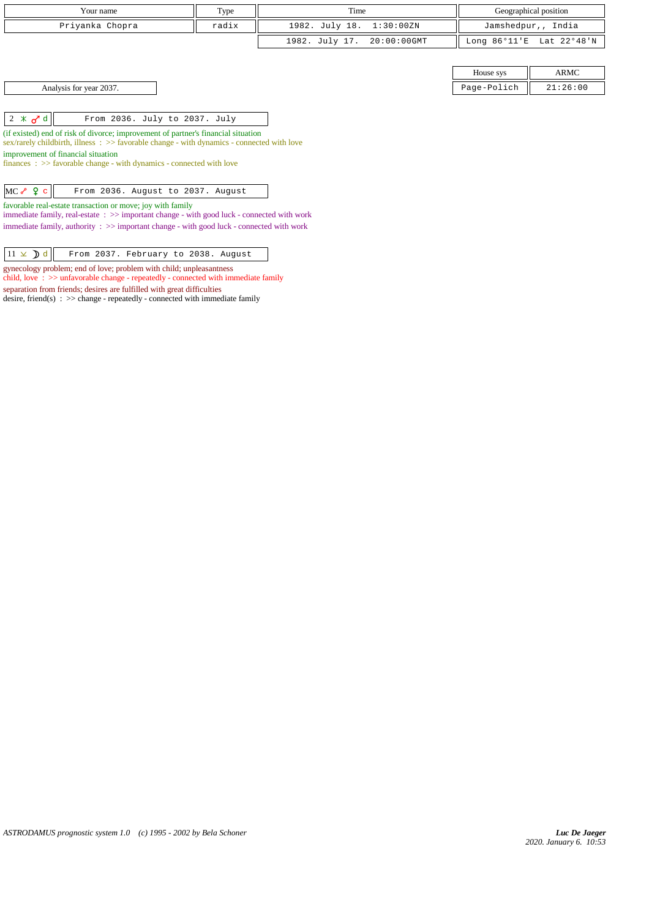| Your name | Type | Time | Geographical position |
|---|---|---|---|
| Priyanka Chopra | radix | 1982. July 18. 1:30:00ZN | Jamshedpur,, India |
| | | 1982. July 17. 20:00:00GMT | Long 86°11'E Lat 22°48'N |

| House sys | ARMC |
|---|---|
| Page-Polich | 21:26:00 |

Analysis for year 2037.

| 2 ⚹ ♂ d | From 2036. July to 2037. July |
|---|---|

(if existed) end of risk of divorce; improvement of partner's financial situation
sex/rarely childbirth, illness : >> favorable change - with dynamics - connected with love

improvement of financial situation
finances : >> favorable change - with dynamics - connected with love

| MC ☍ ♀ c | From 2036. August to 2037. August |
|---|---|

favorable real-estate transaction or move; joy with family
immediate family, real-estate : >> important change - with good luck - connected with work
immediate family, authority : >> important change - with good luck - connected with work

| 11 ⊻ ☽ d | From 2037. February to 2038. August |
|---|---|

gynecology problem; end of love; problem with child; unpleasantness
child, love : >> unfavorable change - repeatedly - connected with immediate family

separation from friends; desires are fulfilled with great difficulties
desire, friend(s) : >> change - repeatedly - connected with immediate family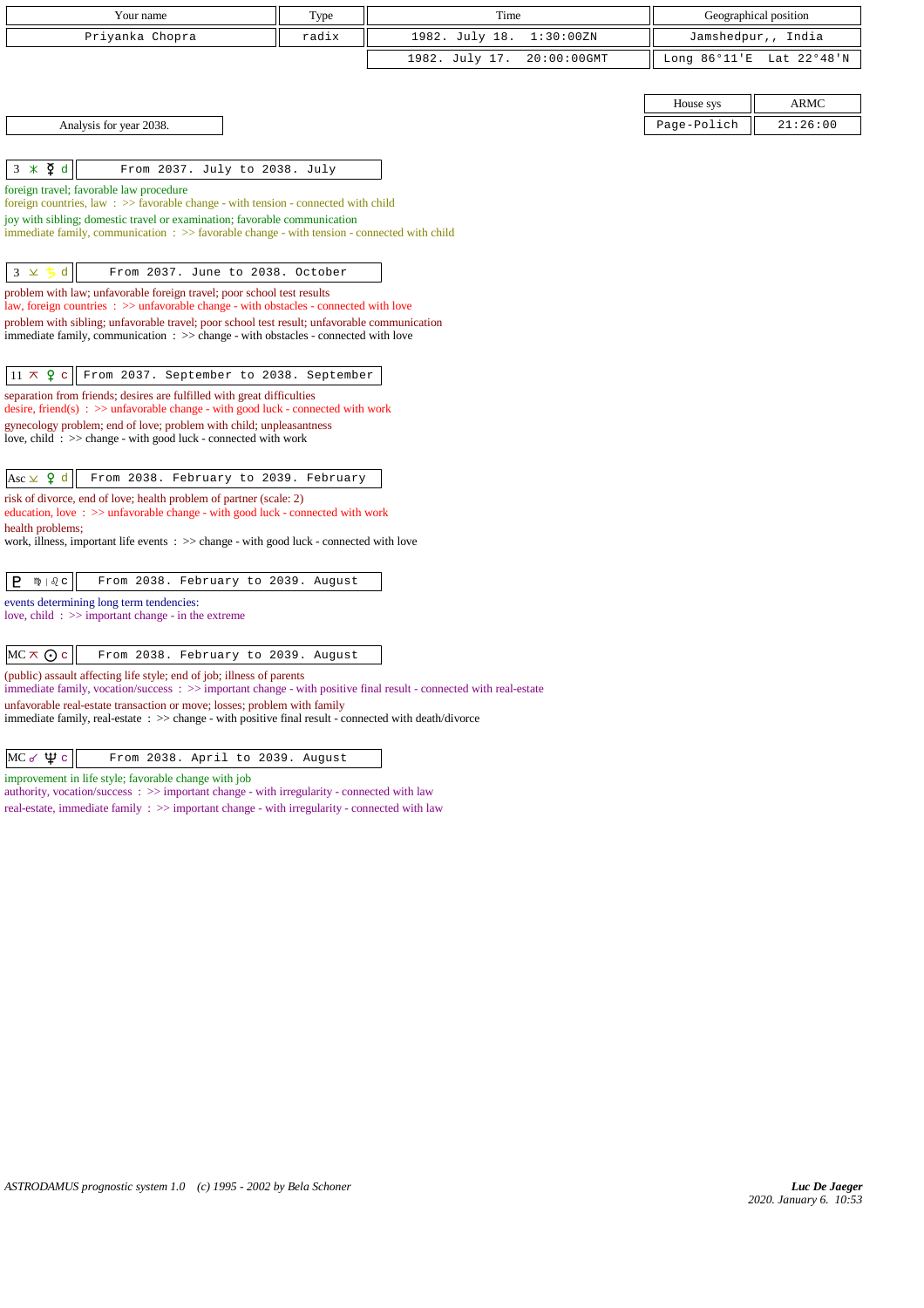| Your name | Type | Time | Geographical position |
|---|---|---|---|
| Priyanka Chopra | radix | 1982. July 18. 1:30:00ZN | Jamshedpur,, India |
| | | 1982. July 17. 20:00:00GMT | Long 86°11'E Lat 22°48'N |

| House sys | ARMC |
|---|---|
| Page-Polich | 21:26:00 |

Analysis for year 2038.

**3 ⚹ ☿ d** — From 2037. July to 2038. July

foreign travel; favorable law procedure
foreign countries, law : >> favorable change - with tension - connected with child
joy with sibling; domestic travel or examination; favorable communication
immediate family, communication : >> favorable change - with tension - connected with child

**3 ⚻ ♄ d** — From 2037. June to 2038. October

problem with law; unfavorable foreign travel; poor school test results
law, foreign countries : >> unfavorable change - with obstacles - connected with love
problem with sibling; unfavorable travel; poor school test result; unfavorable communication
immediate family, communication : >> change - with obstacles - connected with love

**11 ⚻ ♀ c** — From 2037. September to 2038. September

separation from friends; desires are fulfilled with great difficulties
desire, friend(s) : >> unfavorable change - with good luck - connected with work
gynecology problem; end of love; problem with child; unpleasantness
love, child : >> change - with good luck - connected with work

**Asc ⚻ ♀ d** — From 2038. February to 2039. February

risk of divorce, end of love; health problem of partner (scale: 2)
education, love : >> unfavorable change - with good luck - connected with work
health problems;
work, illness, important life events : >> change - with good luck - connected with love

**♇ ♍ | ♌ c** — From 2038. February to 2039. August

events determining long term tendencies:
love, child : >> important change - in the extreme

**MC ⚻ ☉ c** — From 2038. February to 2039. August

(public) assault affecting life style; end of job; illness of parents
immediate family, vocation/success : >> important change - with positive final result - connected with real-estate
unfavorable real-estate transaction or move; losses; problem with family
immediate family, real-estate : >> change - with positive final result - connected with death/divorce

**MC ☌ ♆ c** — From 2038. April to 2039. August

improvement in life style; favorable change with job
authority, vocation/success : >> important change - with irregularity - connected with law
real-estate, immediate family : >> important change - with irregularity - connected with law

*ASTRODAMUS prognostic system 1.0 (c) 1995 - 2002 by Bela Schoner*

*Luc De Jaeger*
2020. January 6. 10:53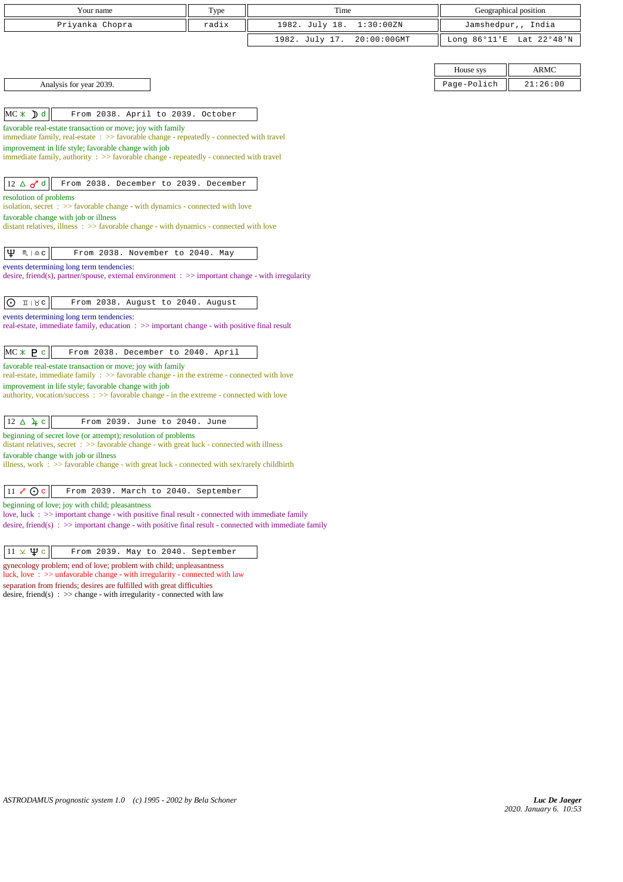| Your name | Type | Time | Geographical position |
|---|---|---|---|
| Priyanka Chopra | radix | 1982. July 18. 1:30:00ZN | Jamshedpur,, India |
| | | 1982. July 17. 20:00:00GMT | Long 86°11'E Lat 22°48'N |

| House sys | ARMC |
|---|---|
| Page-Polich | 21:26:00 |

Analysis for year 2039.

**MC ⚹ ☽ d** — From 2038. April to 2039. October

favorable real-estate transaction or move; joy with family
immediate family, real-estate : >> favorable change - repeatedly - connected with travel
improvement in life style; favorable change with job
immediate family, authority : >> favorable change - repeatedly - connected with travel

**12 △ ♂ d** — From 2038. December to 2039. December

resolution of problems
isolation, secret : >> favorable change - with dynamics - connected with love
favorable change with job or illness
distant relatives, illness : >> favorable change - with dynamics - connected with love

**♆ ♏ | ♎ c** — From 2038. November to 2040. May

events determining long term tendencies:
desire, friend(s), partner/spouse, external environment : >> important change - with irregularity

**☉ ♊ | ♉ c** — From 2038. August to 2040. August

events determining long term tendencies:
real-estate, immediate family, education : >> important change - with positive final result

**MC ⚹ ♇ c** — From 2038. December to 2040. April

favorable real-estate transaction or move; joy with family
real-estate, immediate family : >> favorable change - in the extreme - connected with love
improvement in life style; favorable change with job
authority, vocation/success : >> favorable change - in the extreme - connected with love

**12 △ ♃ c** — From 2039. June to 2040. June

beginning of secret love (or attempt); resolution of problems
distant relatives, secret : >> favorable change - with great luck - connected with illness
favorable change with job or illness
illness, work : >> favorable change - with great luck - connected with sex/rarely childbirth

**11 ☍ ☉ c** — From 2039. March to 2040. September

beginning of love; joy with child; pleasantness
love, luck : >> important change - with positive final result - connected with immediate family
desire, friend(s) : >> important change - with positive final result - connected with immediate family

**11 ⚻ ♆ c** — From 2039. May to 2040. September

gynecology problem; end of love; problem with child; unpleasantness
luck, love : >> unfavorable change - with irregularity - connected with law
separation from friends; desires are fulfilled with great difficulties
desire, friend(s) : >> change - with irregularity - connected with law

ASTRODAMUS prognostic system 1.0 (c) 1995 - 2002 by Bela Schoner

Luc De Jaeger
2020. January 6. 10:53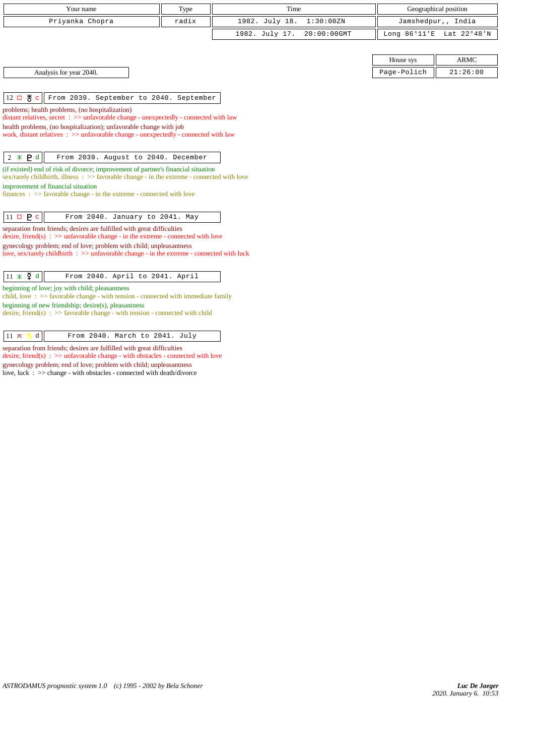| Your name | Type | Time | Geographical position |
|---|---|---|---|
| Priyanka Chopra | radix | 1982. July 18. 1:30:00ZN | Jamshedpur,, India |
| | | 1982. July 17. 20:00:00GMT | Long 86°11'E Lat 22°48'N |

| House sys | ARMC |
|---|---|
| Page-Polich | 21:26:00 |

Analysis for year 2040.

12 □ ♅ c | From 2039. September to 2040. September

problems; health problems, (no hospitalization)
distant relatives, secret : >> unfavorable change - unexpectedly - connected with law
health problems, (no hospitalization); unfavorable change with job
work, distant relatives : >> unfavorable change - unexpectedly - connected with law

2 ⚹ ♇ d | From 2039. August to 2040. December

(if existed) end of risk of divorce; improvement of partner's financial situation
sex/rarely childbirth, illness : >> favorable change - in the extreme - connected with love
improvement of financial situation
finances : >> favorable change - in the extreme - connected with love

11 □ ♇ c | From 2040. January to 2041. May

separation from friends; desires are fulfilled with great difficulties
desire, friend(s) : >> unfavorable change - in the extreme - connected with love
gynecology problem; end of love; problem with child; unpleasantness
love, sex/rarely childbirth : >> unfavorable change - in the extreme - connected with luck

11 ⚹ ☿ d | From 2040. April to 2041. April

beginning of love; joy with child; pleasantness
child, love : >> favorable change - with tension - connected with immediate family
beginning of new friendship; desire(s), pleasantness
desire, friend(s) : >> favorable change - with tension - connected with child

11 ⚻ ♄ d | From 2040. March to 2041. July

separation from friends; desires are fulfilled with great difficulties
desire, friend(s) : >> unfavorable change - with obstacles - connected with love
gynecology problem; end of love; problem with child; unpleasantness
love, luck : >> change - with obstacles - connected with death/divorce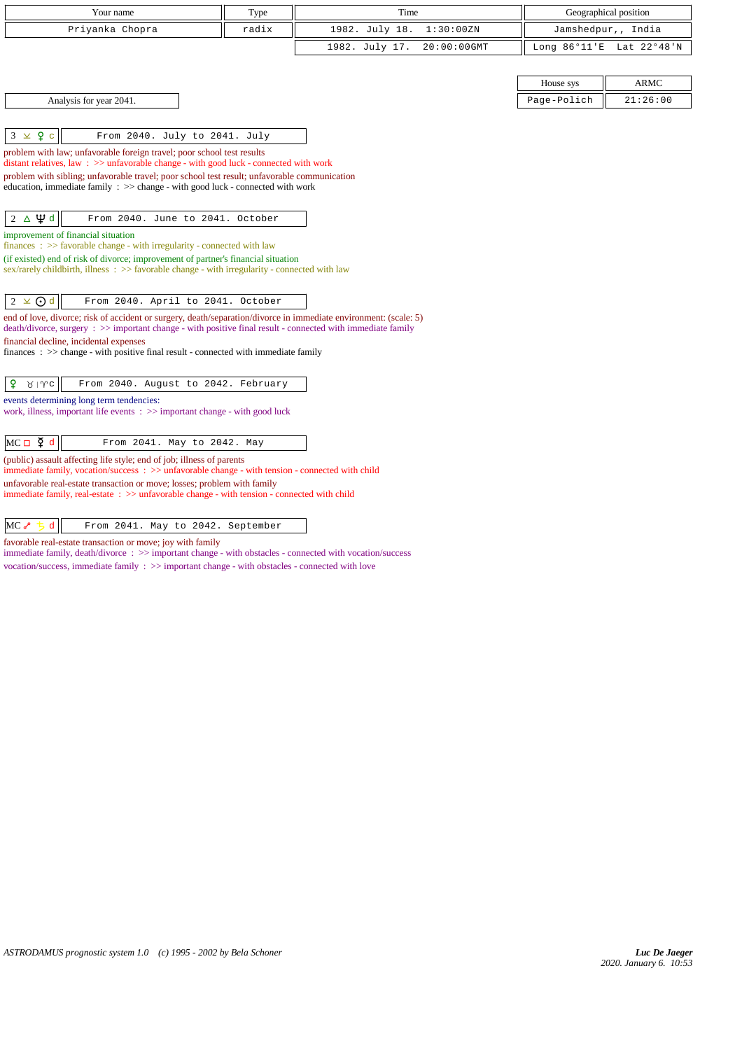| Your name | Type | Time | Geographical position |
|---|---|---|---|
| Priyanka Chopra | radix | 1982. July 18. 1:30:00ZN | Jamshedpur,, India |
| | | 1982. July 17. 20:00:00GMT | Long 86°11'E Lat 22°48'N |

| House sys | ARMC |
|---|---|
| Page-Polich | 21:26:00 |

Analysis for year 2041.

**3 ⊻ ♀ c** — From 2040. July to 2041. July

problem with law; unfavorable foreign travel; poor school test results
distant relatives, law : >> unfavorable change - with good luck - connected with work

problem with sibling; unfavorable travel; poor school test result; unfavorable communication
education, immediate family : >> change - with good luck - connected with work

**2 △ ♆ d** — From 2040. June to 2041. October

improvement of financial situation
finances : >> favorable change - with irregularity - connected with law

(if existed) end of risk of divorce; improvement of partner's financial situation
sex/rarely childbirth, illness : >> favorable change - with irregularity - connected with law

**2 ⊻ ☉ d** — From 2040. April to 2041. October

end of love, divorce; risk of accident or surgery, death/separation/divorce in immediate environment: (scale: 5)
death/divorce, surgery : >> important change - with positive final result - connected with immediate family

financial decline, incidental expenses
finances : >> change - with positive final result - connected with immediate family

**♀ ♉ | ♈ c** — From 2040. August to 2042. February

events determining long term tendencies:
work, illness, important life events : >> important change - with good luck

**MC □ ☿ d** — From 2041. May to 2042. May

(public) assault affecting life style; end of job; illness of parents
immediate family, vocation/success : >> unfavorable change - with tension - connected with child

unfavorable real-estate transaction or move; losses; problem with family
immediate family, real-estate : >> unfavorable change - with tension - connected with child

**MC ☍ ♄ d** — From 2041. May to 2042. September

favorable real-estate transaction or move; joy with family
immediate family, death/divorce : >> important change - with obstacles - connected with vocation/success

vocation/success, immediate family : >> important change - with obstacles - connected with love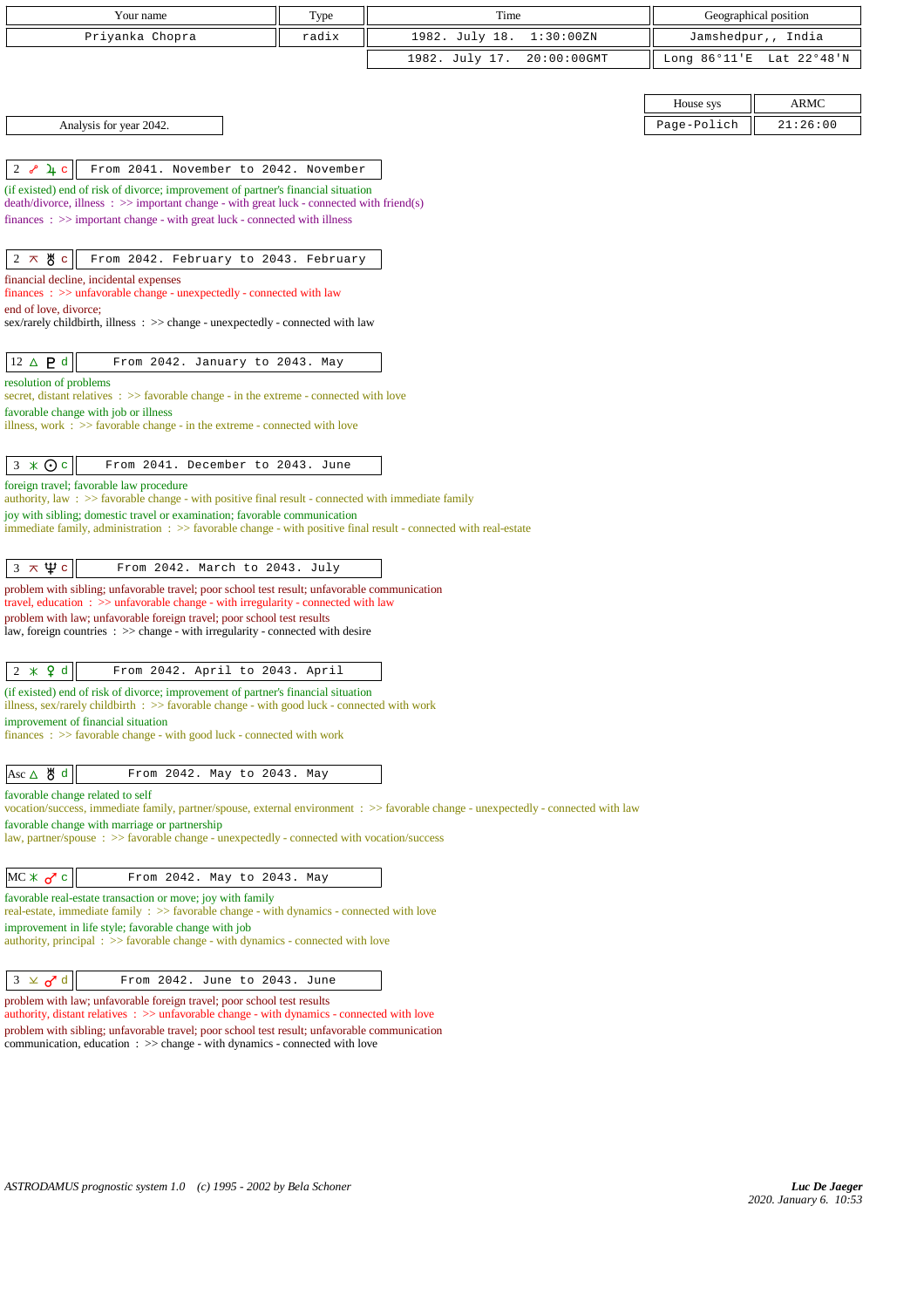| Your name | Type | Time | Geographical position |
|---|---|---|---|
| Priyanka Chopra | radix | 1982. July 18. 1:30:00ZN | Jamshedpur,, India |
| | | 1982. July 17. 20:00:00GMT | Long 86°11'E Lat 22°48'N |

| House sys | ARMC |
|---|---|
| Page-Polich | 21:26:00 |

Analysis for year 2042.

**2 ☍ ♃ c** — From 2041. November to 2042. November

(if existed) end of risk of divorce; improvement of partner's financial situation
death/divorce, illness : >> important change - with great luck - connected with friend(s)
finances : >> important change - with great luck - connected with illness

**2 ⚻ ♅ c** — From 2042. February to 2043. February

financial decline, incidental expenses
finances : >> unfavorable change - unexpectedly - connected with law
end of love, divorce;
sex/rarely childbirth, illness : >> change - unexpectedly - connected with law

**12 △ ♇ d** — From 2042. January to 2043. May

resolution of problems
secret, distant relatives : >> favorable change - in the extreme - connected with love
favorable change with job or illness
illness, work : >> favorable change - in the extreme - connected with love

**3 ⚹ ☉ c** — From 2041. December to 2043. June

foreign travel; favorable law procedure
authority, law : >> favorable change - with positive final result - connected with immediate family
joy with sibling; domestic travel or examination; favorable communication
immediate family, administration : >> favorable change - with positive final result - connected with real-estate

**3 ⚻ ♆ c** — From 2042. March to 2043. July

problem with sibling; unfavorable travel; poor school test result; unfavorable communication
travel, education : >> unfavorable change - with irregularity - connected with law
problem with law; unfavorable foreign travel; poor school test results
law, foreign countries : >> change - with irregularity - connected with desire

**2 ⚹ ♀ d** — From 2042. April to 2043. April

(if existed) end of risk of divorce; improvement of partner's financial situation
illness, sex/rarely childbirth : >> favorable change - with good luck - connected with work
improvement of financial situation
finances : >> favorable change - with good luck - connected with work

**Asc △ ♅ d** — From 2042. May to 2043. May

favorable change related to self
vocation/success, immediate family, partner/spouse, external environment : >> favorable change - unexpectedly - connected with law
favorable change with marriage or partnership
law, partner/spouse : >> favorable change - unexpectedly - connected with vocation/success

**MC ⚹ ♂ c** — From 2042. May to 2043. May

favorable real-estate transaction or move; joy with family
real-estate, immediate family : >> favorable change - with dynamics - connected with love
improvement in life style; favorable change with job
authority, principal : >> favorable change - with dynamics - connected with love

**3 ⚺ ♂ d** — From 2042. June to 2043. June

problem with law; unfavorable foreign travel; poor school test results
authority, distant relatives : >> unfavorable change - with dynamics - connected with love
problem with sibling; unfavorable travel; poor school test result; unfavorable communication
communication, education : >> change - with dynamics - connected with love

*ASTRODAMUS prognostic system 1.0 (c) 1995 - 2002 by Bela Schoner*

***Luc De Jaeger***
*2020. January 6. 10:53*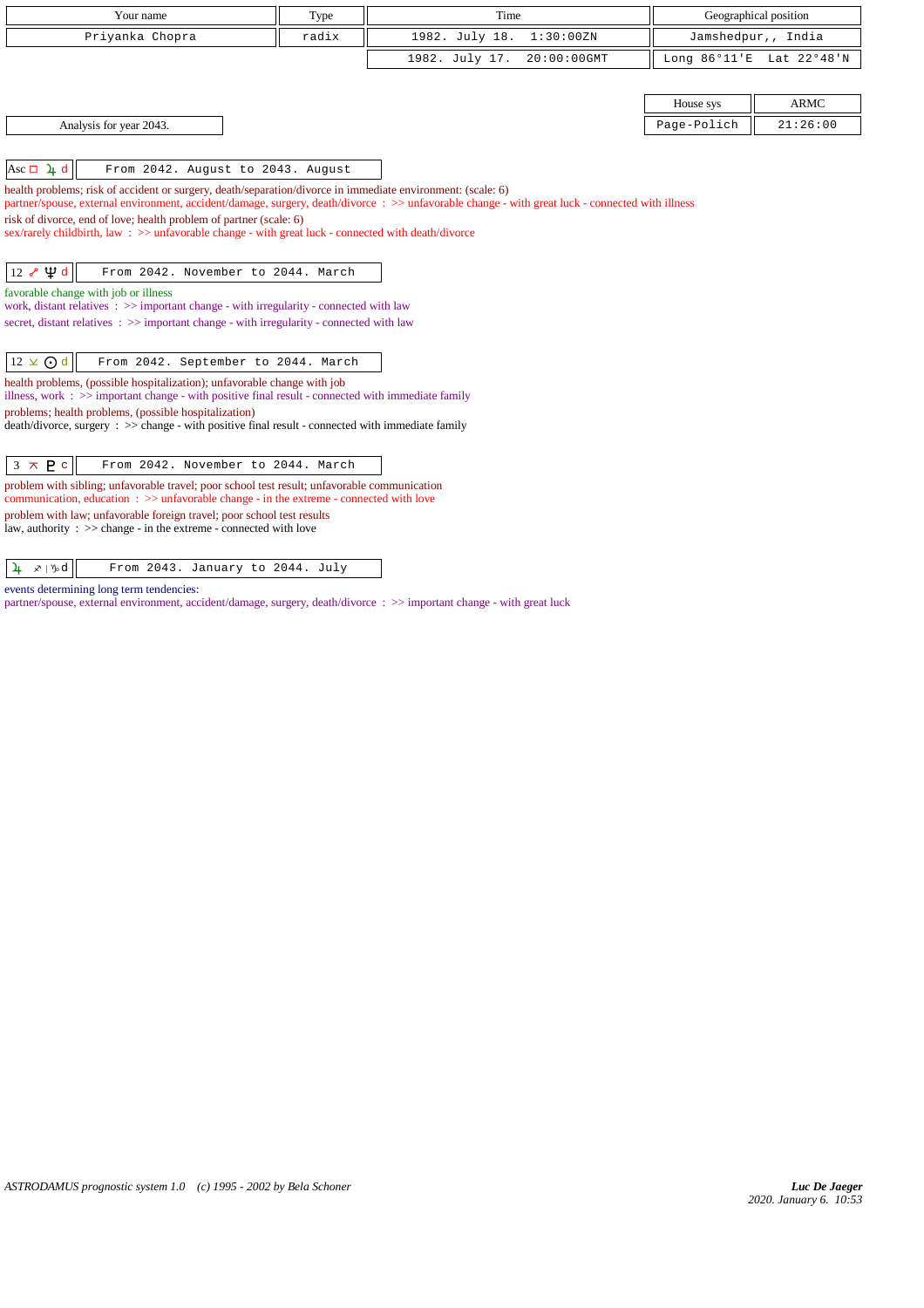| Your name | Type | Time | Geographical position |
|---|---|---|---|
| Priyanka Chopra | radix | 1982. July 18. 1:30:00ZN | Jamshedpur,, India |
| | | 1982. July 17. 20:00:00GMT | Long 86°11'E Lat 22°48'N |

| House sys | ARMC |
|---|---|
| Page-Polich | 21:26:00 |

Analysis for year 2043.

**Asc □ ♃ d** — From 2042. August to 2043. August

health problems; risk of accident or surgery, death/separation/divorce in immediate environment: (scale: 6)
partner/spouse, external environment, accident/damage, surgery, death/divorce : >> unfavorable change - with great luck - connected with illness
risk of divorce, end of love; health problem of partner (scale: 6)
sex/rarely childbirth, law : >> unfavorable change - with great luck - connected with death/divorce

**12 ☍ ♆ d** — From 2042. November to 2044. March

favorable change with job or illness
work, distant relatives : >> important change - with irregularity - connected with law
secret, distant relatives : >> important change - with irregularity - connected with law

**12 ⊻ ☉ d** — From 2042. September to 2044. March

health problems, (possible hospitalization); unfavorable change with job
illness, work : >> important change - with positive final result - connected with immediate family
problems; health problems, (possible hospitalization)
death/divorce, surgery : >> change - with positive final result - connected with immediate family

**3 ⊼ ♇ c** — From 2042. November to 2044. March

problem with sibling; unfavorable travel; poor school test result; unfavorable communication
communication, education : >> unfavorable change - in the extreme - connected with love
problem with law; unfavorable foreign travel; poor school test results
law, authority : >> change - in the extreme - connected with love

**♃ ♐ | ♑ d** — From 2043. January to 2044. July

events determining long term tendencies:
partner/spouse, external environment, accident/damage, surgery, death/divorce : >> important change - with great luck

*ASTRODAMUS prognostic system 1.0 (c) 1995 - 2002 by Bela Schoner*

*Luc De Jaeger*
2020. January 6. 10:53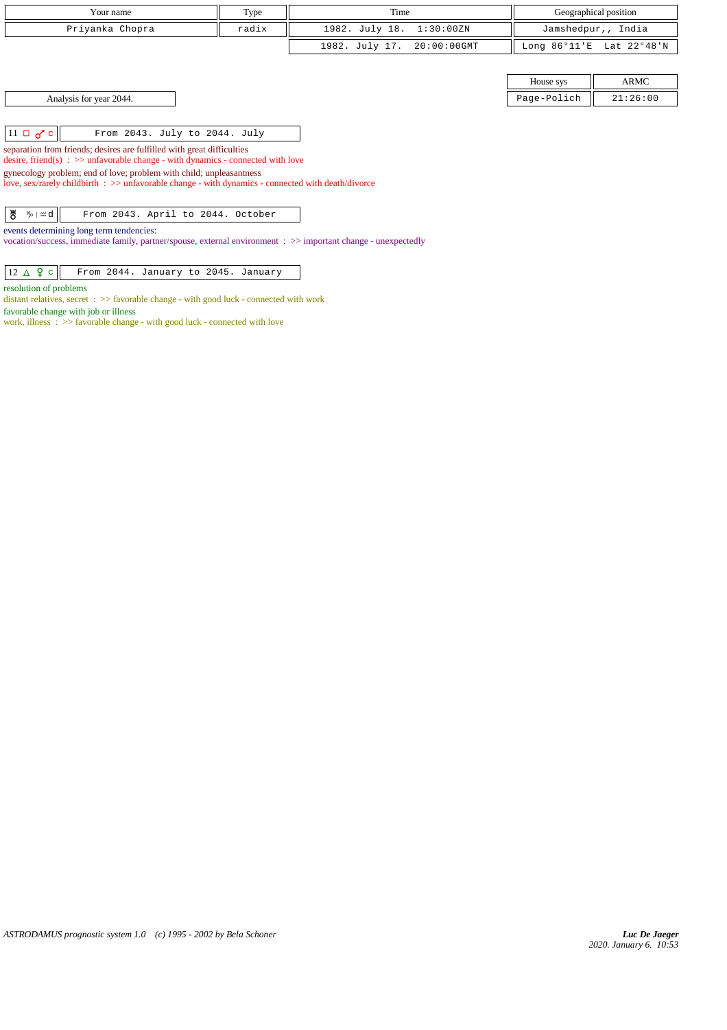| Your name | Type | Time | Geographical position |
|---|---|---|---|
| Priyanka Chopra | radix | 1982. July 18. 1:30:00ZN | Jamshedpur,, India |
| | | 1982. July 17. 20:00:00GMT | Long 86°11'E Lat 22°48'N |

| House sys | ARMC |
|---|---|
| Page-Polich | 21:26:00 |

Analysis for year 2044.

| 11 □ ♂ c | From 2043. July to 2044. July |
|---|---|

separation from friends; desires are fulfilled with great difficulties
desire, friend(s) : >> unfavorable change - with dynamics - connected with love
gynecology problem; end of love; problem with child; unpleasantness
love, sex/rarely childbirth : >> unfavorable change - with dynamics - connected with death/divorce

| ♅ ♑ \| ♒ d | From 2043. April to 2044. October |
|---|---|

events determining long term tendencies:
vocation/success, immediate family, partner/spouse, external environment : >> important change - unexpectedly

| 12 △ ♀ c | From 2044. January to 2045. January |
|---|---|

resolution of problems
distant relatives, secret : >> favorable change - with good luck - connected with work
favorable change with job or illness
work, illness : >> favorable change - with good luck - connected with love

*ASTRODAMUS prognostic system 1.0 (c) 1995 - 2002 by Bela Schoner*

***Luc De Jaeger***
*2020. January 6. 10:53*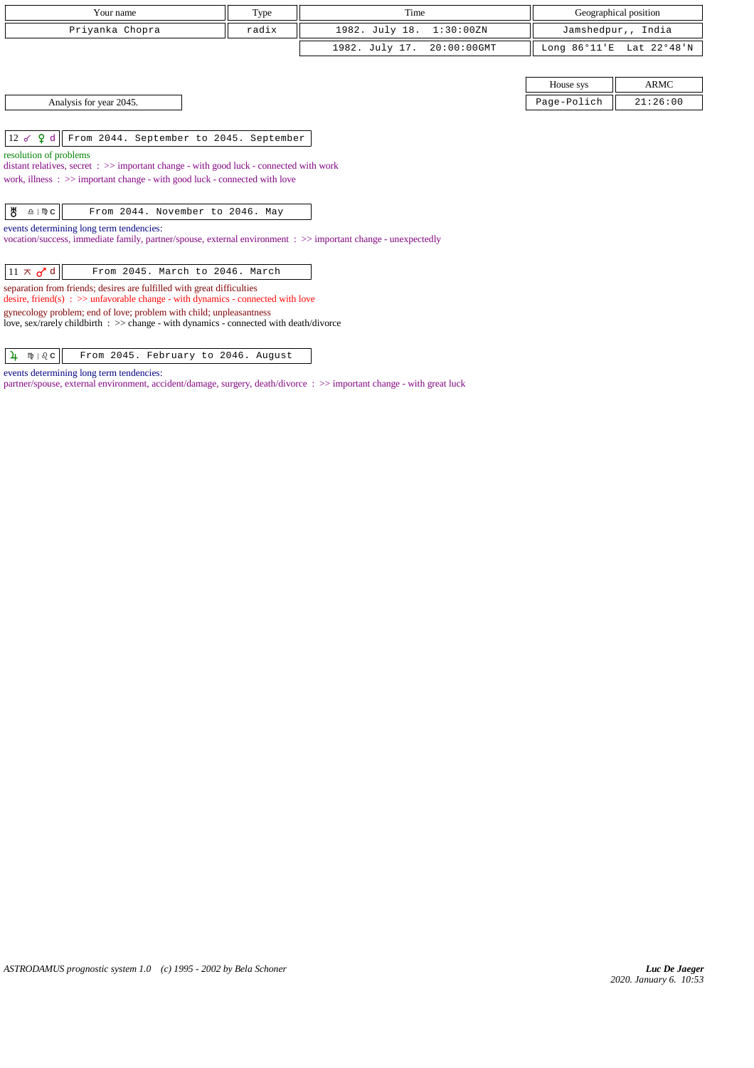| Your name | Type | Time | Geographical position |
|---|---|---|---|
| Priyanka Chopra | radix | 1982. July 18. 1:30:00ZN | Jamshedpur,, India |
| | | 1982. July 17. 20:00:00GMT | Long 86°11'E Lat 22°48'N |

| House sys | ARMC |
|---|---|
| Page-Polich | 21:26:00 |

Analysis for year 2045.

| 12 ☍ ♀ d | From 2044. September to 2045. September |
|---|---|

resolution of problems
distant relatives, secret : >> important change - with good luck - connected with work
work, illness : >> important change - with good luck - connected with love

| ♅ ♎ \| ♍ c | From 2044. November to 2046. May |
|---|---|

events determining long term tendencies:
vocation/success, immediate family, partner/spouse, external environment : >> important change - unexpectedly

| 11 ⚻ ♂ d | From 2045. March to 2046. March |
|---|---|

separation from friends; desires are fulfilled with great difficulties
desire, friend(s) : >> unfavorable change - with dynamics - connected with love
gynecology problem; end of love; problem with child; unpleasantness
love, sex/rarely childbirth : >> change - with dynamics - connected with death/divorce

| ♃ ♍ \| ♌ c | From 2045. February to 2046. August |
|---|---|

events determining long term tendencies:
partner/spouse, external environment, accident/damage, surgery, death/divorce : >> important change - with great luck

*ASTRODAMUS prognostic system 1.0 (c) 1995 - 2002 by Bela Schoner*

***Luc De Jaeger***
*2020. January 6. 10:53*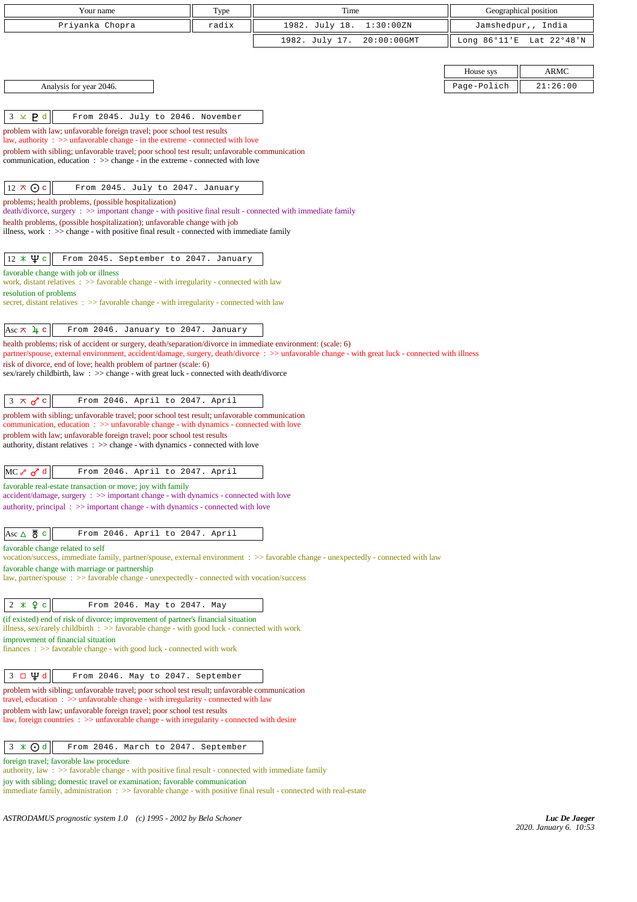| Your name | Type | Time | Geographical position |
|---|---|---|---|
| Priyanka Chopra | radix | 1982. July 18. 1:30:00ZN | Jamshedpur,, India |
| | | 1982. July 17. 20:00:00GMT | Long 86°11'E Lat 22°48'N |

| House sys | ARMC |
|---|---|
| Page-Polich | 21:26:00 |

Analysis for year 2046.

**3 ⚻ ♇ d** — From 2045. July to 2046. November

problem with law; unfavorable foreign travel; poor school test results
law, authority : >> unfavorable change - in the extreme - connected with love
problem with sibling; unfavorable travel; poor school test result; unfavorable communication
communication, education : >> change - in the extreme - connected with love

**12 ⚻ ☉ c** — From 2045. July to 2047. January

problems; health problems, (possible hospitalization)
death/divorce, surgery : >> important change - with positive final result - connected with immediate family
health problems, (possible hospitalization); unfavorable change with job
illness, work : >> change - with positive final result - connected with immediate family

**12 ⚹ ♆ c** — From 2045. September to 2047. January

favorable change with job or illness
work, distant relatives : >> favorable change - with irregularity - connected with law
resolution of problems
secret, distant relatives : >> favorable change - with irregularity - connected with law

**Asc ⚻ ♃ c** — From 2046. January to 2047. January

health problems; risk of accident or surgery, death/separation/divorce in immediate environment: (scale: 6)
partner/spouse, external environment, accident/damage, surgery, death/divorce : >> unfavorable change - with great luck - connected with illness
risk of divorce, end of love; health problem of partner (scale: 6)
sex/rarely childbirth, law : >> change - with great luck - connected with death/divorce

**3 ⚻ ♂ c** — From 2046. April to 2047. April

problem with sibling; unfavorable travel; poor school test result; unfavorable communication
communication, education : >> unfavorable change - with dynamics - connected with love
problem with law; unfavorable foreign travel; poor school test results
authority, distant relatives : >> change - with dynamics - connected with love

**MC ☍ ♂ d** — From 2046. April to 2047. April

favorable real-estate transaction or move; joy with family
accident/damage, surgery : >> important change - with dynamics - connected with love
authority, principal : >> important change - with dynamics - connected with love

**Asc △ ♅ c** — From 2046. April to 2047. April

favorable change related to self
vocation/success, immediate family, partner/spouse, external environment : >> favorable change - unexpectedly - connected with law
favorable change with marriage or partnership
law, partner/spouse : >> favorable change - unexpectedly - connected with vocation/success

**2 ⚹ ♀ c** — From 2046. May to 2047. May

(if existed) end of risk of divorce; improvement of partner's financial situation
illness, sex/rarely childbirth : >> favorable change - with good luck - connected with work
improvement of financial situation
finances : >> favorable change - with good luck - connected with work

**3 □ ♆ d** — From 2046. May to 2047. September

problem with sibling; unfavorable travel; poor school test result; unfavorable communication
travel, education : >> unfavorable change - with irregularity - connected with law
problem with law; unfavorable foreign travel; poor school test results
law, foreign countries : >> unfavorable change - with irregularity - connected with desire

**3 ⚹ ☉ d** — From 2046. March to 2047. September

foreign travel; favorable law procedure
authority, law : >> favorable change - with positive final result - connected with immediate family
joy with sibling; domestic travel or examination; favorable communication
immediate family, administration : >> favorable change - with positive final result - connected with real-estate

*ASTRODAMUS prognostic system 1.0 (c) 1995 - 2002 by Bela Schoner*

***Luc De Jaeger***
2020. January 6. 10:53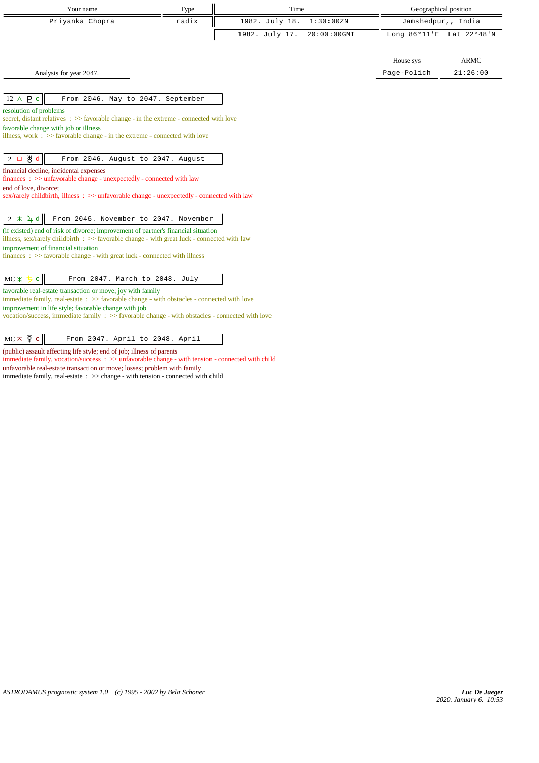| Your name | Type | Time | Geographical position |
|---|---|---|---|
| Priyanka Chopra | radix | 1982. July 18. 1:30:00ZN | Jamshedpur,, India |
| | | 1982. July 17. 20:00:00GMT | Long 86°11'E Lat 22°48'N |

| House sys | ARMC |
|---|---|
| Page-Polich | 21:26:00 |

Analysis for year 2047.

**12 △ ♇ c** — From 2046. May to 2047. September

resolution of problems
secret, distant relatives : >> favorable change - in the extreme - connected with love
favorable change with job or illness
illness, work : >> favorable change - in the extreme - connected with love

**2 □ ♅ d** — From 2046. August to 2047. August

financial decline, incidental expenses
finances : >> unfavorable change - unexpectedly - connected with law
end of love, divorce;
sex/rarely childbirth, illness : >> unfavorable change - unexpectedly - connected with law

**2 ⚹ ♃ d** — From 2046. November to 2047. November

(if existed) end of risk of divorce; improvement of partner's financial situation
illness, sex/rarely childbirth : >> favorable change - with great luck - connected with law
improvement of financial situation
finances : >> favorable change - with great luck - connected with illness

**MC ⚹ ♄ c** — From 2047. March to 2048. July

favorable real-estate transaction or move; joy with family
immediate family, real-estate : >> favorable change - with obstacles - connected with love
improvement in life style; favorable change with job
vocation/success, immediate family : >> favorable change - with obstacles - connected with love

**MC ⚻ ☿ c** — From 2047. April to 2048. April

(public) assault affecting life style; end of job; illness of parents
immediate family, vocation/success : >> unfavorable change - with tension - connected with child
unfavorable real-estate transaction or move; losses; problem with family
immediate family, real-estate : >> change - with tension - connected with child

ASTRODAMUS prognostic system 1.0 (c) 1995 - 2002 by Bela Schoner

*Luc De Jaeger*
2020. January 6. 10:53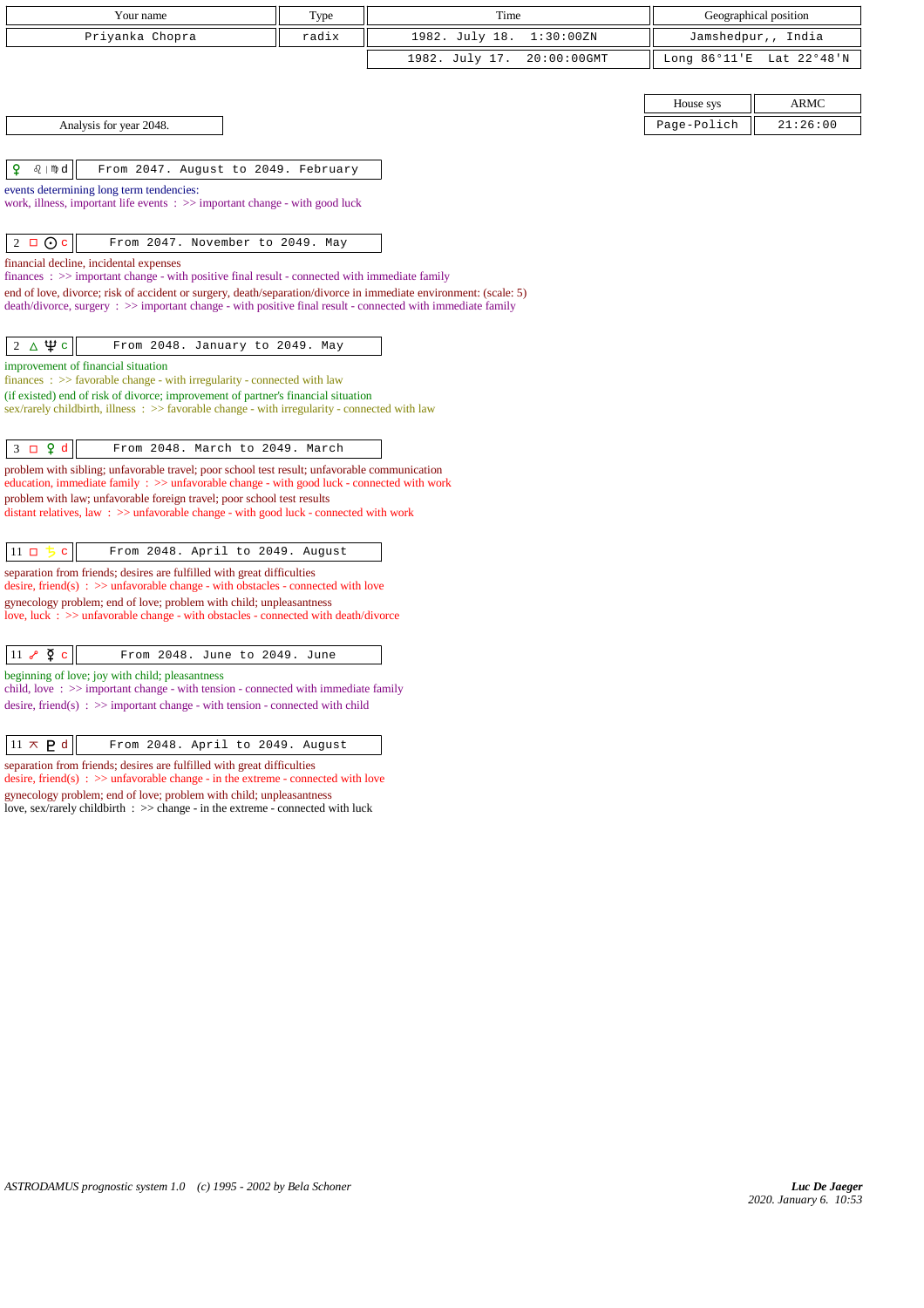| Your name | Type | Time | Geographical position |
|---|---|---|---|
| Priyanka Chopra | radix | 1982. July 18. 1:30:00ZN | Jamshedpur,, India |
| | | 1982. July 17. 20:00:00GMT | Long 86°11'E Lat 22°48'N |

| House sys | ARMC |
|---|---|
| Page-Polich | 21:26:00 |

Analysis for year 2048.

**♀ ♌ | ♍ d** — From 2047. August to 2049. February

events determining long term tendencies:
work, illness, important life events : >> important change - with good luck

**2 □ ☉ c** — From 2047. November to 2049. May

financial decline, incidental expenses
finances : >> important change - with positive final result - connected with immediate family
end of love, divorce; risk of accident or surgery, death/separation/divorce in immediate environment: (scale: 5)
death/divorce, surgery : >> important change - with positive final result - connected with immediate family

**2 △ ♆ c** — From 2048. January to 2049. May

improvement of financial situation
finances : >> favorable change - with irregularity - connected with law
(if existed) end of risk of divorce; improvement of partner's financial situation
sex/rarely childbirth, illness : >> favorable change - with irregularity - connected with law

**3 □ ♀ d** — From 2048. March to 2049. March

problem with sibling; unfavorable travel; poor school test result; unfavorable communication
education, immediate family : >> unfavorable change - with good luck - connected with work
problem with law; unfavorable foreign travel; poor school test results
distant relatives, law : >> unfavorable change - with good luck - connected with work

**11 □ ♄ c** — From 2048. April to 2049. August

separation from friends; desires are fulfilled with great difficulties
desire, friend(s) : >> unfavorable change - with obstacles - connected with love
gynecology problem; end of love; problem with child; unpleasantness
love, luck : >> unfavorable change - with obstacles - connected with death/divorce

**11 ☍ ☿ c** — From 2048. June to 2049. June

beginning of love; joy with child; pleasantness
child, love : >> important change - with tension - connected with immediate family
desire, friend(s) : >> important change - with tension - connected with child

**11 ⚻ ♇ d** — From 2048. April to 2049. August

separation from friends; desires are fulfilled with great difficulties
desire, friend(s) : >> unfavorable change - in the extreme - connected with love
gynecology problem; end of love; problem with child; unpleasantness
love, sex/rarely childbirth : >> change - in the extreme - connected with luck

*ASTRODAMUS prognostic system 1.0 (c) 1995 - 2002 by Bela Schoner*

*Luc De Jaeger*
2020. January 6. 10:53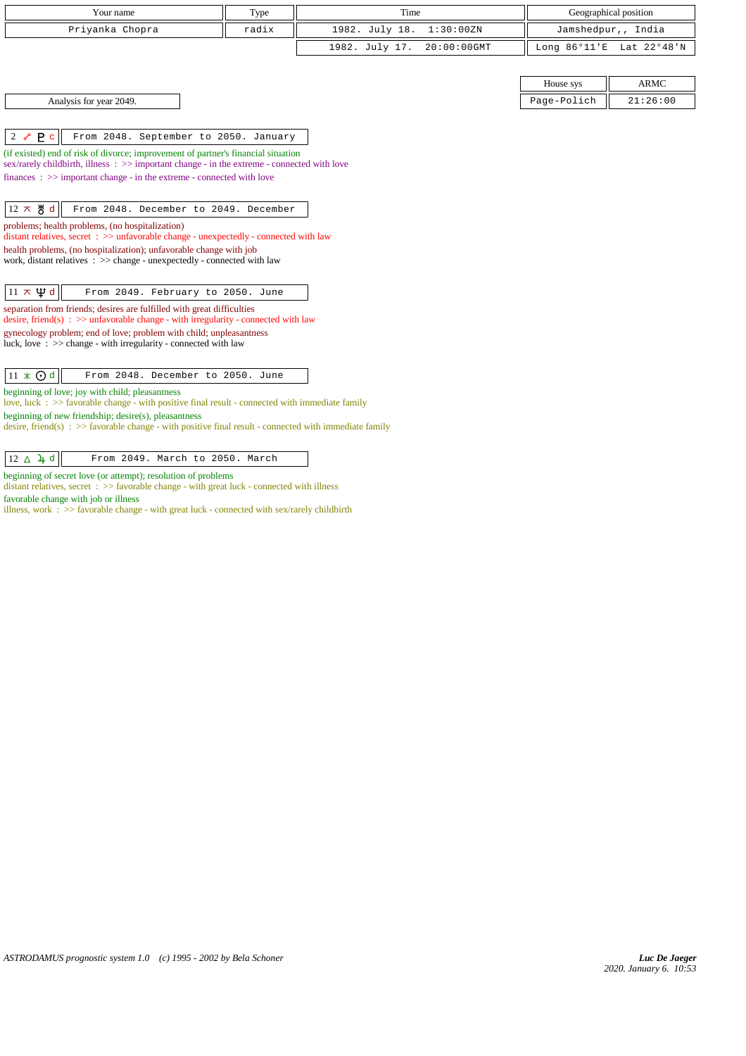| Your name | Type | Time | Geographical position |
|---|---|---|---|
| Priyanka Chopra | radix | 1982. July 18. 1:30:00ZN | Jamshedpur,, India |
| | | 1982. July 17. 20:00:00GMT | Long 86°11'E Lat 22°48'N |

| House sys | ARMC |
|---|---|
| Page-Polich | 21:26:00 |

Analysis for year 2049.

| 2 ☍ ♇ c | From 2048. September to 2050. January |
|---|---|

(if existed) end of risk of divorce; improvement of partner's financial situation
sex/rarely childbirth, illness : >> important change - in the extreme - connected with love
finances : >> important change - in the extreme - connected with love

| 12 ⚻ ♅ d | From 2048. December to 2049. December |
|---|---|

problems; health problems, (no hospitalization)
distant relatives, secret : >> unfavorable change - unexpectedly - connected with law
health problems, (no hospitalization); unfavorable change with job
work, distant relatives : >> change - unexpectedly - connected with law

| 11 ⚻ ♆ d | From 2049. February to 2050. June |
|---|---|

separation from friends; desires are fulfilled with great difficulties
desire, friend(s) : >> unfavorable change - with irregularity - connected with law
gynecology problem; end of love; problem with child; unpleasantness
luck, love : >> change - with irregularity - connected with law

| 11 ⚹ ☉ d | From 2048. December to 2050. June |
|---|---|

beginning of love; joy with child; pleasantness
love, luck : >> favorable change - with positive final result - connected with immediate family
beginning of new friendship; desire(s), pleasantness
desire, friend(s) : >> favorable change - with positive final result - connected with immediate family

| 12 △ ♃ d | From 2049. March to 2050. March |
|---|---|

beginning of secret love (or attempt); resolution of problems
distant relatives, secret : >> favorable change - with great luck - connected with illness
favorable change with job or illness
illness, work : >> favorable change - with great luck - connected with sex/rarely childbirth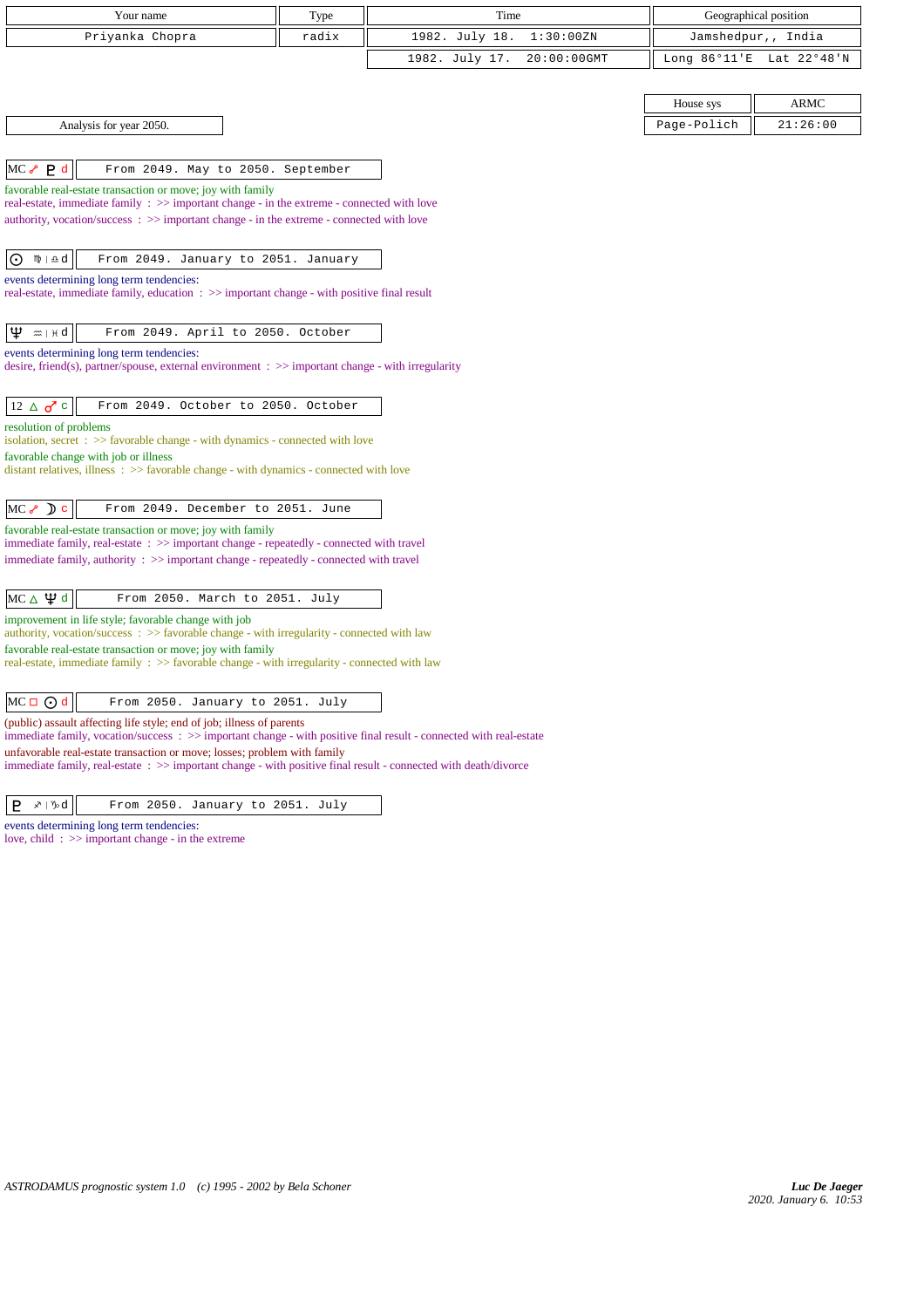| Your name | Type | Time | Geographical position |
|---|---|---|---|
| Priyanka Chopra | radix | 1982. July 18. 1:30:00ZN | Jamshedpur,, India |
| | | 1982. July 17. 20:00:00GMT | Long 86°11'E Lat 22°48'N |

| House sys | ARMC |
|---|---|
| Page-Polich | 21:26:00 |

Analysis for year 2050.

MC ☍ ♇ d — From 2049. May to 2050. September

favorable real-estate transaction or move; joy with family
real-estate, immediate family : >> important change - in the extreme - connected with love
authority, vocation/success : >> important change - in the extreme - connected with love

☉ ♍ | ♎ d — From 2049. January to 2051. January

events determining long term tendencies:
real-estate, immediate family, education : >> important change - with positive final result

♆ ♒ | ♓ d — From 2049. April to 2050. October

events determining long term tendencies:
desire, friend(s), partner/spouse, external environment : >> important change - with irregularity

12 △ ♂ c — From 2049. October to 2050. October

resolution of problems
isolation, secret : >> favorable change - with dynamics - connected with love
favorable change with job or illness
distant relatives, illness : >> favorable change - with dynamics - connected with love

MC ☍ ☽ c — From 2049. December to 2051. June

favorable real-estate transaction or move; joy with family
immediate family, real-estate : >> important change - repeatedly - connected with travel
immediate family, authority : >> important change - repeatedly - connected with travel

MC △ ♆ d — From 2050. March to 2051. July

improvement in life style; favorable change with job
authority, vocation/success : >> favorable change - with irregularity - connected with law
favorable real-estate transaction or move; joy with family
real-estate, immediate family : >> favorable change - with irregularity - connected with law

MC □ ☉ d — From 2050. January to 2051. July

(public) assault affecting life style; end of job; illness of parents
immediate family, vocation/success : >> important change - with positive final result - connected with real-estate
unfavorable real-estate transaction or move; losses; problem with family
immediate family, real-estate : >> important change - with positive final result - connected with death/divorce

♇ ♐ | ♑ d — From 2050. January to 2051. July

events determining long term tendencies:
love, child : >> important change - in the extreme

ASTRODAMUS prognostic system 1.0 (c) 1995 - 2002 by Bela Schoner

*Luc De Jaeger*
2020. January 6. 10:53